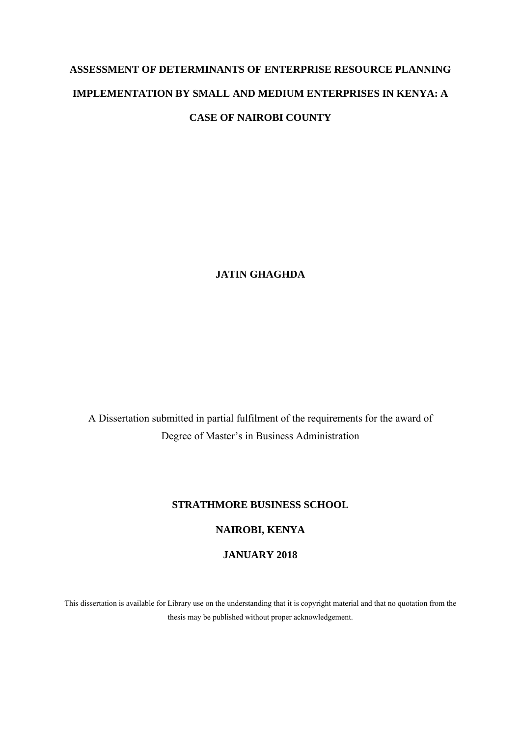# ASSESSMENT OF DETERMINANTS OF ENTERPRISE RESOURCE PLANNING IMPLEMENTATION BY SMALL AND MEDIUM ENTERPRISES IN KENYA: A CASE OF NAIROBI COUNTY

**JATIN GHAGHDA**

A Dissertation submitted in partial fulfilment of the requirements for the award of Degree of Master's in Business Administration

**STRATHMORE BUSINESS SCHOOL**

**NAIROBI, KENYA**

**JANUARY 2018**

This dissertation is available for Library use on the understanding that it is copyright material and that no quotation from the thesis may be published without proper acknowledgement.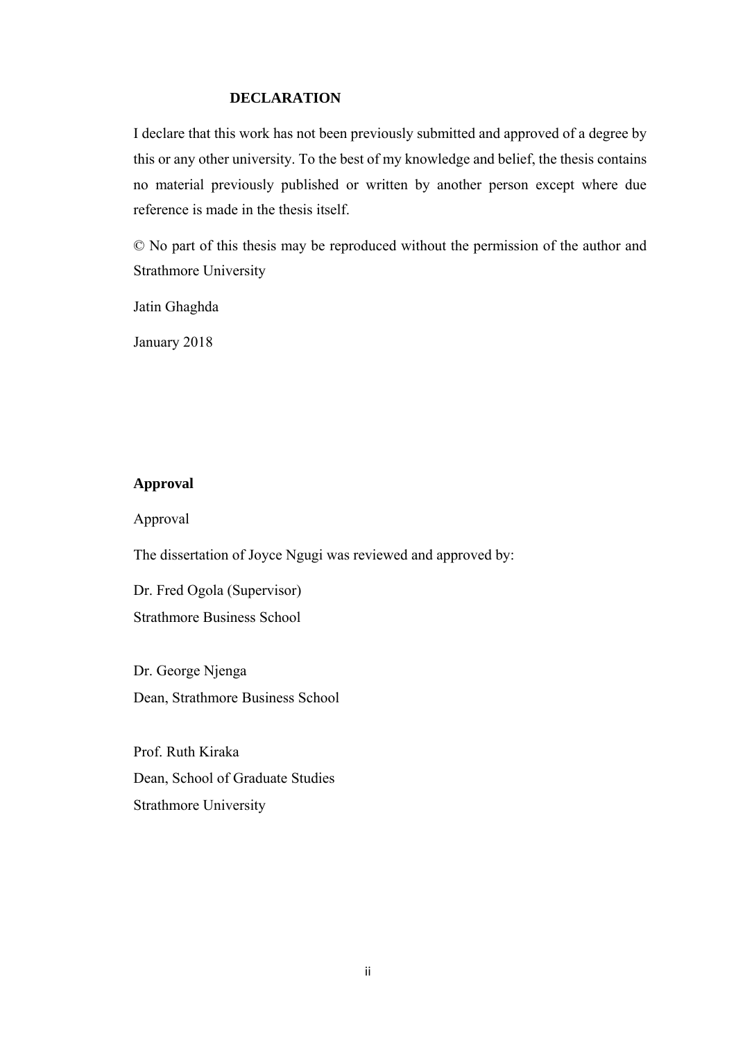## DECLARATION

I declare that this work has not been previously submitted and approved of a degree by this or any other university. To the best of my knowledge and belief, the thesis contains no material previously published or written by another person except where due reference is made in the thesis itself.

© No part of this thesis may be reproduced without the permission of the author and Strathmore University

Jatin Ghaghda

January 2018

## Approval

Approval

The dissertation of Joyce Ngugi was reviewed and approved by:

Dr. Fred Ogola (Supervisor)
Strathmore Business School

Dr. George Njenga
Dean, Strathmore Business School

Prof. Ruth Kiraka
Dean, School of Graduate Studies
Strathmore University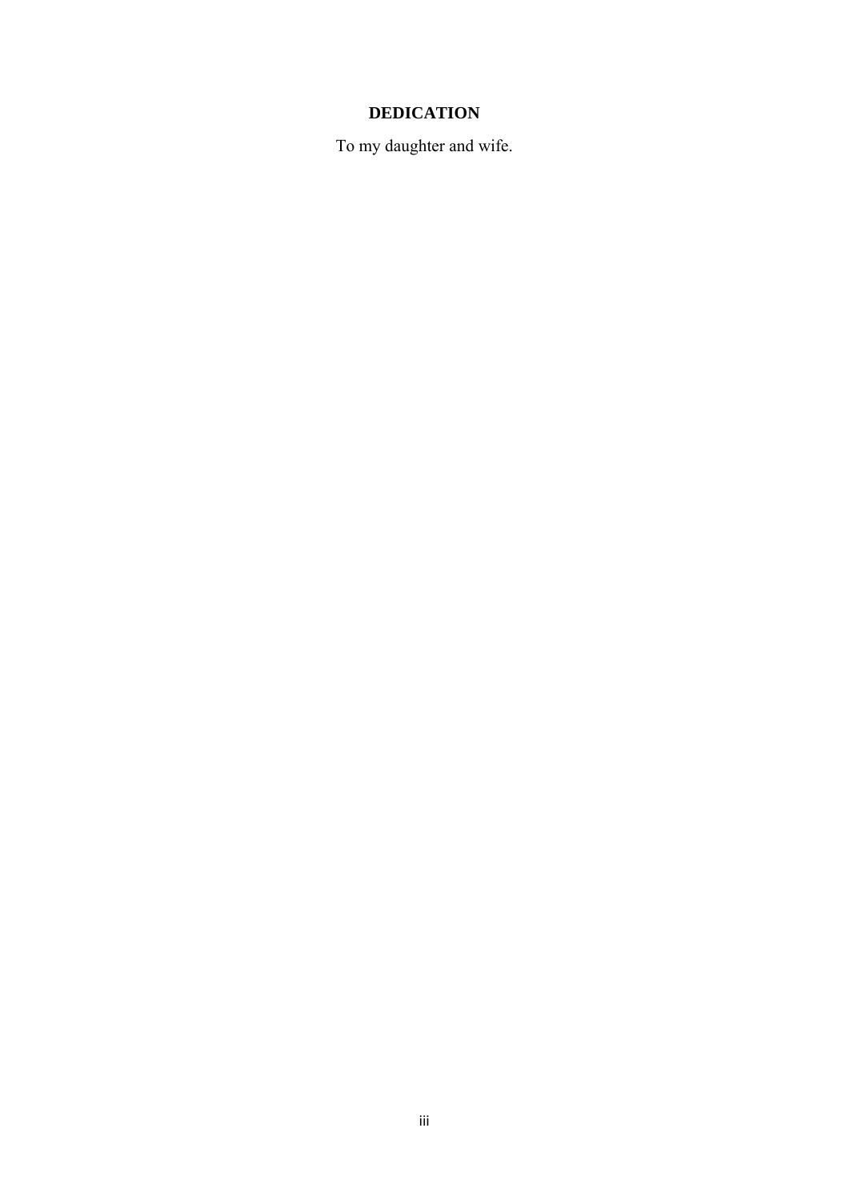# DEDICATION

To my daughter and wife.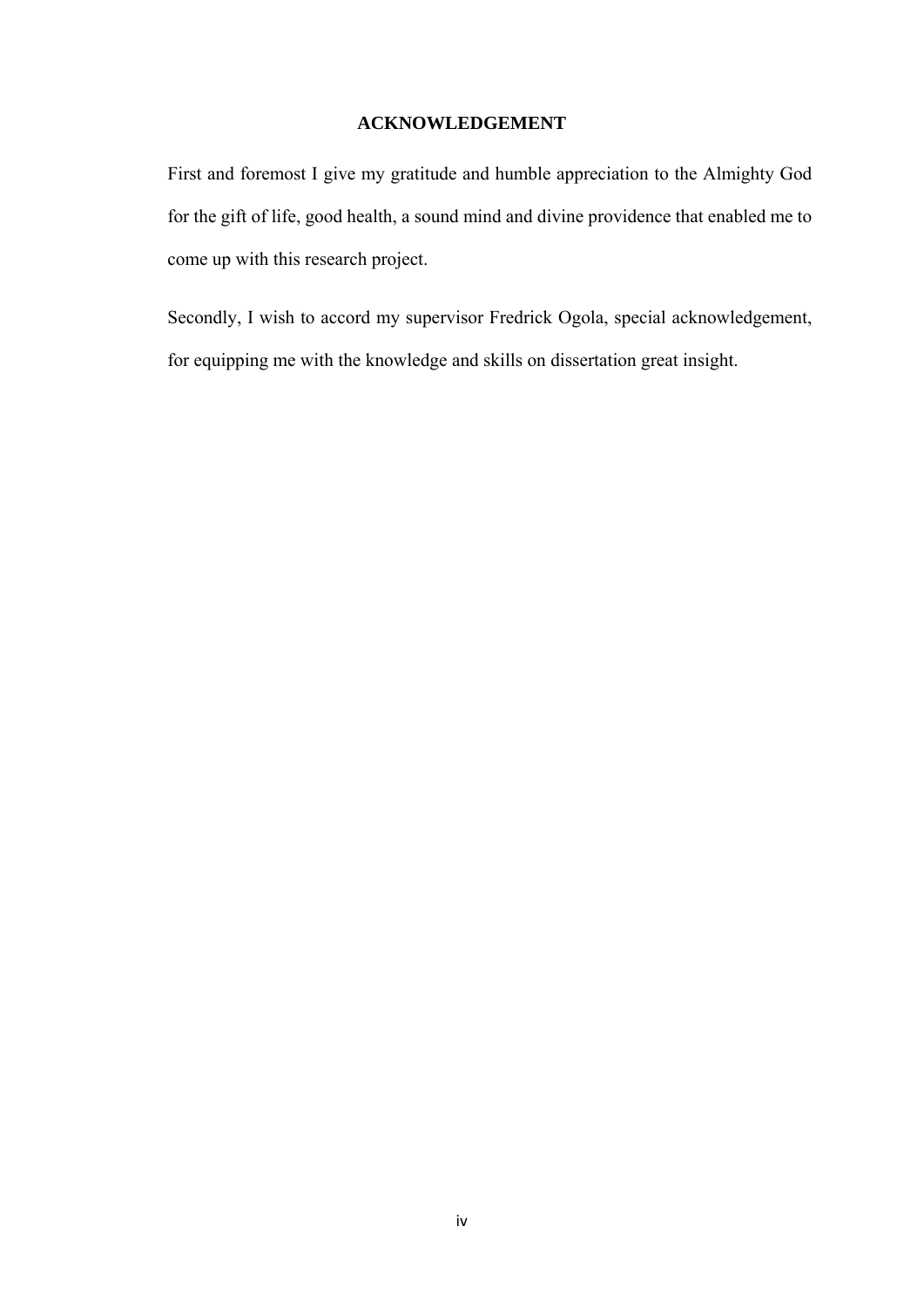# ACKNOWLEDGEMENT

First and foremost I give my gratitude and humble appreciation to the Almighty God for the gift of life, good health, a sound mind and divine providence that enabled me to come up with this research project.

Secondly, I wish to accord my supervisor Fredrick Ogola, special acknowledgement, for equipping me with the knowledge and skills on dissertation great insight.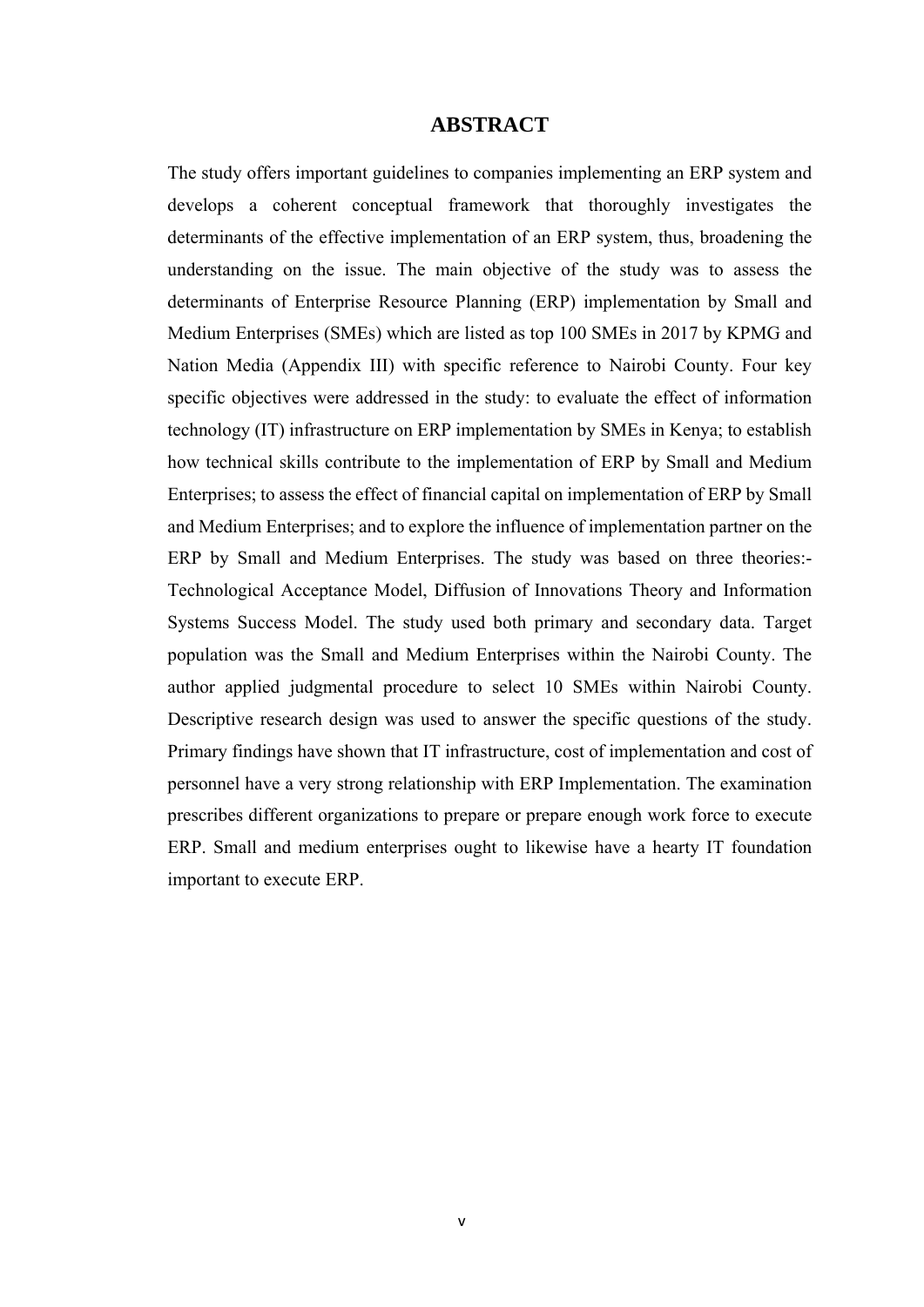# ABSTRACT

The study offers important guidelines to companies implementing an ERP system and develops a coherent conceptual framework that thoroughly investigates the determinants of the effective implementation of an ERP system, thus, broadening the understanding on the issue. The main objective of the study was to assess the determinants of Enterprise Resource Planning (ERP) implementation by Small and Medium Enterprises (SMEs) which are listed as top 100 SMEs in 2017 by KPMG and Nation Media (Appendix III) with specific reference to Nairobi County. Four key specific objectives were addressed in the study: to evaluate the effect of information technology (IT) infrastructure on ERP implementation by SMEs in Kenya; to establish how technical skills contribute to the implementation of ERP by Small and Medium Enterprises; to assess the effect of financial capital on implementation of ERP by Small and Medium Enterprises; and to explore the influence of implementation partner on the ERP by Small and Medium Enterprises. The study was based on three theories:- Technological Acceptance Model, Diffusion of Innovations Theory and Information Systems Success Model. The study used both primary and secondary data. Target population was the Small and Medium Enterprises within the Nairobi County. The author applied judgmental procedure to select 10 SMEs within Nairobi County. Descriptive research design was used to answer the specific questions of the study. Primary findings have shown that IT infrastructure, cost of implementation and cost of personnel have a very strong relationship with ERP Implementation. The examination prescribes different organizations to prepare or prepare enough work force to execute ERP. Small and medium enterprises ought to likewise have a hearty IT foundation important to execute ERP.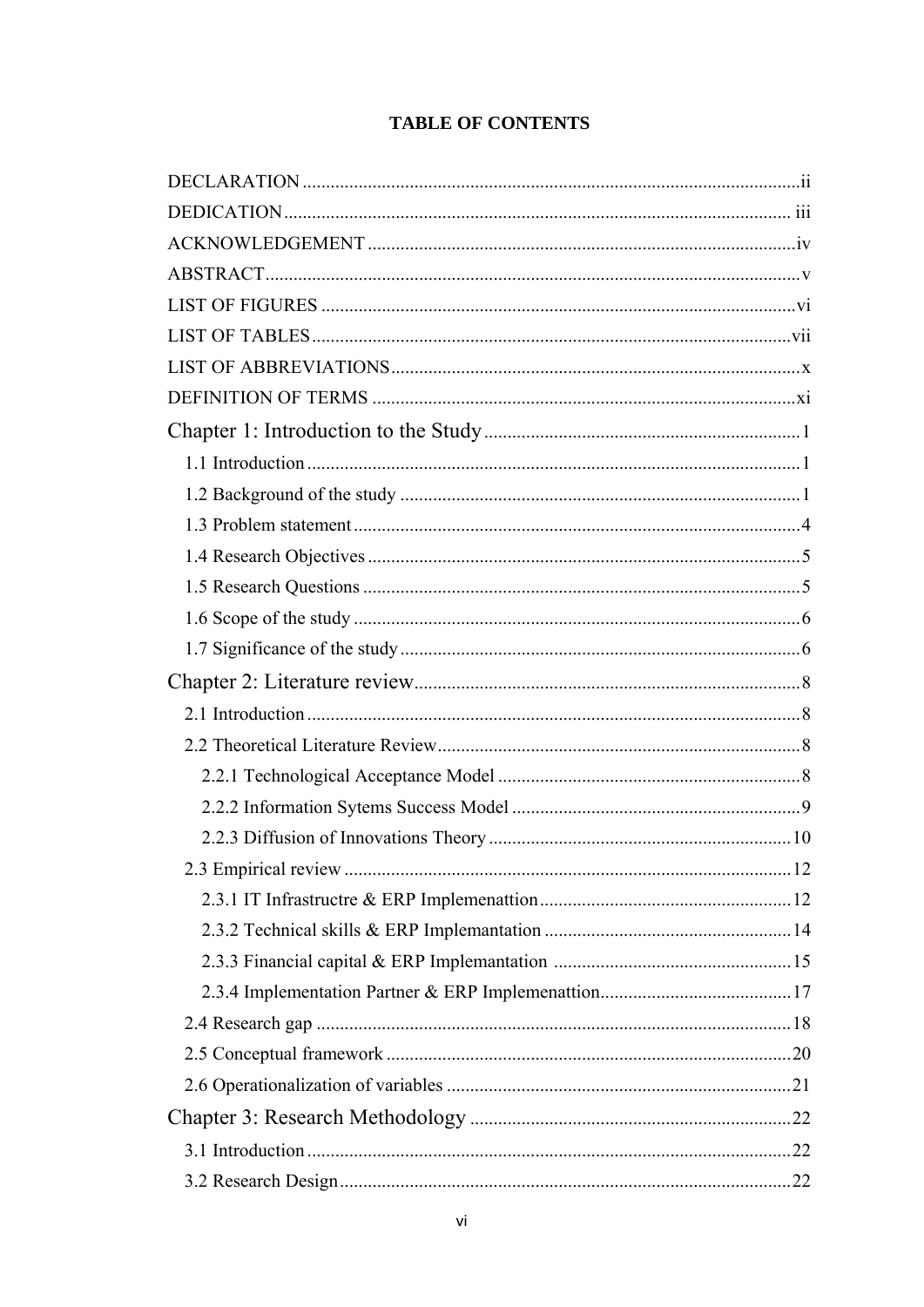**TABLE OF CONTENTS**

DECLARATION ......................................................................................................ii
DEDICATION ...................................................................................................... iii
ACKNOWLEDGEMENT .........................................................................................iv
ABSTRACT............................................................................................................v
LIST OF FIGURES .................................................................................................vi
LIST OF TABLES ..................................................................................................vii
LIST OF ABBREVIATIONS .....................................................................................x
DEFINITION OF TERMS ........................................................................................xi
Chapter 1: Introduction to the Study ......................................................................1
1.1 Introduction .....................................................................................................1
1.2 Background of the study ..................................................................................1
1.3 Problem statement ...........................................................................................4
1.4 Research Objectives .........................................................................................5
1.5 Research Questions ..........................................................................................5
1.6 Scope of the study ............................................................................................6
1.7 Significance of the study ..................................................................................6
Chapter 2: Literature review....................................................................................8
2.1 Introduction .....................................................................................................8
2.2 Theoretical Literature Review ...........................................................................8
2.2.1 Technological Acceptance Model ..................................................................8
2.2.2 Information Sytems Success Model ...............................................................9
2.2.3 Diffusion of Innovations Theory ..................................................................10
2.3 Empirical review .............................................................................................12
2.3.1 IT Infrastructre & ERP Implemenattion ........................................................12
2.3.2 Technical skills & ERP Implemantation .......................................................14
2.3.3 Financial capital & ERP Implemantation ......................................................15
2.3.4 Implementation Partner & ERP Implemenattion...........................................17
2.4 Research gap ..................................................................................................18
2.5 Conceptual framework ....................................................................................20
2.6 Operationalization of variables ........................................................................21
Chapter 3: Research Methodology ........................................................................22
3.1 Introduction ....................................................................................................22
3.2 Research Design ..............................................................................................22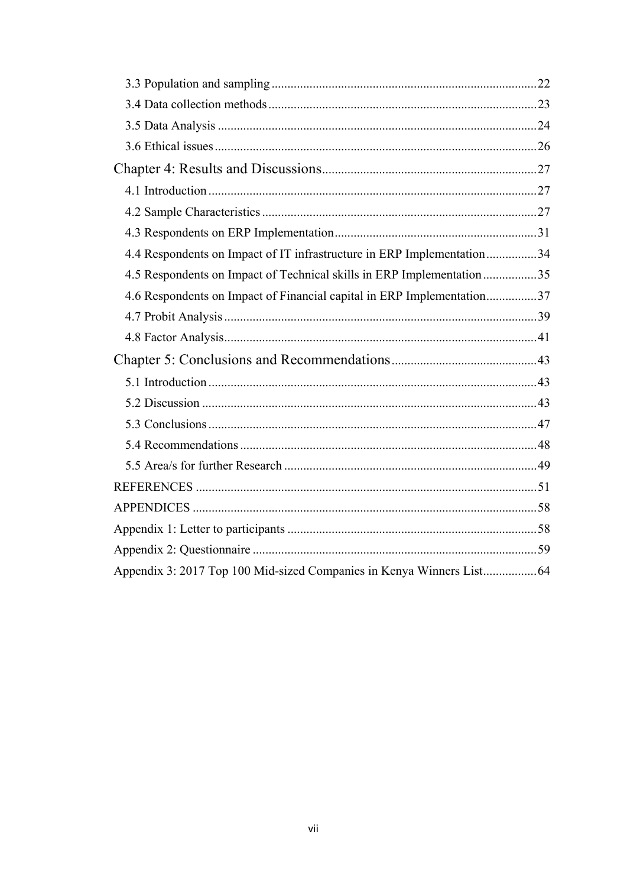3.3 Population and sampling ..................................................................................22

3.4 Data collection methods ....................................................................................23

3.5 Data Analysis ....................................................................................................24

3.6 Ethical issues .....................................................................................................26

Chapter 4: Results and Discussions ...................................................................27

4.1 Introduction .......................................................................................................27

4.2 Sample Characteristics ......................................................................................27

4.3 Respondents on ERP Implementation ...............................................................31

4.4 Respondents on Impact of IT infrastructure in ERP Implementation ................34

4.5 Respondents on Impact of Technical skills in ERP Implementation .................35

4.6 Respondents on Impact of Financial capital in ERP Implementation ................37

4.7 Probit Analysis ..................................................................................................39

4.8 Factor Analysis ..................................................................................................41

Chapter 5: Conclusions and Recommendations .............................................43

5.1 Introduction .......................................................................................................43

5.2 Discussion .........................................................................................................43

5.3 Conclusions .......................................................................................................47

5.4 Recommendations .............................................................................................48

5.5 Area/s for further Research ...............................................................................49

REFERENCES ..........................................................................................................51

APPENDICES ...........................................................................................................58

Appendix 1: Letter to participants .............................................................................58

Appendix 2: Questionnaire ........................................................................................59

Appendix 3: 2017 Top 100 Mid-sized Companies in Kenya Winners List .................64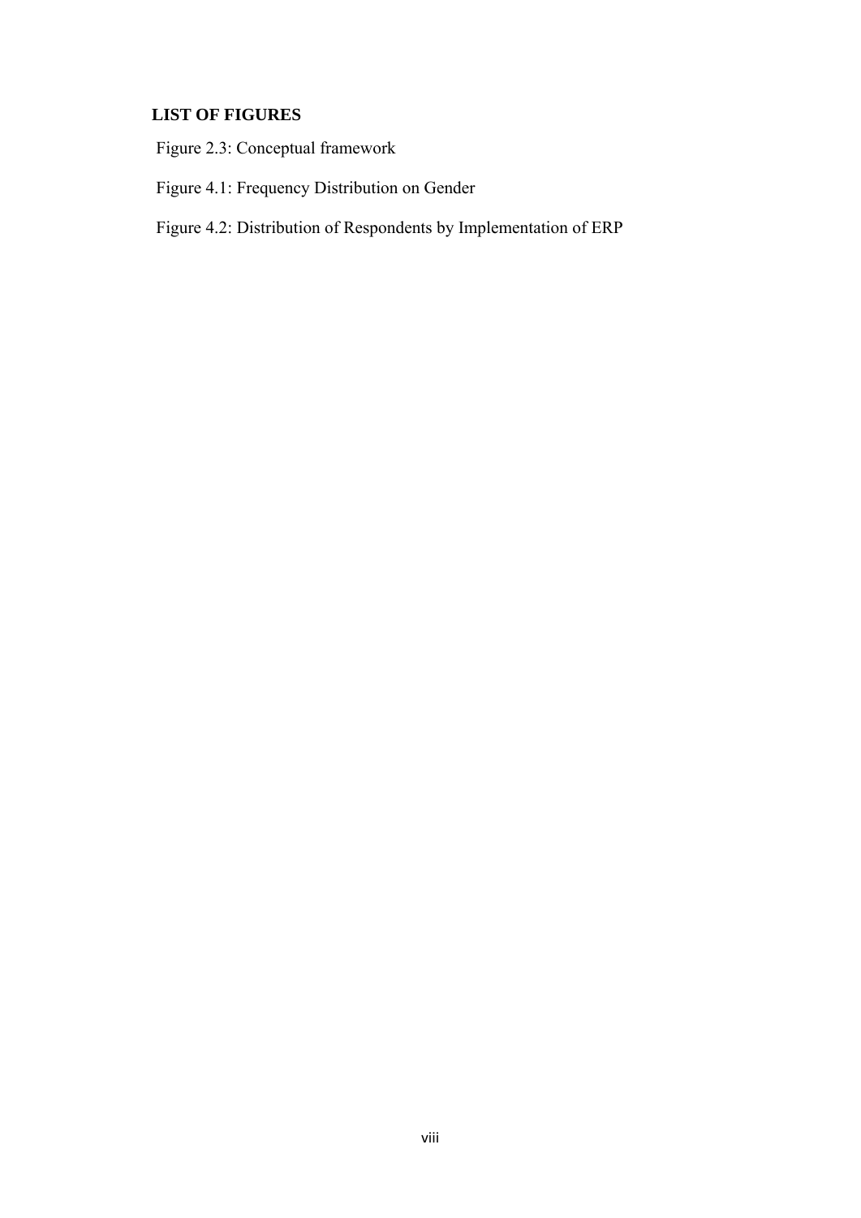## LIST OF FIGURES

Figure 2.3: Conceptual framework

Figure 4.1: Frequency Distribution on Gender

Figure 4.2: Distribution of Respondents by Implementation of ERP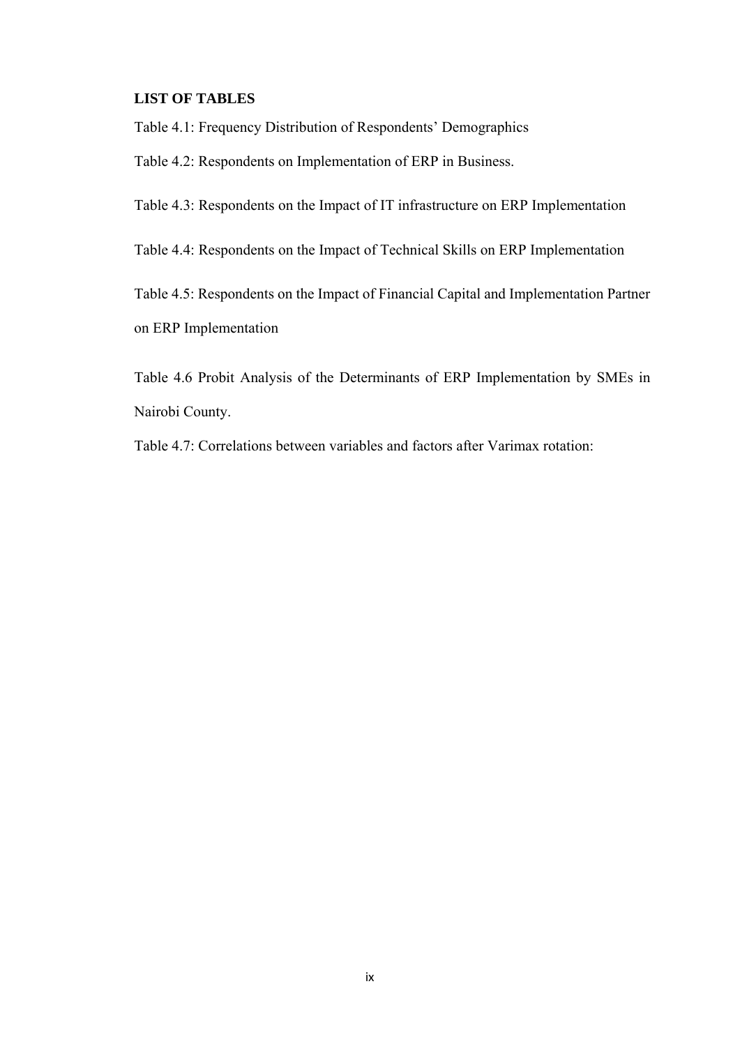**LIST OF TABLES**

Table 4.1: Frequency Distribution of Respondents' Demographics

Table 4.2: Respondents on Implementation of ERP in Business.

Table 4.3: Respondents on the Impact of IT infrastructure on ERP Implementation

Table 4.4: Respondents on the Impact of Technical Skills on ERP Implementation

Table 4.5: Respondents on the Impact of Financial Capital and Implementation Partner on ERP Implementation

Table 4.6 Probit Analysis of the Determinants of ERP Implementation by SMEs in Nairobi County.

Table 4.7: Correlations between variables and factors after Varimax rotation: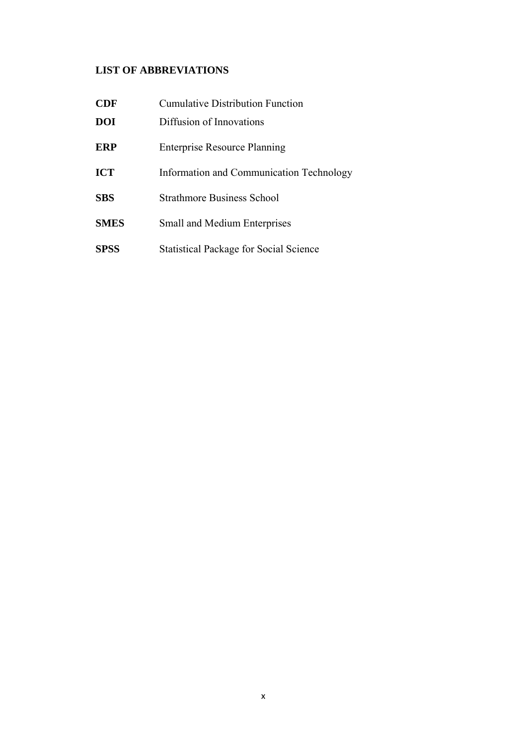## LIST OF ABBREVIATIONS

| | |
|---|---|
| **CDF** | Cumulative Distribution Function |
| **DOI** | Diffusion of Innovations |
| **ERP** | Enterprise Resource Planning |
| **ICT** | Information and Communication Technology |
| **SBS** | Strathmore Business School |
| **SMES** | Small and Medium Enterprises |
| **SPSS** | Statistical Package for Social Science |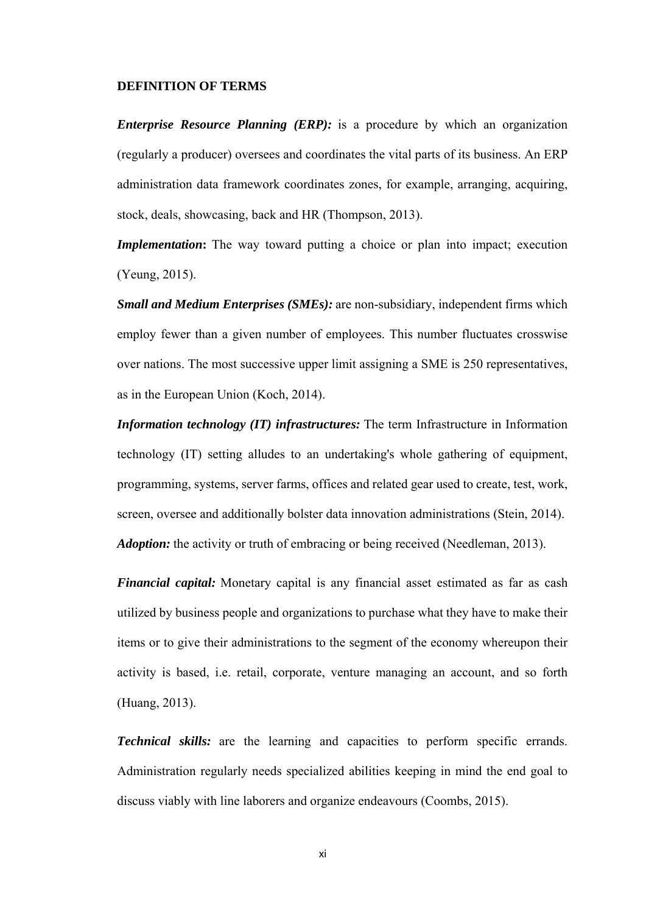## DEFINITION OF TERMS

***Enterprise Resource Planning (ERP):*** is a procedure by which an organization (regularly a producer) oversees and coordinates the vital parts of its business. An ERP administration data framework coordinates zones, for example, arranging, acquiring, stock, deals, showcasing, back and HR (Thompson, 2013).

***Implementation*:** The way toward putting a choice or plan into impact; execution (Yeung, 2015).

***Small and Medium Enterprises (SMEs):*** are non-subsidiary, independent firms which employ fewer than a given number of employees. This number fluctuates crosswise over nations. The most successive upper limit assigning a SME is 250 representatives, as in the European Union (Koch, 2014).

***Information technology (IT) infrastructures:*** The term Infrastructure in Information technology (IT) setting alludes to an undertaking's whole gathering of equipment, programming, systems, server farms, offices and related gear used to create, test, work, screen, oversee and additionally bolster data innovation administrations (Stein, 2014).

***Adoption:*** the activity or truth of embracing or being received (Needleman, 2013).

***Financial capital:*** Monetary capital is any financial asset estimated as far as cash utilized by business people and organizations to purchase what they have to make their items or to give their administrations to the segment of the economy whereupon their activity is based, i.e. retail, corporate, venture managing an account, and so forth (Huang, 2013).

***Technical skills:*** are the learning and capacities to perform specific errands. Administration regularly needs specialized abilities keeping in mind the end goal to discuss viably with line laborers and organize endeavours (Coombs, 2015).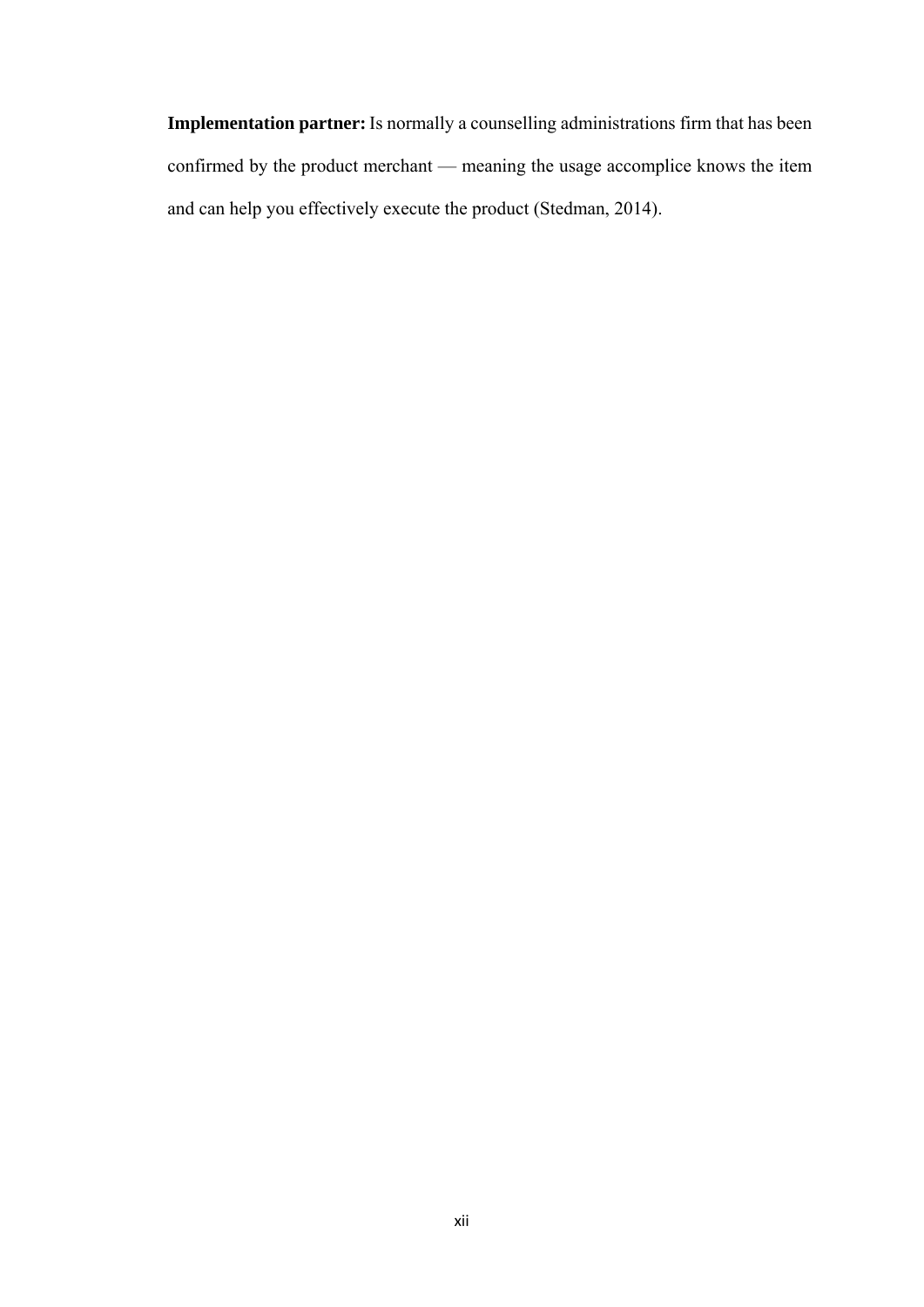**Implementation partner:** Is normally a counselling administrations firm that has been confirmed by the product merchant — meaning the usage accomplice knows the item and can help you effectively execute the product (Stedman, 2014).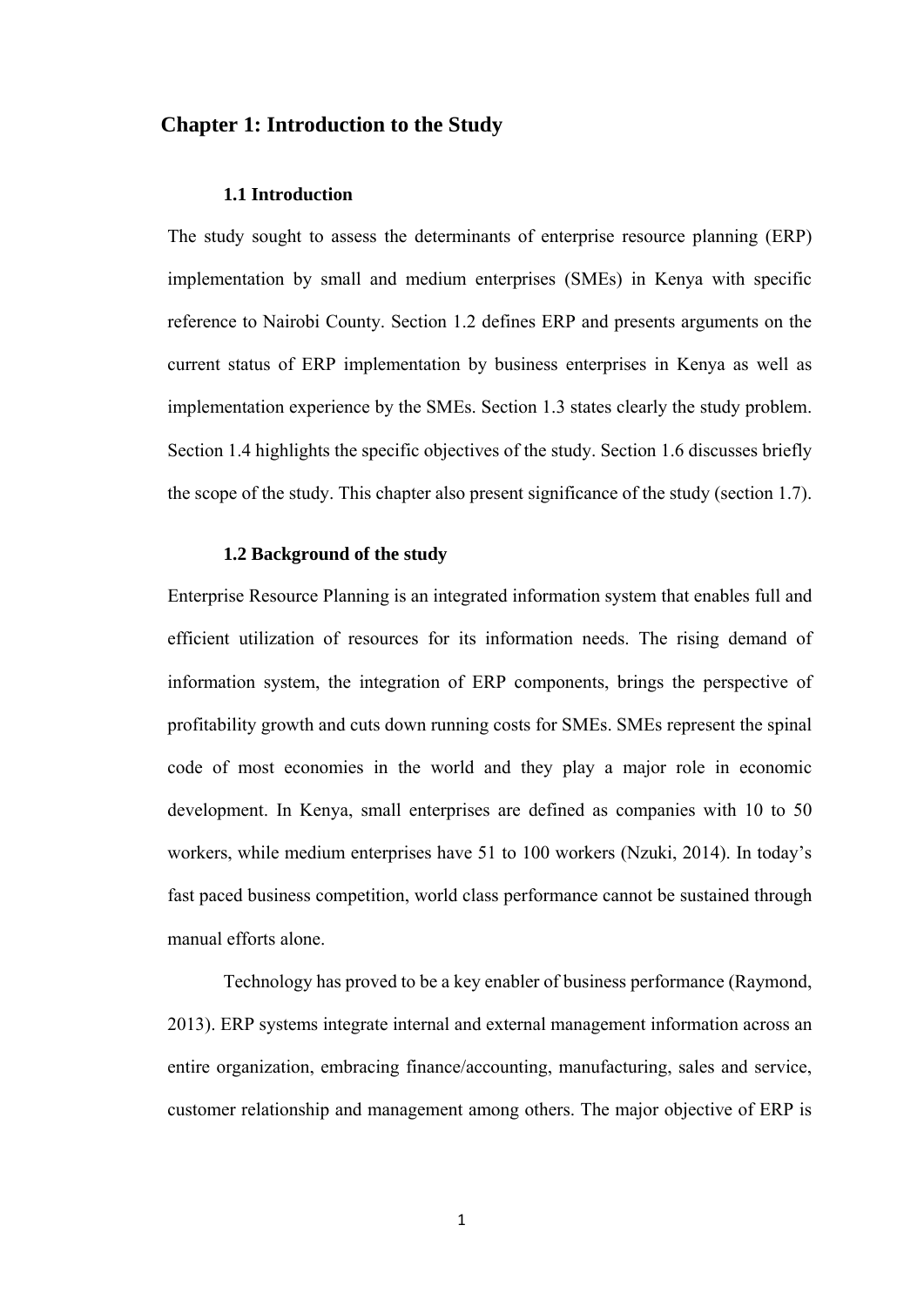# Chapter 1: Introduction to the Study

## 1.1 Introduction

The study sought to assess the determinants of enterprise resource planning (ERP) implementation by small and medium enterprises (SMEs) in Kenya with specific reference to Nairobi County. Section 1.2 defines ERP and presents arguments on the current status of ERP implementation by business enterprises in Kenya as well as implementation experience by the SMEs. Section 1.3 states clearly the study problem. Section 1.4 highlights the specific objectives of the study. Section 1.6 discusses briefly the scope of the study. This chapter also present significance of the study (section 1.7).

## 1.2 Background of the study

Enterprise Resource Planning is an integrated information system that enables full and efficient utilization of resources for its information needs. The rising demand of information system, the integration of ERP components, brings the perspective of profitability growth and cuts down running costs for SMEs. SMEs represent the spinal code of most economies in the world and they play a major role in economic development. In Kenya, small enterprises are defined as companies with 10 to 50 workers, while medium enterprises have 51 to 100 workers (Nzuki, 2014). In today's fast paced business competition, world class performance cannot be sustained through manual efforts alone.

Technology has proved to be a key enabler of business performance (Raymond, 2013). ERP systems integrate internal and external management information across an entire organization, embracing finance/accounting, manufacturing, sales and service, customer relationship and management among others. The major objective of ERP is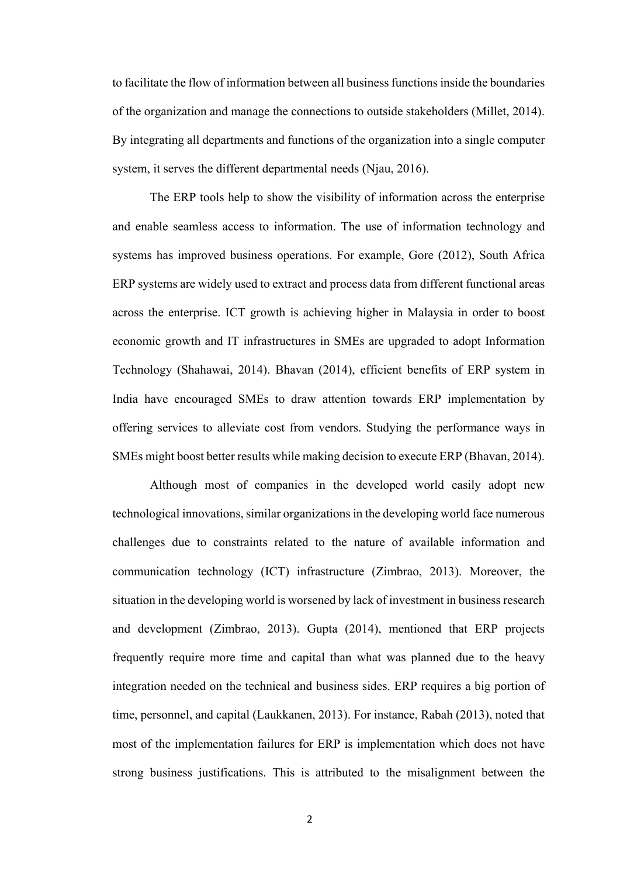to facilitate the flow of information between all business functions inside the boundaries of the organization and manage the connections to outside stakeholders (Millet, 2014). By integrating all departments and functions of the organization into a single computer system, it serves the different departmental needs (Njau, 2016).

The ERP tools help to show the visibility of information across the enterprise and enable seamless access to information. The use of information technology and systems has improved business operations. For example, Gore (2012), South Africa ERP systems are widely used to extract and process data from different functional areas across the enterprise. ICT growth is achieving higher in Malaysia in order to boost economic growth and IT infrastructures in SMEs are upgraded to adopt Information Technology (Shahawai, 2014). Bhavan (2014), efficient benefits of ERP system in India have encouraged SMEs to draw attention towards ERP implementation by offering services to alleviate cost from vendors. Studying the performance ways in SMEs might boost better results while making decision to execute ERP (Bhavan, 2014).

Although most of companies in the developed world easily adopt new technological innovations, similar organizations in the developing world face numerous challenges due to constraints related to the nature of available information and communication technology (ICT) infrastructure (Zimbrao, 2013). Moreover, the situation in the developing world is worsened by lack of investment in business research and development (Zimbrao, 2013). Gupta (2014), mentioned that ERP projects frequently require more time and capital than what was planned due to the heavy integration needed on the technical and business sides. ERP requires a big portion of time, personnel, and capital (Laukkanen, 2013). For instance, Rabah (2013), noted that most of the implementation failures for ERP is implementation which does not have strong business justifications. This is attributed to the misalignment between the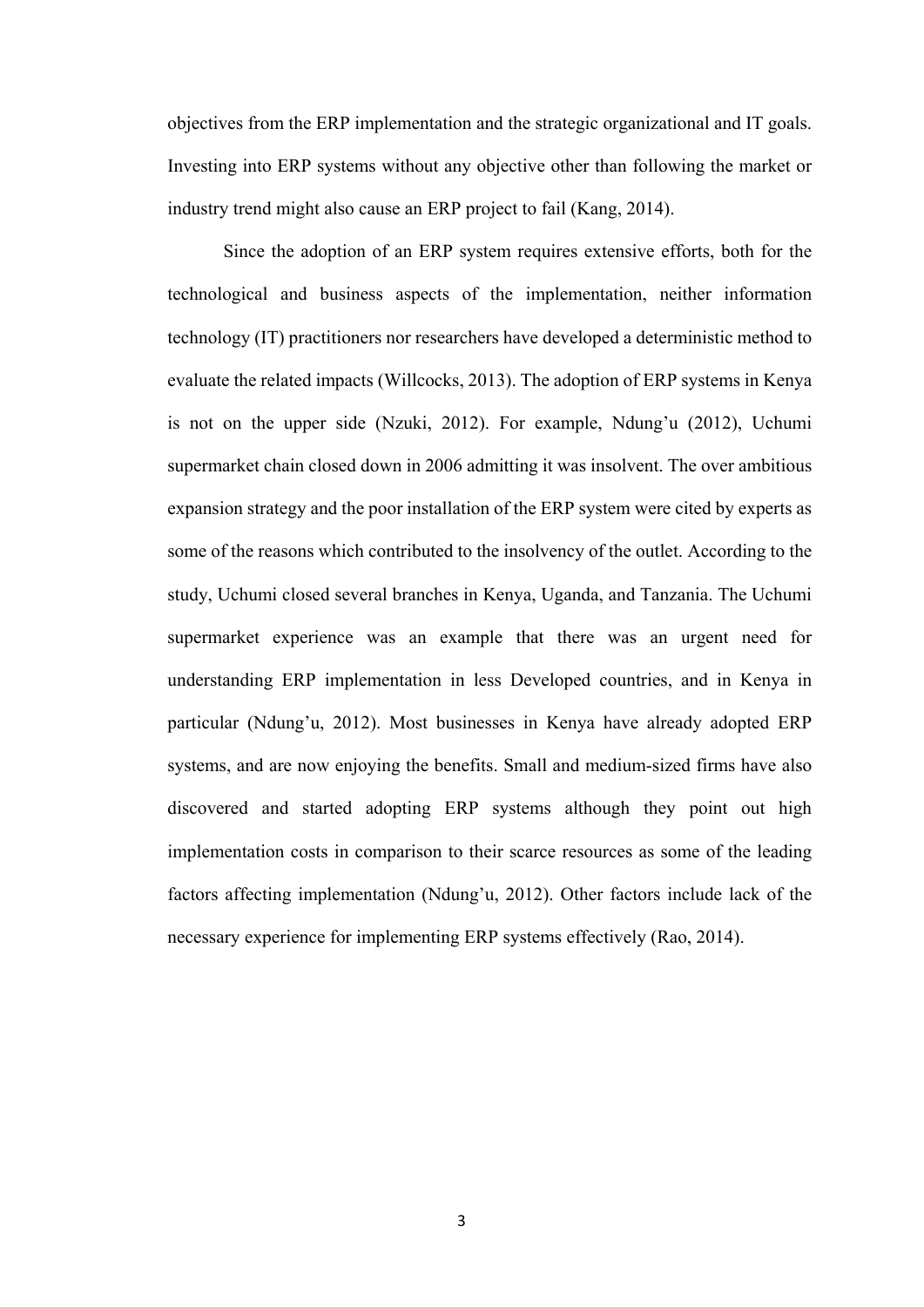objectives from the ERP implementation and the strategic organizational and IT goals. Investing into ERP systems without any objective other than following the market or industry trend might also cause an ERP project to fail (Kang, 2014).

Since the adoption of an ERP system requires extensive efforts, both for the technological and business aspects of the implementation, neither information technology (IT) practitioners nor researchers have developed a deterministic method to evaluate the related impacts (Willcocks, 2013). The adoption of ERP systems in Kenya is not on the upper side (Nzuki, 2012). For example, Ndung'u (2012), Uchumi supermarket chain closed down in 2006 admitting it was insolvent. The over ambitious expansion strategy and the poor installation of the ERP system were cited by experts as some of the reasons which contributed to the insolvency of the outlet. According to the study, Uchumi closed several branches in Kenya, Uganda, and Tanzania. The Uchumi supermarket experience was an example that there was an urgent need for understanding ERP implementation in less Developed countries, and in Kenya in particular (Ndung'u, 2012). Most businesses in Kenya have already adopted ERP systems, and are now enjoying the benefits. Small and medium-sized firms have also discovered and started adopting ERP systems although they point out high implementation costs in comparison to their scarce resources as some of the leading factors affecting implementation (Ndung'u, 2012). Other factors include lack of the necessary experience for implementing ERP systems effectively (Rao, 2014).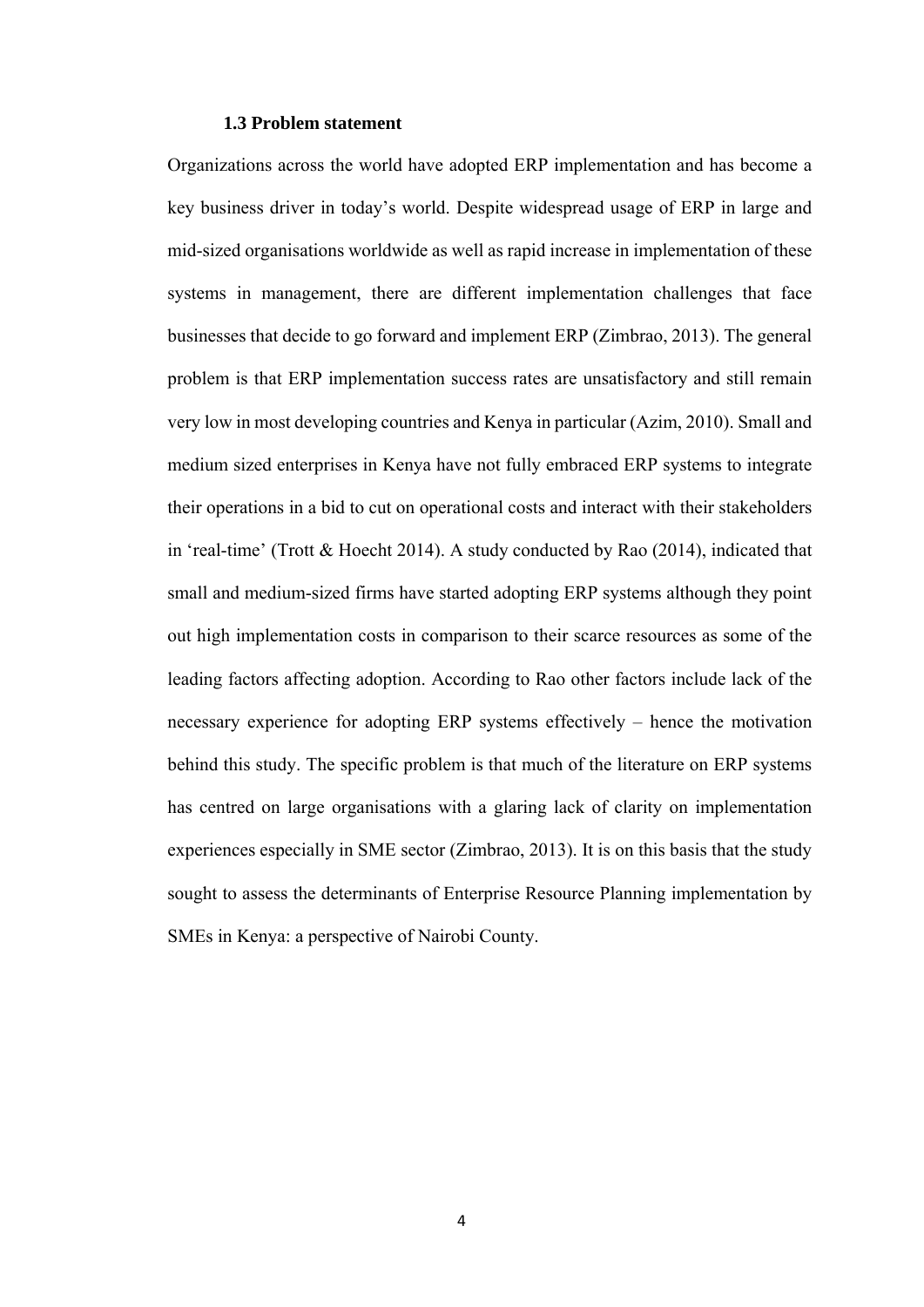### 1.3 Problem statement

Organizations across the world have adopted ERP implementation and has become a key business driver in today's world. Despite widespread usage of ERP in large and mid-sized organisations worldwide as well as rapid increase in implementation of these systems in management, there are different implementation challenges that face businesses that decide to go forward and implement ERP (Zimbrao, 2013). The general problem is that ERP implementation success rates are unsatisfactory and still remain very low in most developing countries and Kenya in particular (Azim, 2010). Small and medium sized enterprises in Kenya have not fully embraced ERP systems to integrate their operations in a bid to cut on operational costs and interact with their stakeholders in 'real-time' (Trott & Hoecht 2014). A study conducted by Rao (2014), indicated that small and medium-sized firms have started adopting ERP systems although they point out high implementation costs in comparison to their scarce resources as some of the leading factors affecting adoption. According to Rao other factors include lack of the necessary experience for adopting ERP systems effectively – hence the motivation behind this study. The specific problem is that much of the literature on ERP systems has centred on large organisations with a glaring lack of clarity on implementation experiences especially in SME sector (Zimbrao, 2013). It is on this basis that the study sought to assess the determinants of Enterprise Resource Planning implementation by SMEs in Kenya: a perspective of Nairobi County.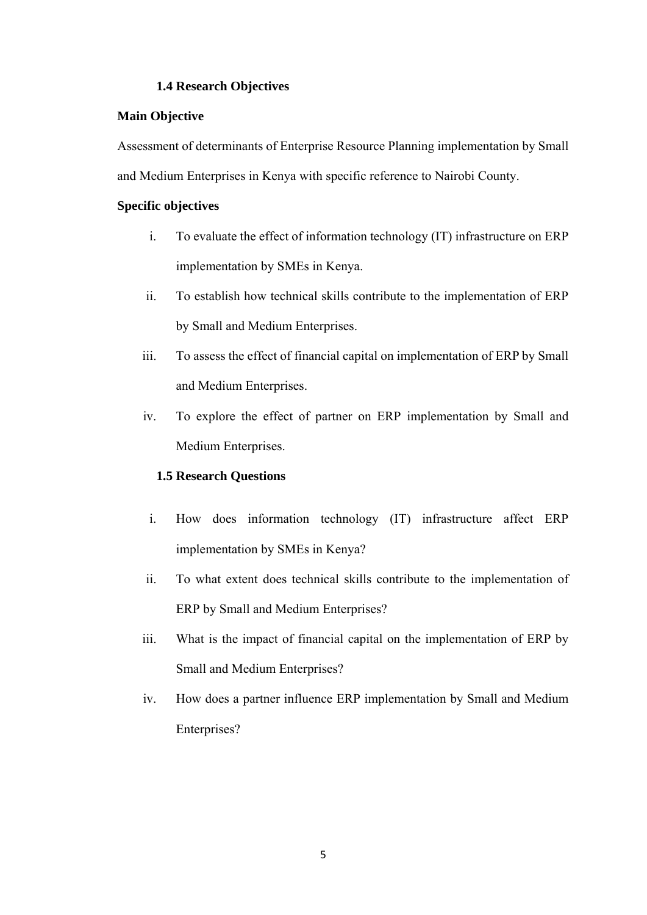### 1.4 Research Objectives

**Main Objective**

Assessment of determinants of Enterprise Resource Planning implementation by Small and Medium Enterprises in Kenya with specific reference to Nairobi County.

**Specific objectives**

i. To evaluate the effect of information technology (IT) infrastructure on ERP implementation by SMEs in Kenya.
ii. To establish how technical skills contribute to the implementation of ERP by Small and Medium Enterprises.
iii. To assess the effect of financial capital on implementation of ERP by Small and Medium Enterprises.
iv. To explore the effect of partner on ERP implementation by Small and Medium Enterprises.

### 1.5 Research Questions

i. How does information technology (IT) infrastructure affect ERP implementation by SMEs in Kenya?
ii. To what extent does technical skills contribute to the implementation of ERP by Small and Medium Enterprises?
iii. What is the impact of financial capital on the implementation of ERP by Small and Medium Enterprises?
iv. How does a partner influence ERP implementation by Small and Medium Enterprises?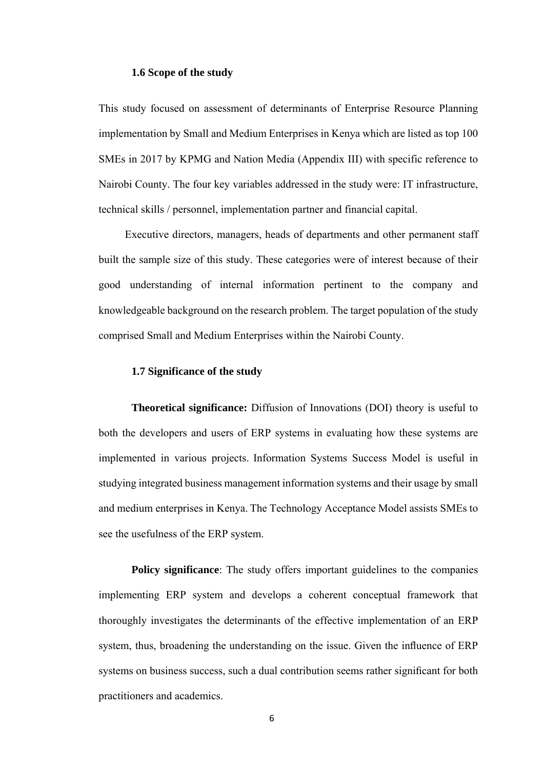### 1.6 Scope of the study

This study focused on assessment of determinants of Enterprise Resource Planning implementation by Small and Medium Enterprises in Kenya which are listed as top 100 SMEs in 2017 by KPMG and Nation Media (Appendix III) with specific reference to Nairobi County. The four key variables addressed in the study were: IT infrastructure, technical skills / personnel, implementation partner and financial capital.

Executive directors, managers, heads of departments and other permanent staff built the sample size of this study. These categories were of interest because of their good understanding of internal information pertinent to the company and knowledgeable background on the research problem. The target population of the study comprised Small and Medium Enterprises within the Nairobi County.

### 1.7 Significance of the study

**Theoretical significance:** Diffusion of Innovations (DOI) theory is useful to both the developers and users of ERP systems in evaluating how these systems are implemented in various projects. Information Systems Success Model is useful in studying integrated business management information systems and their usage by small and medium enterprises in Kenya. The Technology Acceptance Model assists SMEs to see the usefulness of the ERP system.

**Policy significance**: The study offers important guidelines to the companies implementing ERP system and develops a coherent conceptual framework that thoroughly investigates the determinants of the effective implementation of an ERP system, thus, broadening the understanding on the issue. Given the influence of ERP systems on business success, such a dual contribution seems rather significant for both practitioners and academics.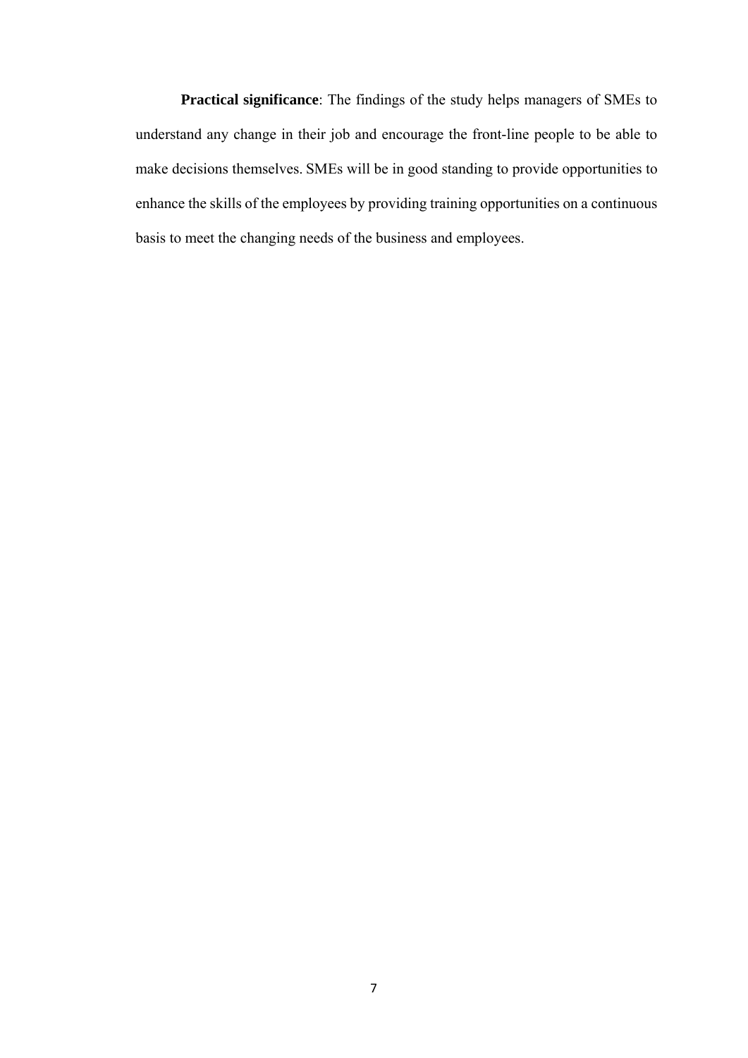**Practical significance**: The findings of the study helps managers of SMEs to understand any change in their job and encourage the front-line people to be able to make decisions themselves. SMEs will be in good standing to provide opportunities to enhance the skills of the employees by providing training opportunities on a continuous basis to meet the changing needs of the business and employees.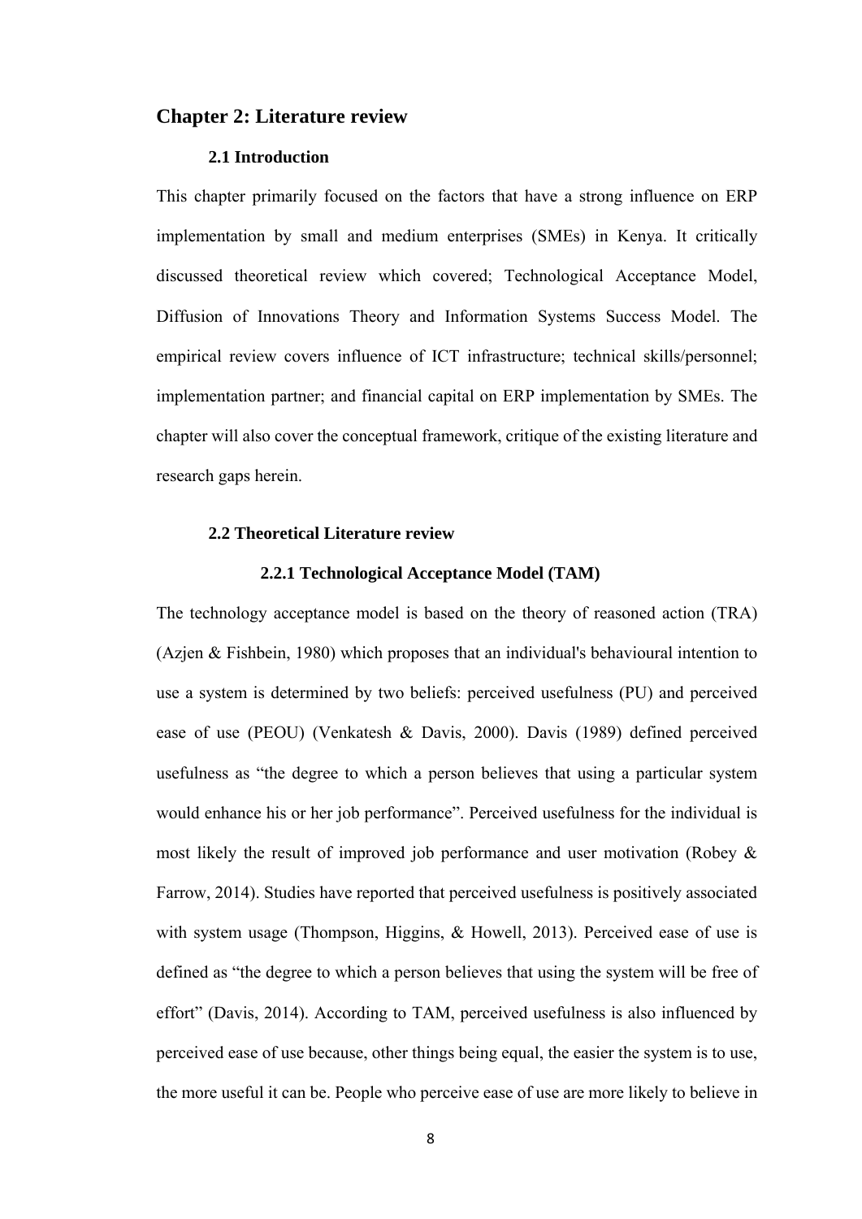# Chapter 2: Literature review

## 2.1 Introduction

This chapter primarily focused on the factors that have a strong influence on ERP implementation by small and medium enterprises (SMEs) in Kenya. It critically discussed theoretical review which covered; Technological Acceptance Model, Diffusion of Innovations Theory and Information Systems Success Model. The empirical review covers influence of ICT infrastructure; technical skills/personnel; implementation partner; and financial capital on ERP implementation by SMEs. The chapter will also cover the conceptual framework, critique of the existing literature and research gaps herein.

## 2.2 Theoretical Literature review

### 2.2.1 Technological Acceptance Model (TAM)

The technology acceptance model is based on the theory of reasoned action (TRA) (Azjen & Fishbein, 1980) which proposes that an individual's behavioural intention to use a system is determined by two beliefs: perceived usefulness (PU) and perceived ease of use (PEOU) (Venkatesh & Davis, 2000). Davis (1989) defined perceived usefulness as "the degree to which a person believes that using a particular system would enhance his or her job performance". Perceived usefulness for the individual is most likely the result of improved job performance and user motivation (Robey & Farrow, 2014). Studies have reported that perceived usefulness is positively associated with system usage (Thompson, Higgins, & Howell, 2013). Perceived ease of use is defined as "the degree to which a person believes that using the system will be free of effort" (Davis, 2014). According to TAM, perceived usefulness is also influenced by perceived ease of use because, other things being equal, the easier the system is to use, the more useful it can be. People who perceive ease of use are more likely to believe in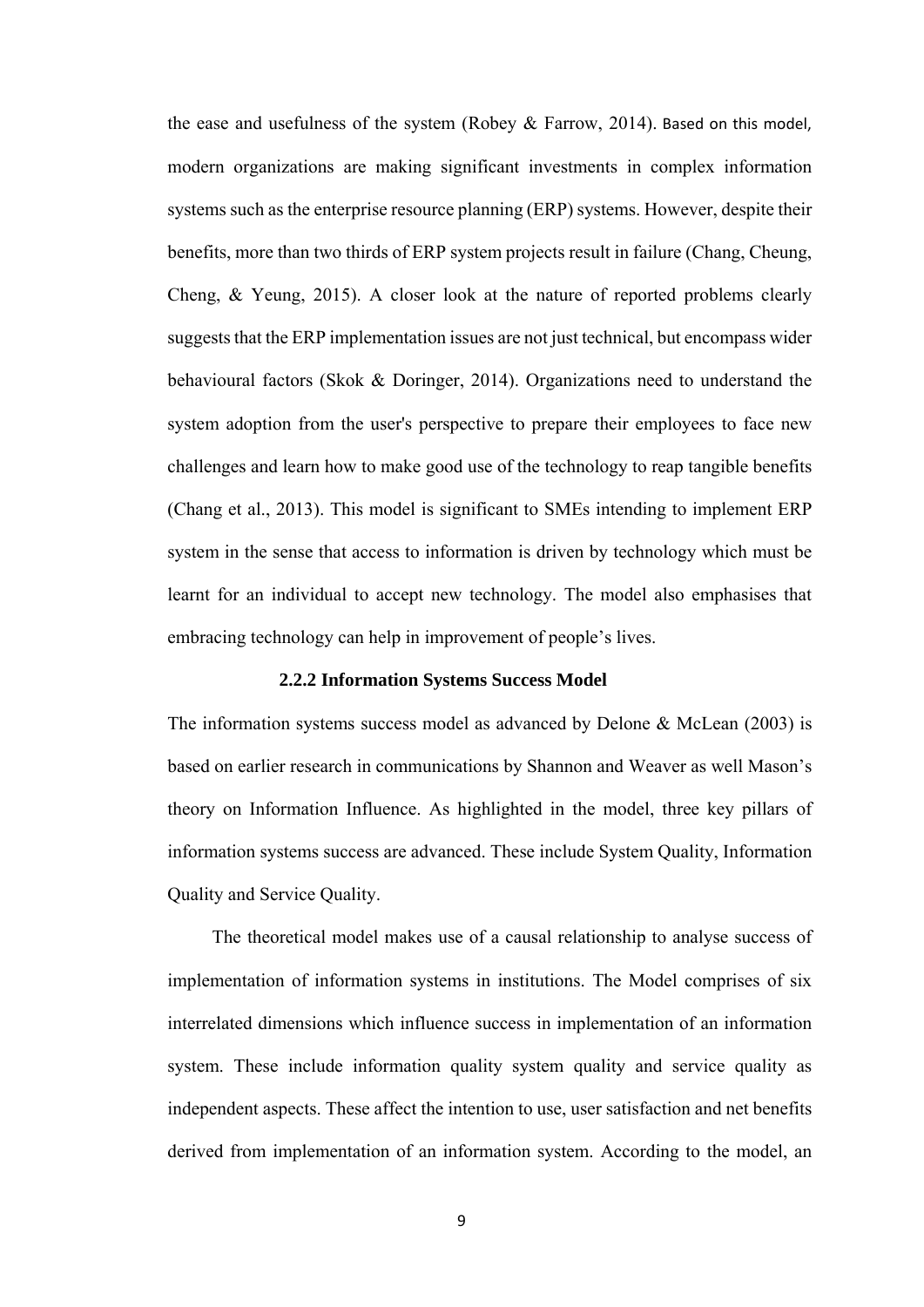the ease and usefulness of the system (Robey & Farrow, 2014). Based on this model, modern organizations are making significant investments in complex information systems such as the enterprise resource planning (ERP) systems. However, despite their benefits, more than two thirds of ERP system projects result in failure (Chang, Cheung, Cheng, & Yeung, 2015). A closer look at the nature of reported problems clearly suggests that the ERP implementation issues are not just technical, but encompass wider behavioural factors (Skok & Doringer, 2014). Organizations need to understand the system adoption from the user's perspective to prepare their employees to face new challenges and learn how to make good use of the technology to reap tangible benefits (Chang et al., 2013). This model is significant to SMEs intending to implement ERP system in the sense that access to information is driven by technology which must be learnt for an individual to accept new technology. The model also emphasises that embracing technology can help in improvement of people's lives.

### 2.2.2 Information Systems Success Model

The information systems success model as advanced by Delone & McLean (2003) is based on earlier research in communications by Shannon and Weaver as well Mason's theory on Information Influence. As highlighted in the model, three key pillars of information systems success are advanced. These include System Quality, Information Quality and Service Quality.

The theoretical model makes use of a causal relationship to analyse success of implementation of information systems in institutions. The Model comprises of six interrelated dimensions which influence success in implementation of an information system. These include information quality system quality and service quality as independent aspects. These affect the intention to use, user satisfaction and net benefits derived from implementation of an information system. According to the model, an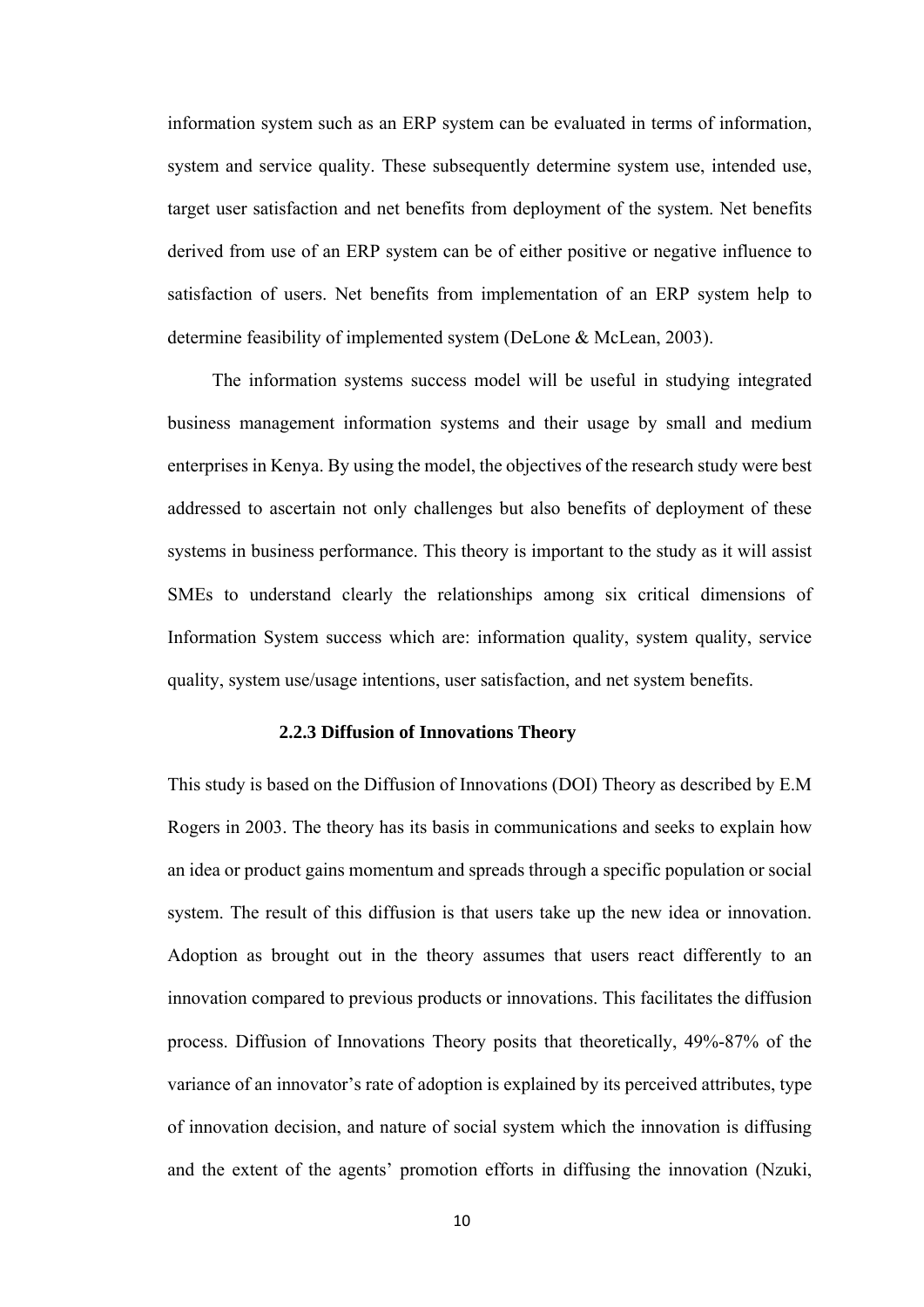information system such as an ERP system can be evaluated in terms of information, system and service quality. These subsequently determine system use, intended use, target user satisfaction and net benefits from deployment of the system. Net benefits derived from use of an ERP system can be of either positive or negative influence to satisfaction of users. Net benefits from implementation of an ERP system help to determine feasibility of implemented system (DeLone & McLean, 2003).

The information systems success model will be useful in studying integrated business management information systems and their usage by small and medium enterprises in Kenya. By using the model, the objectives of the research study were best addressed to ascertain not only challenges but also benefits of deployment of these systems in business performance. This theory is important to the study as it will assist SMEs to understand clearly the relationships among six critical dimensions of Information System success which are: information quality, system quality, service quality, system use/usage intentions, user satisfaction, and net system benefits.

### 2.2.3 Diffusion of Innovations Theory

This study is based on the Diffusion of Innovations (DOI) Theory as described by E.M Rogers in 2003. The theory has its basis in communications and seeks to explain how an idea or product gains momentum and spreads through a specific population or social system. The result of this diffusion is that users take up the new idea or innovation. Adoption as brought out in the theory assumes that users react differently to an innovation compared to previous products or innovations. This facilitates the diffusion process. Diffusion of Innovations Theory posits that theoretically, 49%-87% of the variance of an innovator's rate of adoption is explained by its perceived attributes, type of innovation decision, and nature of social system which the innovation is diffusing and the extent of the agents' promotion efforts in diffusing the innovation (Nzuki,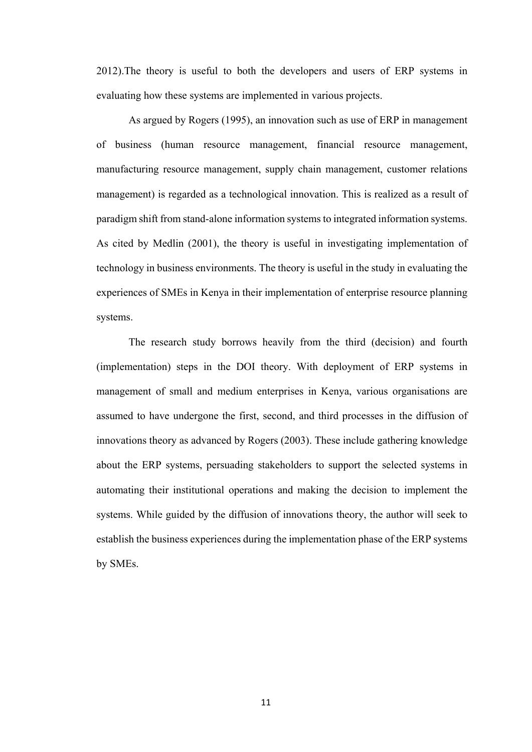2012).The theory is useful to both the developers and users of ERP systems in evaluating how these systems are implemented in various projects.

As argued by Rogers (1995), an innovation such as use of ERP in management of business (human resource management, financial resource management, manufacturing resource management, supply chain management, customer relations management) is regarded as a technological innovation. This is realized as a result of paradigm shift from stand-alone information systems to integrated information systems. As cited by Medlin (2001), the theory is useful in investigating implementation of technology in business environments. The theory is useful in the study in evaluating the experiences of SMEs in Kenya in their implementation of enterprise resource planning systems.

The research study borrows heavily from the third (decision) and fourth (implementation) steps in the DOI theory. With deployment of ERP systems in management of small and medium enterprises in Kenya, various organisations are assumed to have undergone the first, second, and third processes in the diffusion of innovations theory as advanced by Rogers (2003). These include gathering knowledge about the ERP systems, persuading stakeholders to support the selected systems in automating their institutional operations and making the decision to implement the systems. While guided by the diffusion of innovations theory, the author will seek to establish the business experiences during the implementation phase of the ERP systems by SMEs.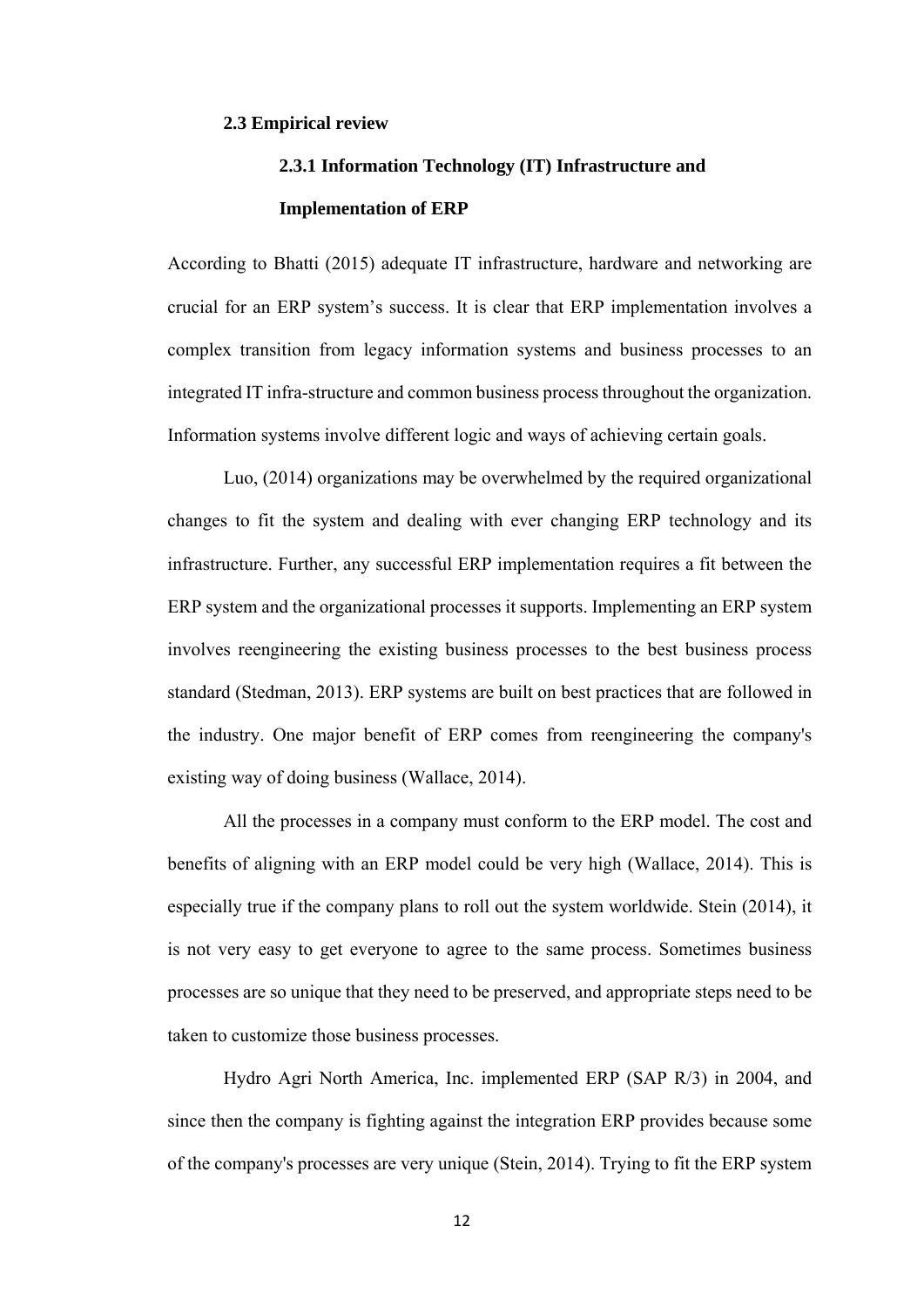## 2.3 Empirical review

### 2.3.1 Information Technology (IT) Infrastructure and Implementation of ERP

According to Bhatti (2015) adequate IT infrastructure, hardware and networking are crucial for an ERP system's success. It is clear that ERP implementation involves a complex transition from legacy information systems and business processes to an integrated IT infra-structure and common business process throughout the organization. Information systems involve different logic and ways of achieving certain goals.

Luo, (2014) organizations may be overwhelmed by the required organizational changes to fit the system and dealing with ever changing ERP technology and its infrastructure. Further, any successful ERP implementation requires a fit between the ERP system and the organizational processes it supports. Implementing an ERP system involves reengineering the existing business processes to the best business process standard (Stedman, 2013). ERP systems are built on best practices that are followed in the industry. One major benefit of ERP comes from reengineering the company's existing way of doing business (Wallace, 2014).

All the processes in a company must conform to the ERP model. The cost and benefits of aligning with an ERP model could be very high (Wallace, 2014). This is especially true if the company plans to roll out the system worldwide. Stein (2014), it is not very easy to get everyone to agree to the same process. Sometimes business processes are so unique that they need to be preserved, and appropriate steps need to be taken to customize those business processes.

Hydro Agri North America, Inc. implemented ERP (SAP R/3) in 2004, and since then the company is fighting against the integration ERP provides because some of the company's processes are very unique (Stein, 2014). Trying to fit the ERP system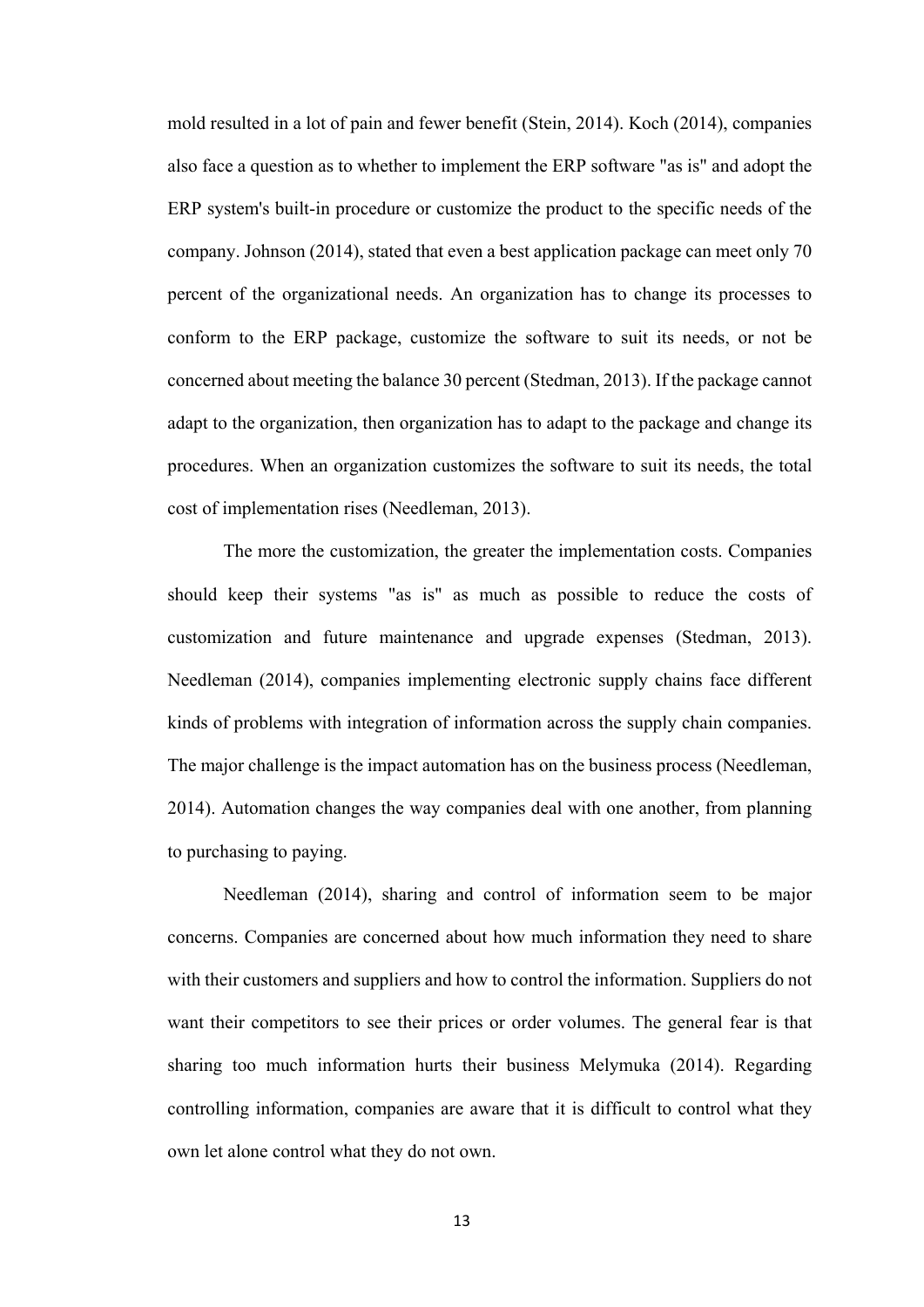mold resulted in a lot of pain and fewer benefit (Stein, 2014). Koch (2014), companies also face a question as to whether to implement the ERP software "as is" and adopt the ERP system's built-in procedure or customize the product to the specific needs of the company. Johnson (2014), stated that even a best application package can meet only 70 percent of the organizational needs. An organization has to change its processes to conform to the ERP package, customize the software to suit its needs, or not be concerned about meeting the balance 30 percent (Stedman, 2013). If the package cannot adapt to the organization, then organization has to adapt to the package and change its procedures. When an organization customizes the software to suit its needs, the total cost of implementation rises (Needleman, 2013).

The more the customization, the greater the implementation costs. Companies should keep their systems "as is" as much as possible to reduce the costs of customization and future maintenance and upgrade expenses (Stedman, 2013). Needleman (2014), companies implementing electronic supply chains face different kinds of problems with integration of information across the supply chain companies. The major challenge is the impact automation has on the business process (Needleman, 2014). Automation changes the way companies deal with one another, from planning to purchasing to paying.

Needleman (2014), sharing and control of information seem to be major concerns. Companies are concerned about how much information they need to share with their customers and suppliers and how to control the information. Suppliers do not want their competitors to see their prices or order volumes. The general fear is that sharing too much information hurts their business Melymuka (2014). Regarding controlling information, companies are aware that it is difficult to control what they own let alone control what they do not own.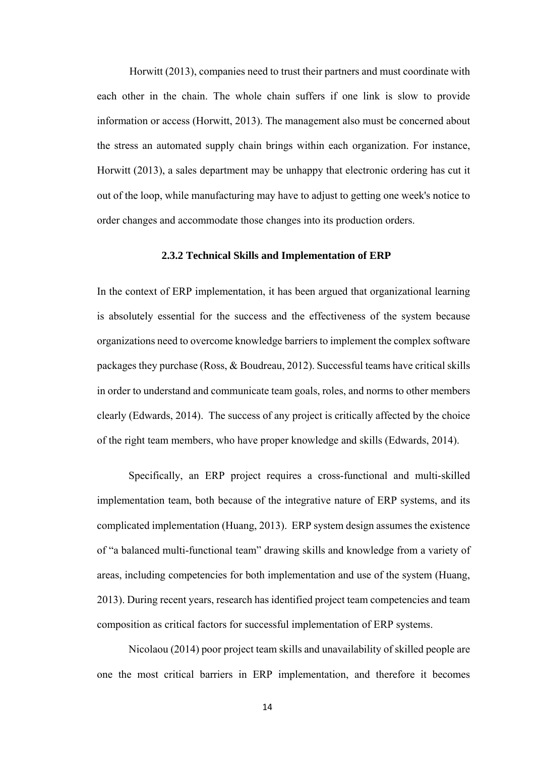Horwitt (2013), companies need to trust their partners and must coordinate with each other in the chain. The whole chain suffers if one link is slow to provide information or access (Horwitt, 2013). The management also must be concerned about the stress an automated supply chain brings within each organization. For instance, Horwitt (2013), a sales department may be unhappy that electronic ordering has cut it out of the loop, while manufacturing may have to adjust to getting one week's notice to order changes and accommodate those changes into its production orders.

### 2.3.2 Technical Skills and Implementation of ERP

In the context of ERP implementation, it has been argued that organizational learning is absolutely essential for the success and the effectiveness of the system because organizations need to overcome knowledge barriers to implement the complex software packages they purchase (Ross, & Boudreau, 2012). Successful teams have critical skills in order to understand and communicate team goals, roles, and norms to other members clearly (Edwards, 2014). The success of any project is critically affected by the choice of the right team members, who have proper knowledge and skills (Edwards, 2014).

Specifically, an ERP project requires a cross-functional and multi-skilled implementation team, both because of the integrative nature of ERP systems, and its complicated implementation (Huang, 2013). ERP system design assumes the existence of "a balanced multi-functional team" drawing skills and knowledge from a variety of areas, including competencies for both implementation and use of the system (Huang, 2013). During recent years, research has identified project team competencies and team composition as critical factors for successful implementation of ERP systems.

Nicolaou (2014) poor project team skills and unavailability of skilled people are one the most critical barriers in ERP implementation, and therefore it becomes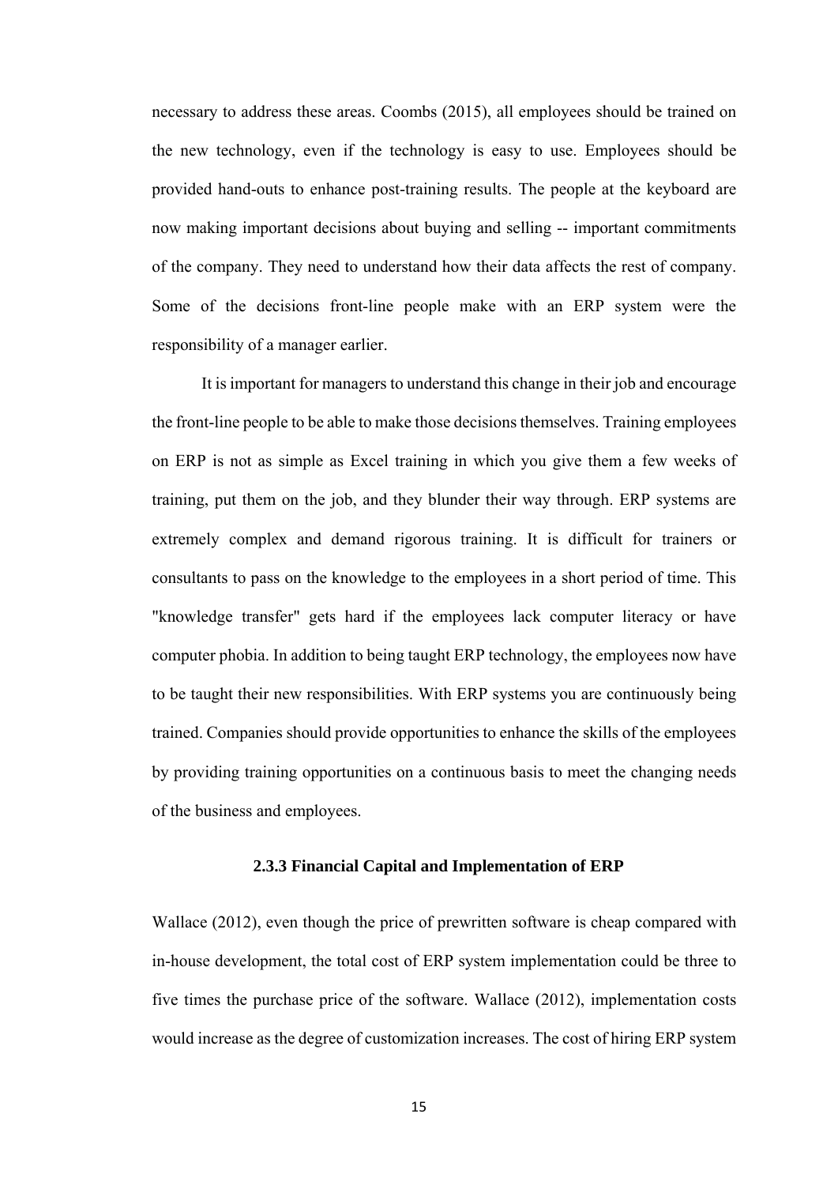necessary to address these areas. Coombs (2015), all employees should be trained on the new technology, even if the technology is easy to use. Employees should be provided hand-outs to enhance post-training results. The people at the keyboard are now making important decisions about buying and selling -- important commitments of the company. They need to understand how their data affects the rest of company. Some of the decisions front-line people make with an ERP system were the responsibility of a manager earlier.

It is important for managers to understand this change in their job and encourage the front-line people to be able to make those decisions themselves. Training employees on ERP is not as simple as Excel training in which you give them a few weeks of training, put them on the job, and they blunder their way through. ERP systems are extremely complex and demand rigorous training. It is difficult for trainers or consultants to pass on the knowledge to the employees in a short period of time. This "knowledge transfer" gets hard if the employees lack computer literacy or have computer phobia. In addition to being taught ERP technology, the employees now have to be taught their new responsibilities. With ERP systems you are continuously being trained. Companies should provide opportunities to enhance the skills of the employees by providing training opportunities on a continuous basis to meet the changing needs of the business and employees.

### 2.3.3 Financial Capital and Implementation of ERP

Wallace (2012), even though the price of prewritten software is cheap compared with in-house development, the total cost of ERP system implementation could be three to five times the purchase price of the software. Wallace (2012), implementation costs would increase as the degree of customization increases. The cost of hiring ERP system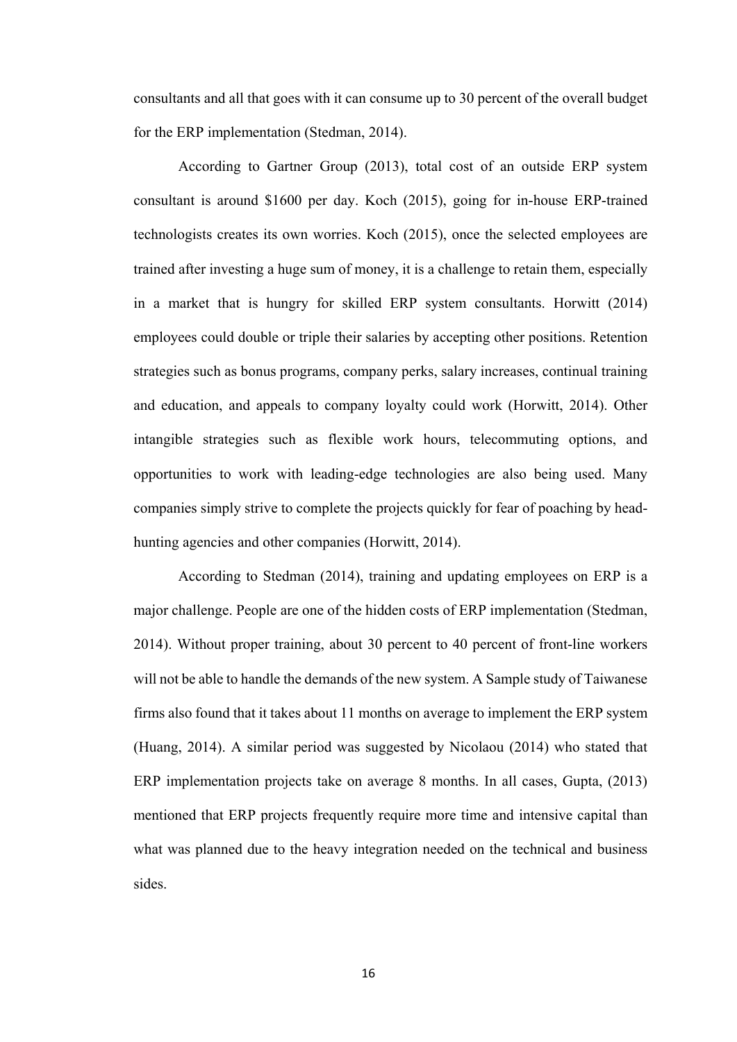consultants and all that goes with it can consume up to 30 percent of the overall budget for the ERP implementation (Stedman, 2014).

According to Gartner Group (2013), total cost of an outside ERP system consultant is around $1600 per day. Koch (2015), going for in-house ERP-trained technologists creates its own worries. Koch (2015), once the selected employees are trained after investing a huge sum of money, it is a challenge to retain them, especially in a market that is hungry for skilled ERP system consultants. Horwitt (2014) employees could double or triple their salaries by accepting other positions. Retention strategies such as bonus programs, company perks, salary increases, continual training and education, and appeals to company loyalty could work (Horwitt, 2014). Other intangible strategies such as flexible work hours, telecommuting options, and opportunities to work with leading-edge technologies are also being used. Many companies simply strive to complete the projects quickly for fear of poaching by head-hunting agencies and other companies (Horwitt, 2014).

According to Stedman (2014), training and updating employees on ERP is a major challenge. People are one of the hidden costs of ERP implementation (Stedman, 2014). Without proper training, about 30 percent to 40 percent of front-line workers will not be able to handle the demands of the new system. A Sample study of Taiwanese firms also found that it takes about 11 months on average to implement the ERP system (Huang, 2014). A similar period was suggested by Nicolaou (2014) who stated that ERP implementation projects take on average 8 months. In all cases, Gupta, (2013) mentioned that ERP projects frequently require more time and intensive capital than what was planned due to the heavy integration needed on the technical and business sides.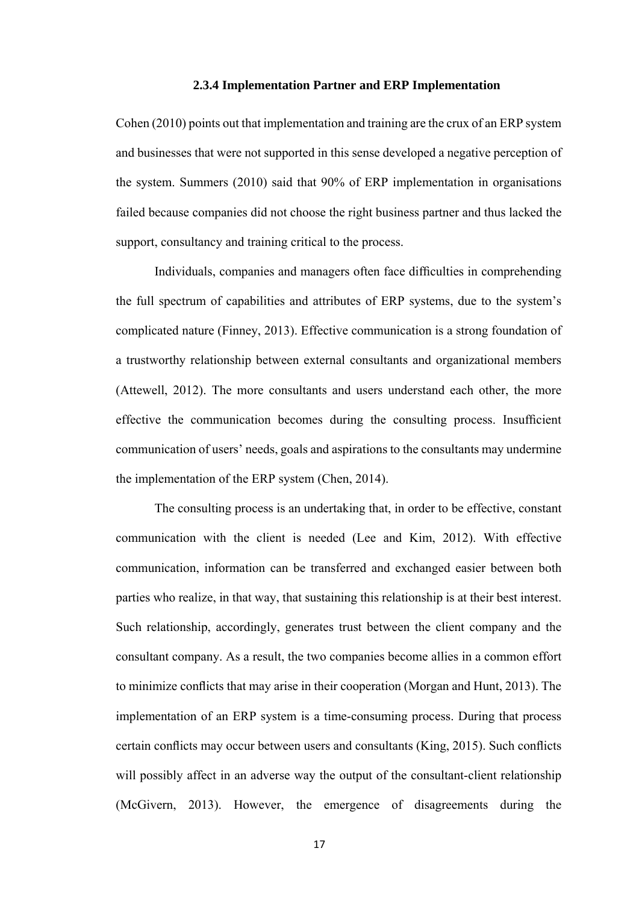### 2.3.4 Implementation Partner and ERP Implementation

Cohen (2010) points out that implementation and training are the crux of an ERP system and businesses that were not supported in this sense developed a negative perception of the system. Summers (2010) said that 90% of ERP implementation in organisations failed because companies did not choose the right business partner and thus lacked the support, consultancy and training critical to the process.

Individuals, companies and managers often face difficulties in comprehending the full spectrum of capabilities and attributes of ERP systems, due to the system's complicated nature (Finney, 2013). Effective communication is a strong foundation of a trustworthy relationship between external consultants and organizational members (Attewell, 2012). The more consultants and users understand each other, the more effective the communication becomes during the consulting process. Insufficient communication of users' needs, goals and aspirations to the consultants may undermine the implementation of the ERP system (Chen, 2014).

The consulting process is an undertaking that, in order to be effective, constant communication with the client is needed (Lee and Kim, 2012). With effective communication, information can be transferred and exchanged easier between both parties who realize, in that way, that sustaining this relationship is at their best interest. Such relationship, accordingly, generates trust between the client company and the consultant company. As a result, the two companies become allies in a common effort to minimize conflicts that may arise in their cooperation (Morgan and Hunt, 2013). The implementation of an ERP system is a time-consuming process. During that process certain conflicts may occur between users and consultants (King, 2015). Such conflicts will possibly affect in an adverse way the output of the consultant-client relationship (McGivern, 2013). However, the emergence of disagreements during the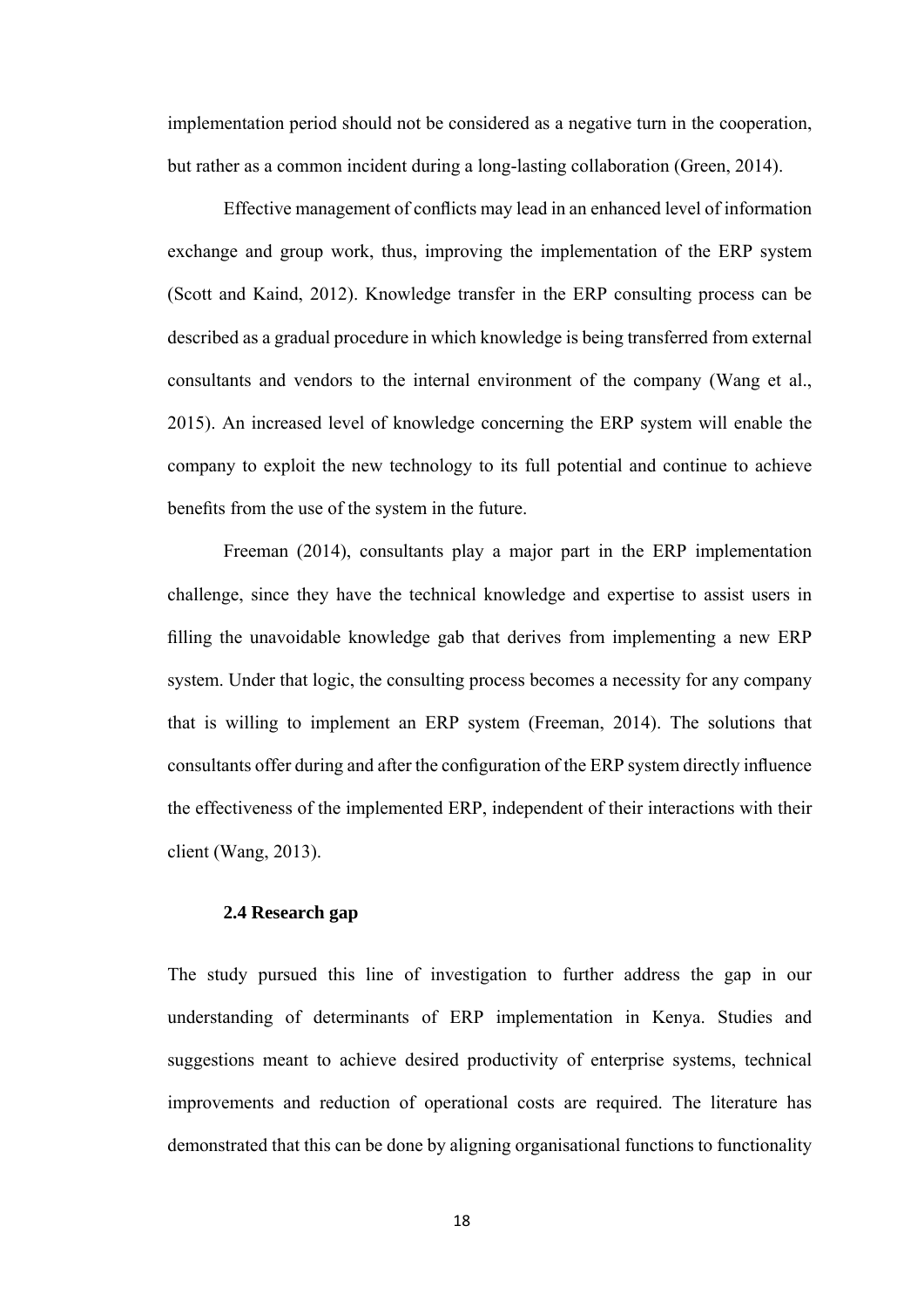implementation period should not be considered as a negative turn in the cooperation, but rather as a common incident during a long-lasting collaboration (Green, 2014).

Effective management of conflicts may lead in an enhanced level of information exchange and group work, thus, improving the implementation of the ERP system (Scott and Kaind, 2012). Knowledge transfer in the ERP consulting process can be described as a gradual procedure in which knowledge is being transferred from external consultants and vendors to the internal environment of the company (Wang et al., 2015). An increased level of knowledge concerning the ERP system will enable the company to exploit the new technology to its full potential and continue to achieve benefits from the use of the system in the future.

Freeman (2014), consultants play a major part in the ERP implementation challenge, since they have the technical knowledge and expertise to assist users in filling the unavoidable knowledge gab that derives from implementing a new ERP system. Under that logic, the consulting process becomes a necessity for any company that is willing to implement an ERP system (Freeman, 2014). The solutions that consultants offer during and after the configuration of the ERP system directly influence the effectiveness of the implemented ERP, independent of their interactions with their client (Wang, 2013).

### 2.4 Research gap

The study pursued this line of investigation to further address the gap in our understanding of determinants of ERP implementation in Kenya. Studies and suggestions meant to achieve desired productivity of enterprise systems, technical improvements and reduction of operational costs are required. The literature has demonstrated that this can be done by aligning organisational functions to functionality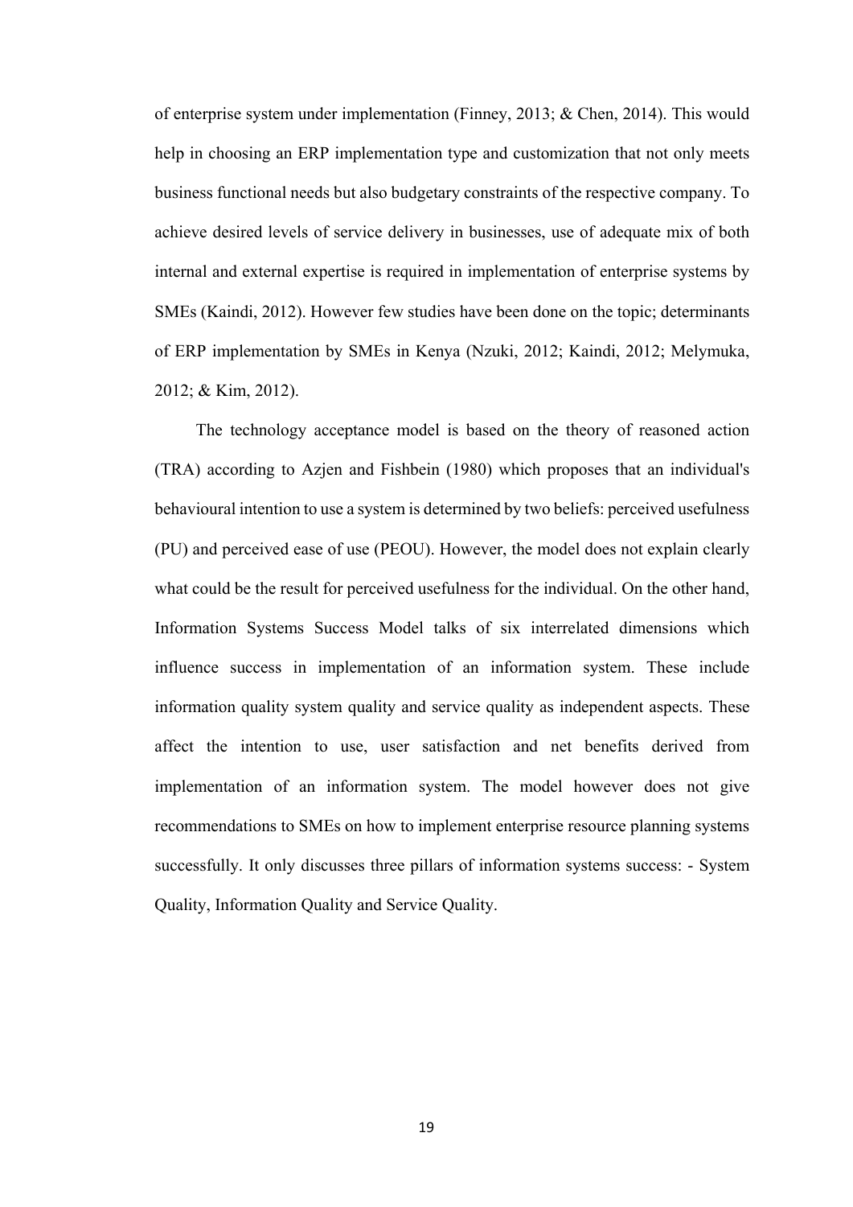of enterprise system under implementation (Finney, 2013; & Chen, 2014). This would help in choosing an ERP implementation type and customization that not only meets business functional needs but also budgetary constraints of the respective company. To achieve desired levels of service delivery in businesses, use of adequate mix of both internal and external expertise is required in implementation of enterprise systems by SMEs (Kaindi, 2012). However few studies have been done on the topic; determinants of ERP implementation by SMEs in Kenya (Nzuki, 2012; Kaindi, 2012; Melymuka, 2012; & Kim, 2012).

The technology acceptance model is based on the theory of reasoned action (TRA) according to Azjen and Fishbein (1980) which proposes that an individual's behavioural intention to use a system is determined by two beliefs: perceived usefulness (PU) and perceived ease of use (PEOU). However, the model does not explain clearly what could be the result for perceived usefulness for the individual. On the other hand, Information Systems Success Model talks of six interrelated dimensions which influence success in implementation of an information system. These include information quality system quality and service quality as independent aspects. These affect the intention to use, user satisfaction and net benefits derived from implementation of an information system. The model however does not give recommendations to SMEs on how to implement enterprise resource planning systems successfully. It only discusses three pillars of information systems success: - System Quality, Information Quality and Service Quality.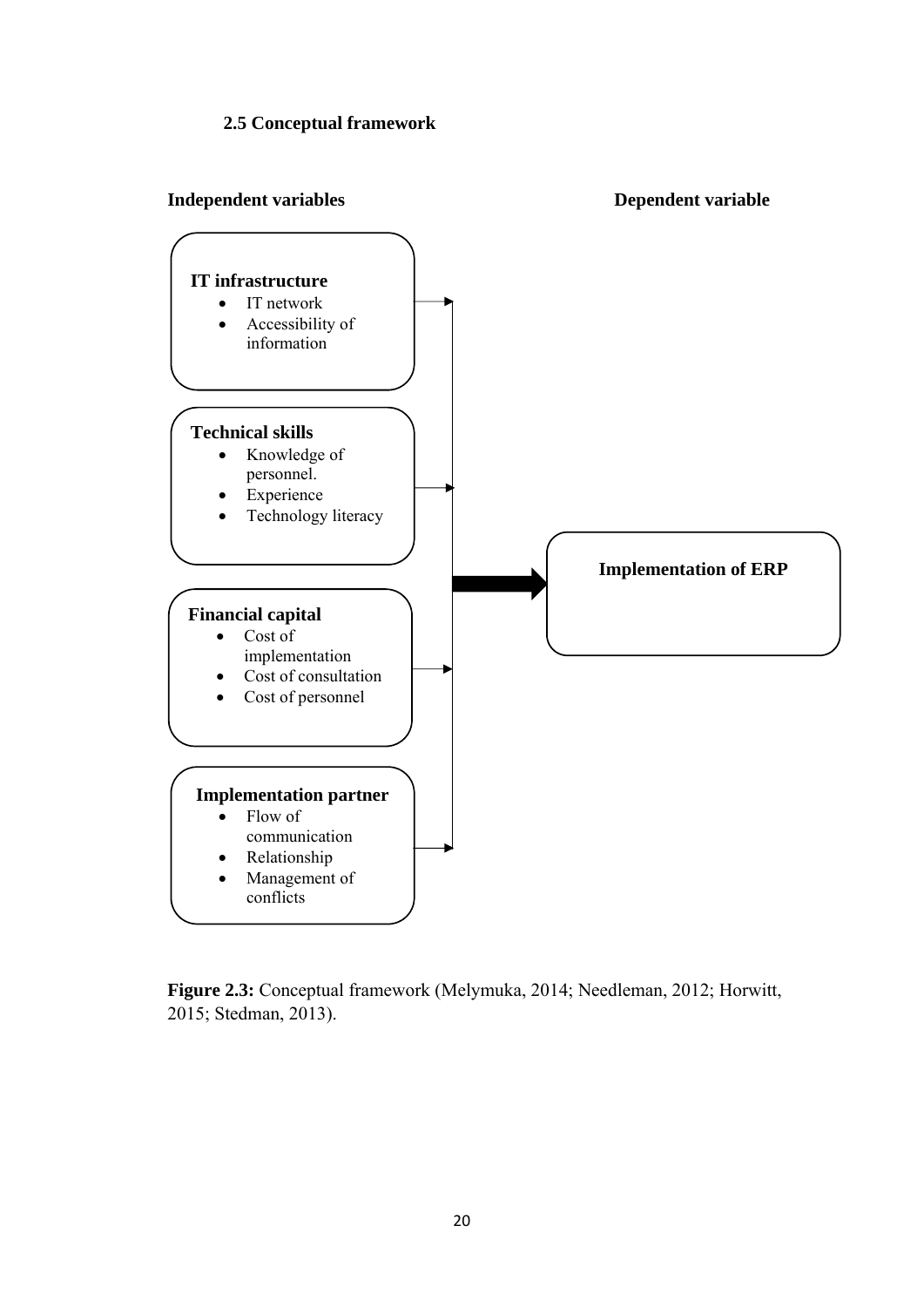### 2.5 Conceptual framework

**Independent variables**

**Dependent variable**

**IT infrastructure**
- IT network
- Accessibility of information

**Technical skills**
- Knowledge of personnel.
- Experience
- Technology literacy

**Financial capital**
- Cost of implementation
- Cost of consultation
- Cost of personnel

**Implementation partner**
- Flow of communication
- Relationship
- Management of conflicts

**Implementation of ERP**

**Figure 2.3:** Conceptual framework (Melymuka, 2014; Needleman, 2012; Horwitt, 2015; Stedman, 2013).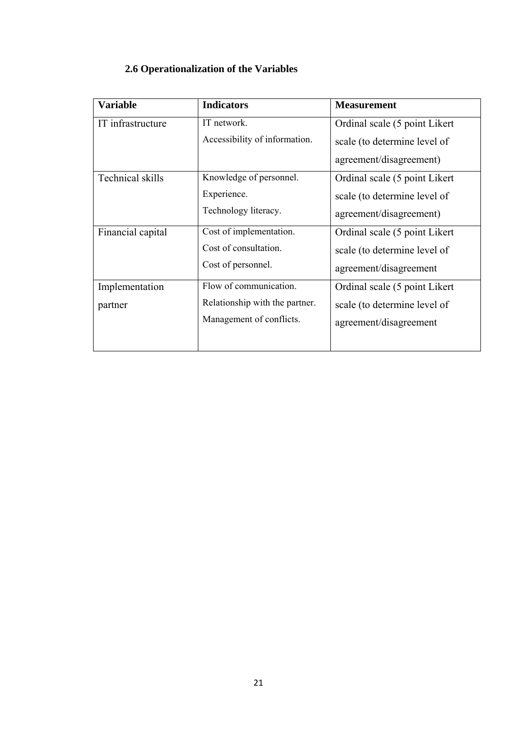## 2.6 Operationalization of the Variables

| Variable | Indicators | Measurement |
|---|---|---|
| IT infrastructure | IT network.<br>Accessibility of information. | Ordinal scale (5 point Likert scale (to determine level of agreement/disagreement) |
| Technical skills | Knowledge of personnel.<br>Experience.<br>Technology literacy. | Ordinal scale (5 point Likert scale (to determine level of agreement/disagreement) |
| Financial capital | Cost of implementation.<br>Cost of consultation.<br>Cost of personnel. | Ordinal scale (5 point Likert scale (to determine level of agreement/disagreement |
| Implementation partner | Flow of communication.<br>Relationship with the partner.<br>Management of conflicts. | Ordinal scale (5 point Likert scale (to determine level of agreement/disagreement |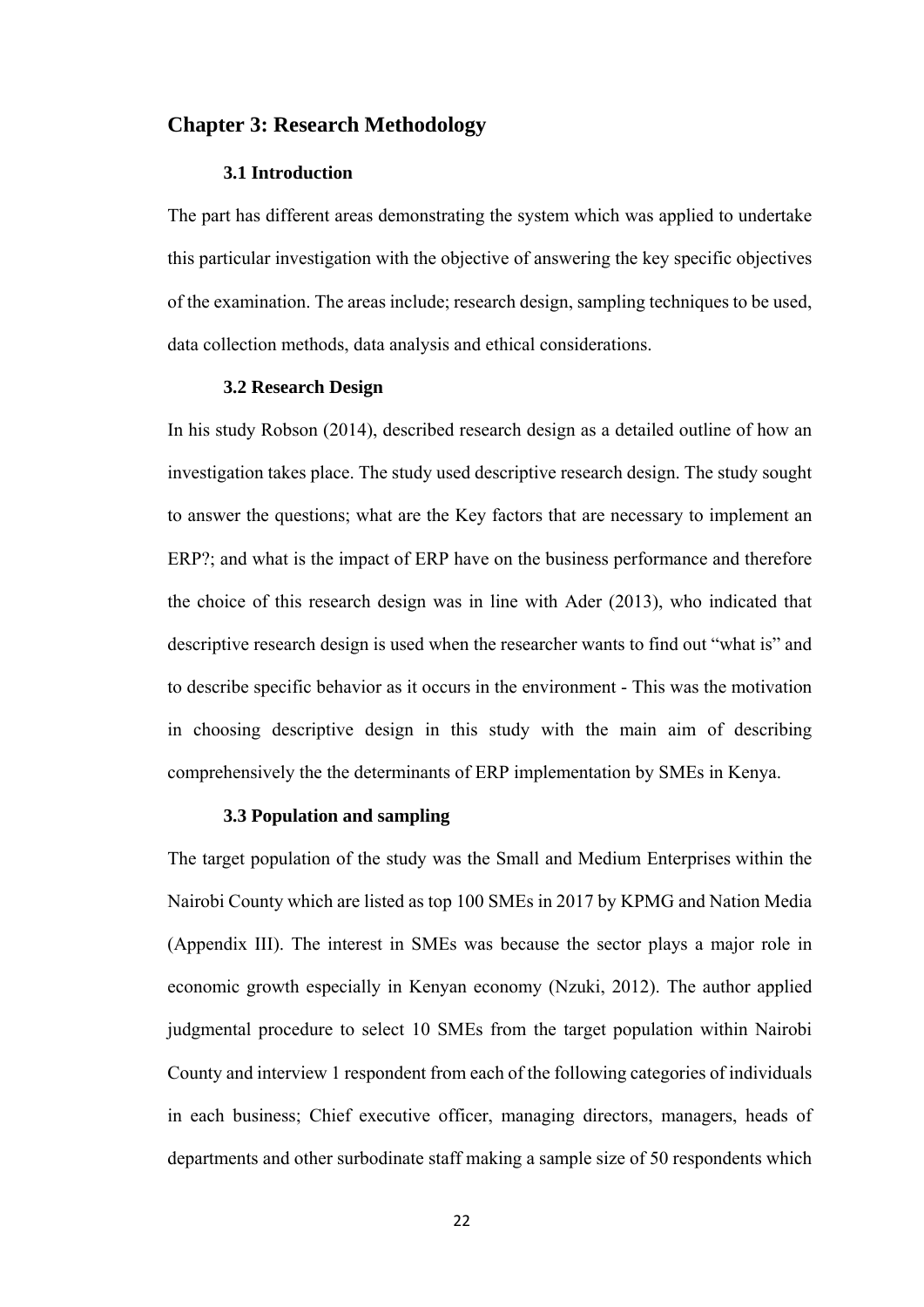## Chapter 3: Research Methodology

### 3.1 Introduction

The part has different areas demonstrating the system which was applied to undertake this particular investigation with the objective of answering the key specific objectives of the examination. The areas include; research design, sampling techniques to be used, data collection methods, data analysis and ethical considerations.

### 3.2 Research Design

In his study Robson (2014), described research design as a detailed outline of how an investigation takes place. The study used descriptive research design. The study sought to answer the questions; what are the Key factors that are necessary to implement an ERP?; and what is the impact of ERP have on the business performance and therefore the choice of this research design was in line with Ader (2013), who indicated that descriptive research design is used when the researcher wants to find out "what is" and to describe specific behavior as it occurs in the environment - This was the motivation in choosing descriptive design in this study with the main aim of describing comprehensively the the determinants of ERP implementation by SMEs in Kenya.

### 3.3 Population and sampling

The target population of the study was the Small and Medium Enterprises within the Nairobi County which are listed as top 100 SMEs in 2017 by KPMG and Nation Media (Appendix III). The interest in SMEs was because the sector plays a major role in economic growth especially in Kenyan economy (Nzuki, 2012). The author applied judgmental procedure to select 10 SMEs from the target population within Nairobi County and interview 1 respondent from each of the following categories of individuals in each business; Chief executive officer, managing directors, managers, heads of departments and other surbodinate staff making a sample size of 50 respondents which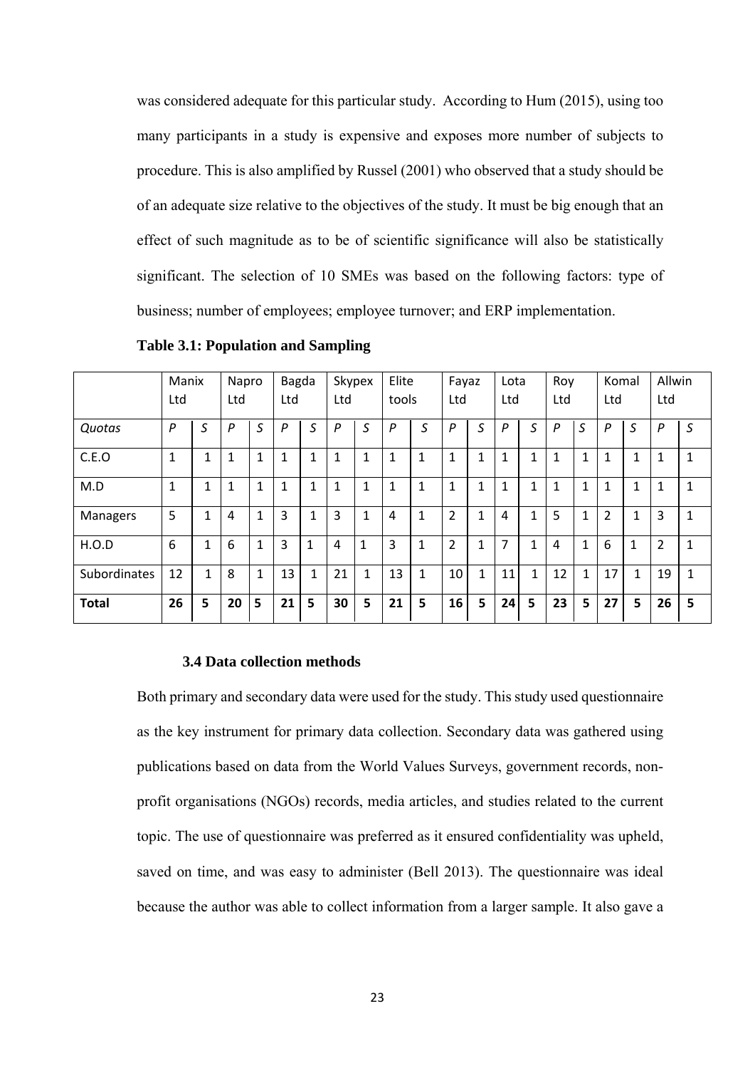was considered adequate for this particular study. According to Hum (2015), using too many participants in a study is expensive and exposes more number of subjects to procedure. This is also amplified by Russel (2001) who observed that a study should be of an adequate size relative to the objectives of the study. It must be big enough that an effect of such magnitude as to be of scientific significance will also be statistically significant. The selection of 10 SMEs was based on the following factors: type of business; number of employees; employee turnover; and ERP implementation.

**Table 3.1: Population and Sampling**

| | Manix Ltd | | Napro Ltd | | Bagda Ltd | | Skypex Ltd | | Elite tools | | Fayaz Ltd | | Lota Ltd | | Roy Ltd | | Komal Ltd | | Allwin Ltd | |
|---|---|---|---|---|---|---|---|---|---|---|---|---|---|---|---|---|---|---|---|---|
| *Quotas* | *P* | *S* | *P* | *S* | *P* | *S* | *P* | *S* | *P* | *S* | *P* | *S* | *P* | *S* | *P* | *S* | *P* | *S* | *P* | *S* |
| C.E.O | 1 | 1 | 1 | 1 | 1 | 1 | 1 | 1 | 1 | 1 | 1 | 1 | 1 | 1 | 1 | 1 | 1 | 1 | 1 | 1 |
| M.D | 1 | 1 | 1 | 1 | 1 | 1 | 1 | 1 | 1 | 1 | 1 | 1 | 1 | 1 | 1 | 1 | 1 | 1 | 1 | 1 |
| Managers | 5 | 1 | 4 | 1 | 3 | 1 | 3 | 1 | 4 | 1 | 2 | 1 | 4 | 1 | 5 | 1 | 2 | 1 | 3 | 1 |
| H.O.D | 6 | 1 | 6 | 1 | 3 | 1 | 4 | 1 | 3 | 1 | 2 | 1 | 7 | 1 | 4 | 1 | 6 | 1 | 2 | 1 |
| Subordinates | 12 | 1 | 8 | 1 | 13 | 1 | 21 | 1 | 13 | 1 | 10 | 1 | 11 | 1 | 12 | 1 | 17 | 1 | 19 | 1 |
| **Total** | **26** | **5** | **20** | **5** | **21** | **5** | **30** | **5** | **21** | **5** | **16** | **5** | **24** | **5** | **23** | **5** | **27** | **5** | **26** | **5** |

### 3.4 Data collection methods

Both primary and secondary data were used for the study. This study used questionnaire as the key instrument for primary data collection. Secondary data was gathered using publications based on data from the World Values Surveys, government records, non-profit organisations (NGOs) records, media articles, and studies related to the current topic. The use of questionnaire was preferred as it ensured confidentiality was upheld, saved on time, and was easy to administer (Bell 2013). The questionnaire was ideal because the author was able to collect information from a larger sample. It also gave a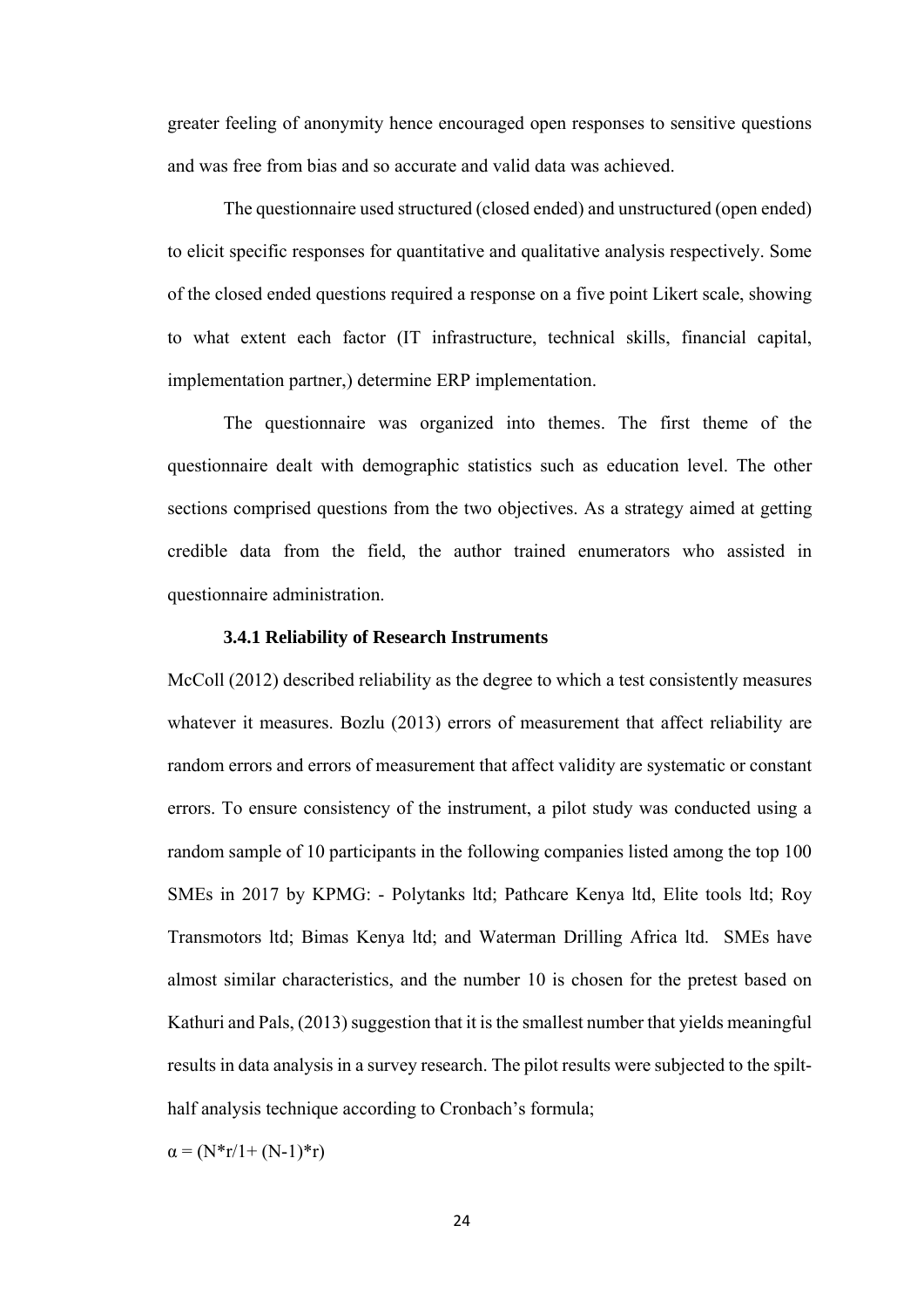greater feeling of anonymity hence encouraged open responses to sensitive questions and was free from bias and so accurate and valid data was achieved.

The questionnaire used structured (closed ended) and unstructured (open ended) to elicit specific responses for quantitative and qualitative analysis respectively. Some of the closed ended questions required a response on a five point Likert scale, showing to what extent each factor (IT infrastructure, technical skills, financial capital, implementation partner,) determine ERP implementation.

The questionnaire was organized into themes. The first theme of the questionnaire dealt with demographic statistics such as education level. The other sections comprised questions from the two objectives. As a strategy aimed at getting credible data from the field, the author trained enumerators who assisted in questionnaire administration.

### 3.4.1 Reliability of Research Instruments

McColl (2012) described reliability as the degree to which a test consistently measures whatever it measures. Bozlu (2013) errors of measurement that affect reliability are random errors and errors of measurement that affect validity are systematic or constant errors. To ensure consistency of the instrument, a pilot study was conducted using a random sample of 10 participants in the following companies listed among the top 100 SMEs in 2017 by KPMG: - Polytanks ltd; Pathcare Kenya ltd, Elite tools ltd; Roy Transmotors ltd; Bimas Kenya ltd; and Waterman Drilling Africa ltd. SMEs have almost similar characteristics, and the number 10 is chosen for the pretest based on Kathuri and Pals, (2013) suggestion that it is the smallest number that yields meaningful results in data analysis in a survey research. The pilot results were subjected to the spilt-half analysis technique according to Cronbach's formula;

$\alpha = (N*r/1+ (N-1)*r)$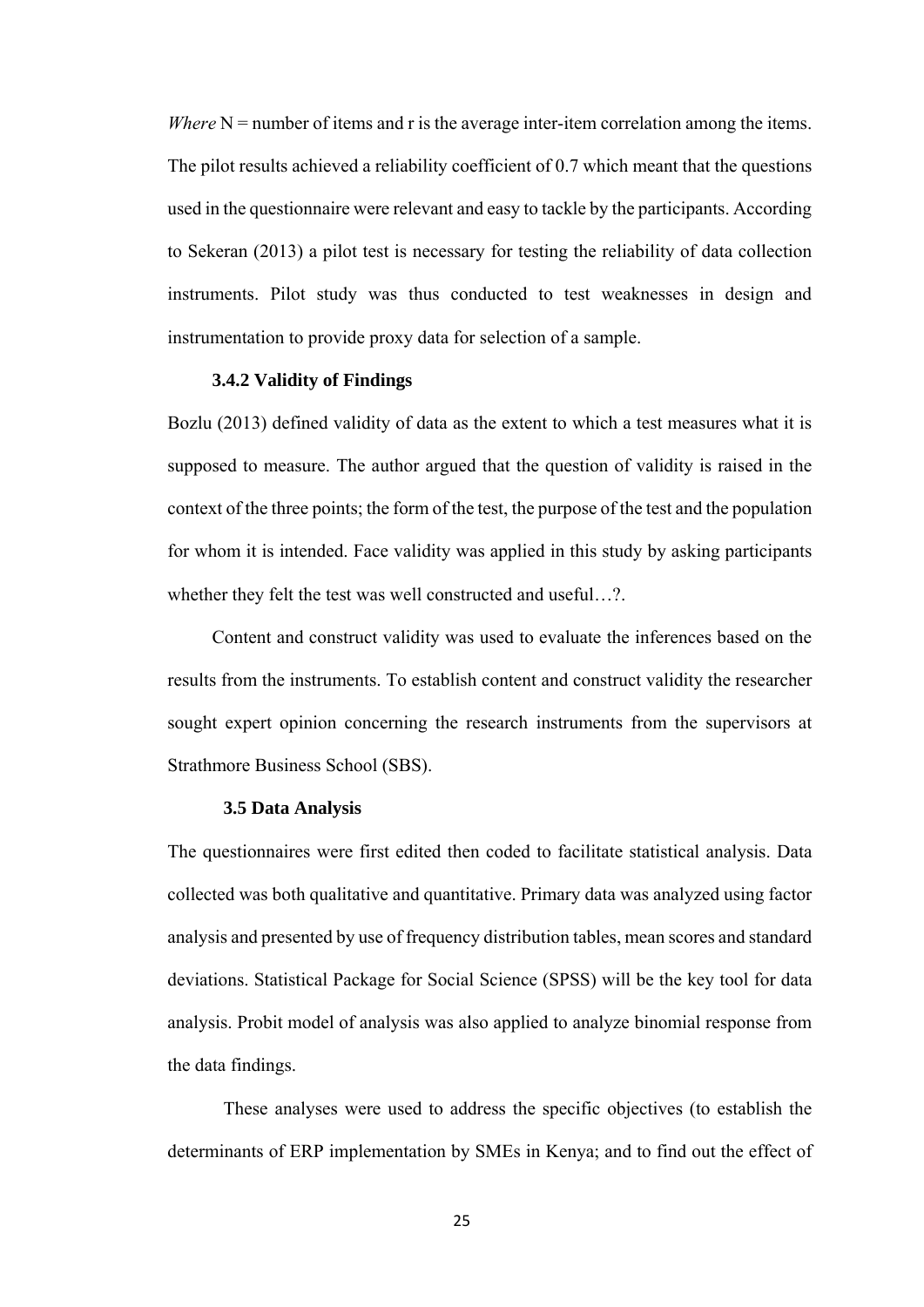*Where* N = number of items and r is the average inter-item correlation among the items. The pilot results achieved a reliability coefficient of 0.7 which meant that the questions used in the questionnaire were relevant and easy to tackle by the participants. According to Sekeran (2013) a pilot test is necessary for testing the reliability of data collection instruments. Pilot study was thus conducted to test weaknesses in design and instrumentation to provide proxy data for selection of a sample.

### 3.4.2 Validity of Findings

Bozlu (2013) defined validity of data as the extent to which a test measures what it is supposed to measure. The author argued that the question of validity is raised in the context of the three points; the form of the test, the purpose of the test and the population for whom it is intended. Face validity was applied in this study by asking participants whether they felt the test was well constructed and useful…?.

Content and construct validity was used to evaluate the inferences based on the results from the instruments. To establish content and construct validity the researcher sought expert opinion concerning the research instruments from the supervisors at Strathmore Business School (SBS).

## 3.5 Data Analysis

The questionnaires were first edited then coded to facilitate statistical analysis. Data collected was both qualitative and quantitative. Primary data was analyzed using factor analysis and presented by use of frequency distribution tables, mean scores and standard deviations. Statistical Package for Social Science (SPSS) will be the key tool for data analysis. Probit model of analysis was also applied to analyze binomial response from the data findings.

These analyses were used to address the specific objectives (to establish the determinants of ERP implementation by SMEs in Kenya; and to find out the effect of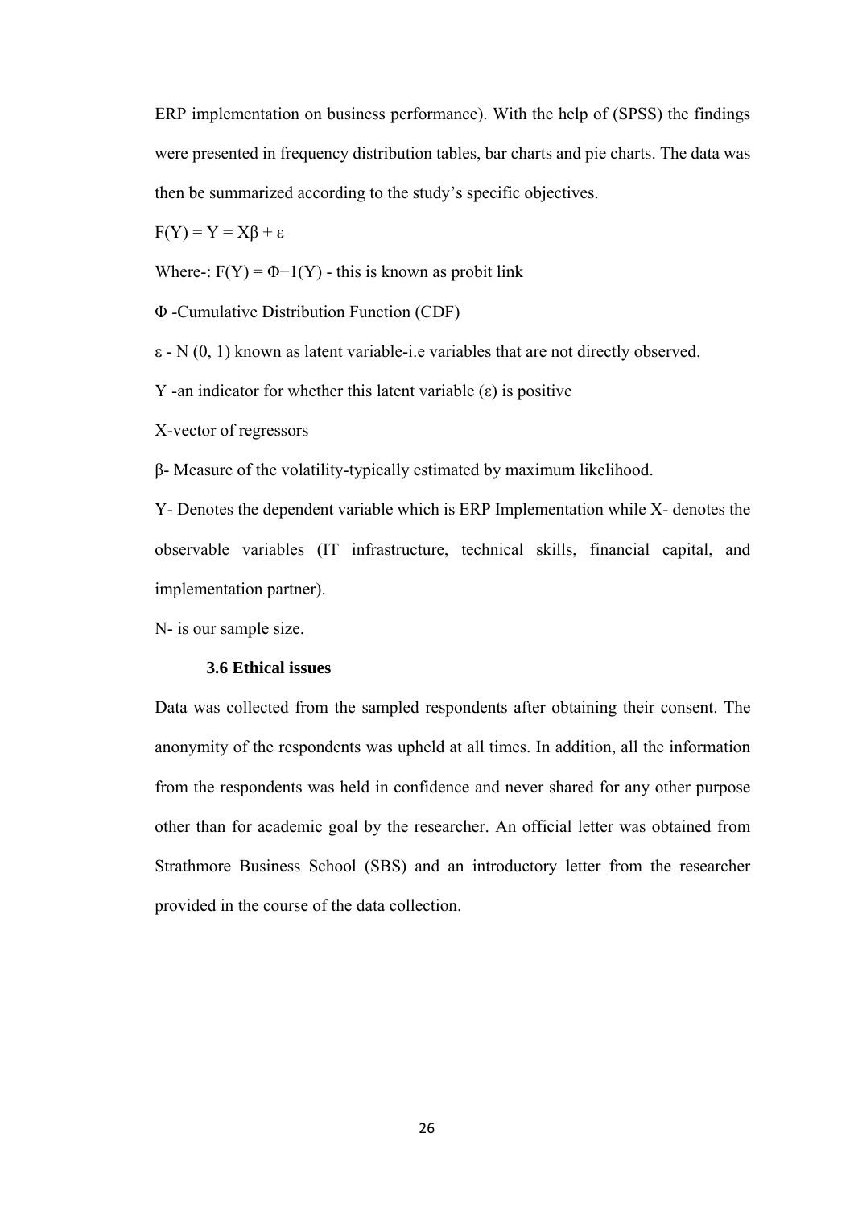ERP implementation on business performance). With the help of (SPSS) the findings were presented in frequency distribution tables, bar charts and pie charts. The data was then be summarized according to the study's specific objectives.

$F(Y) = Y = X\beta + \varepsilon$

Where-: $F(Y) = \Phi{-1}(Y)$ - this is known as probit link

$\Phi$ -Cumulative Distribution Function (CDF)

$\varepsilon$ - N (0, 1) known as latent variable-i.e variables that are not directly observed.

Y -an indicator for whether this latent variable ($\varepsilon$) is positive

X-vector of regressors

$\beta$- Measure of the volatility-typically estimated by maximum likelihood.

Y- Denotes the dependent variable which is ERP Implementation while X- denotes the observable variables (IT infrastructure, technical skills, financial capital, and implementation partner).

N- is our sample size.

### 3.6 Ethical issues

Data was collected from the sampled respondents after obtaining their consent. The anonymity of the respondents was upheld at all times. In addition, all the information from the respondents was held in confidence and never shared for any other purpose other than for academic goal by the researcher. An official letter was obtained from Strathmore Business School (SBS) and an introductory letter from the researcher provided in the course of the data collection.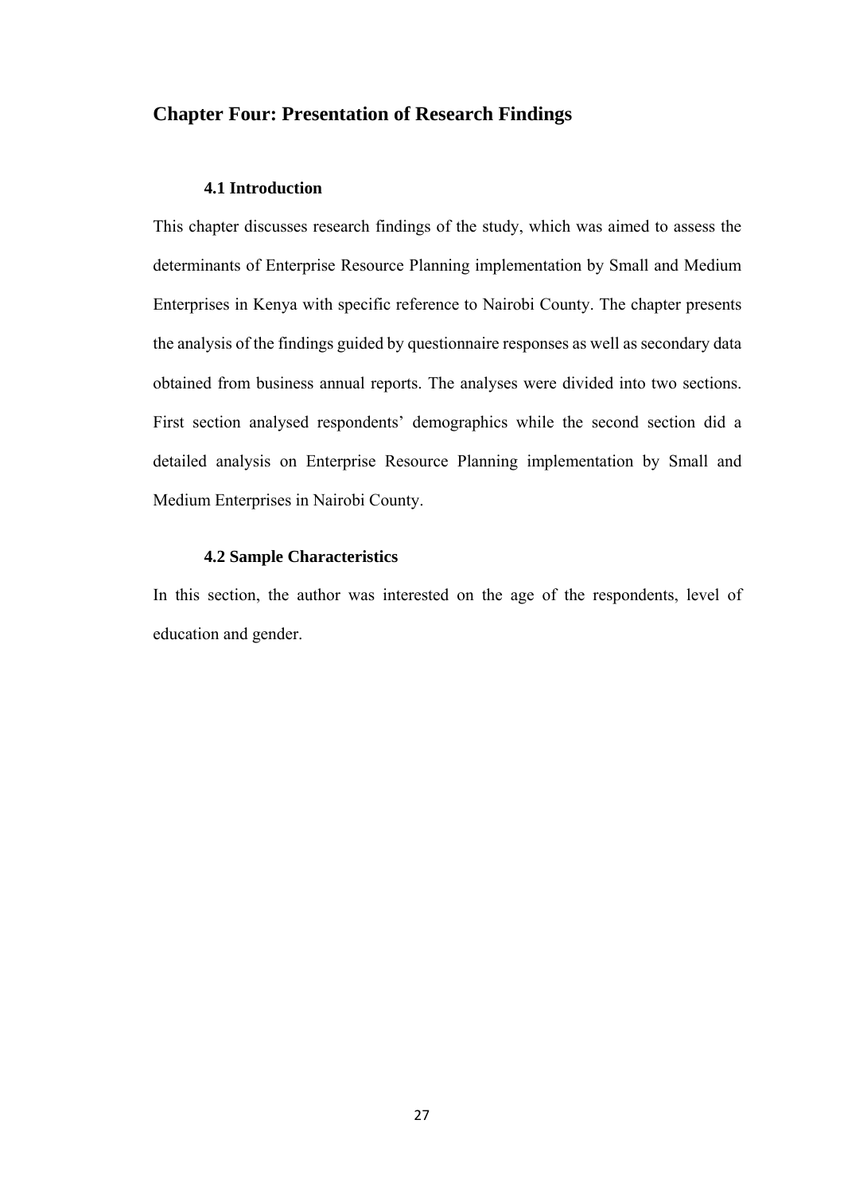# Chapter Four: Presentation of Research Findings

## 4.1 Introduction

This chapter discusses research findings of the study, which was aimed to assess the determinants of Enterprise Resource Planning implementation by Small and Medium Enterprises in Kenya with specific reference to Nairobi County. The chapter presents the analysis of the findings guided by questionnaire responses as well as secondary data obtained from business annual reports. The analyses were divided into two sections. First section analysed respondents' demographics while the second section did a detailed analysis on Enterprise Resource Planning implementation by Small and Medium Enterprises in Nairobi County.

## 4.2 Sample Characteristics

In this section, the author was interested on the age of the respondents, level of education and gender.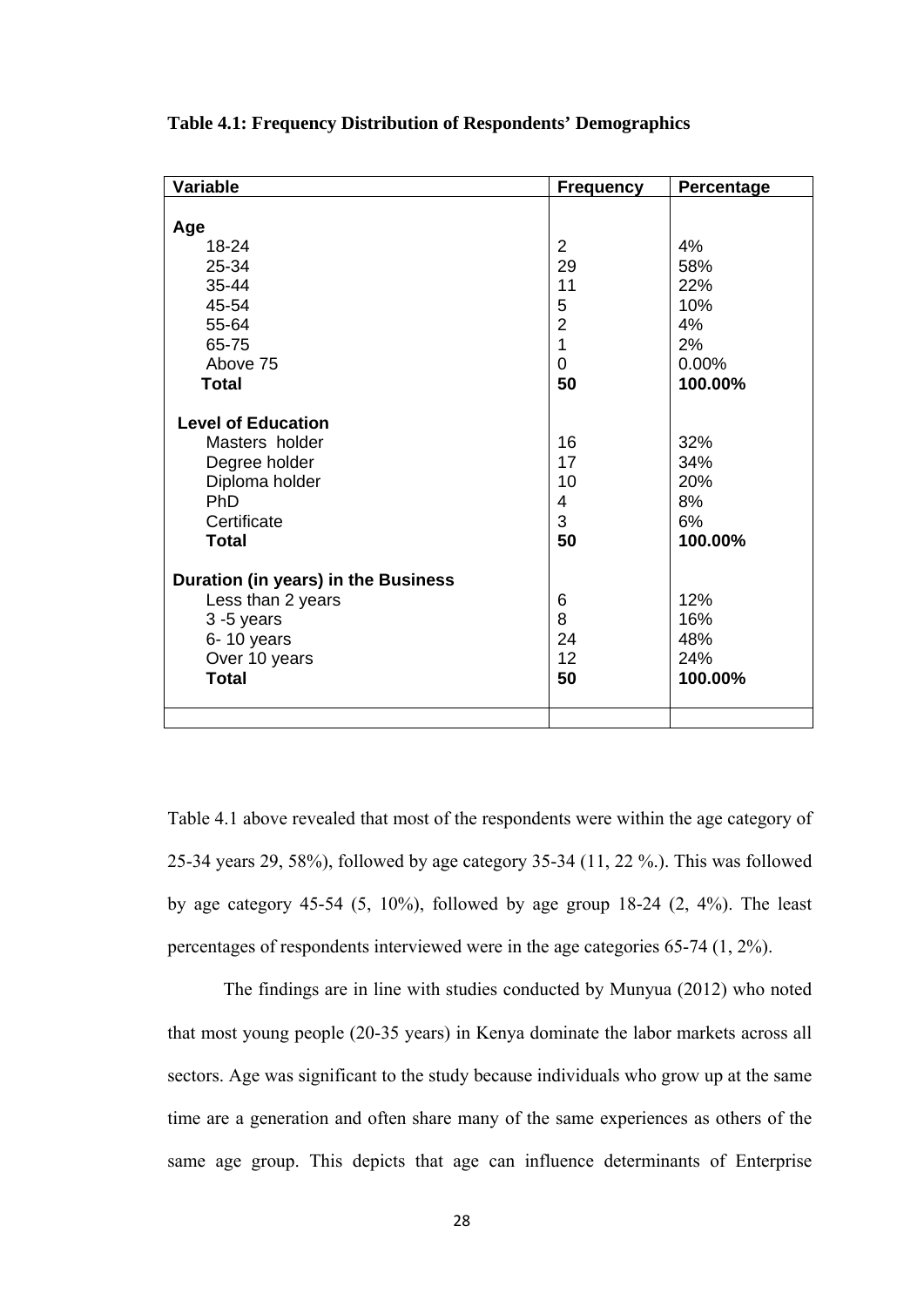**Table 4.1: Frequency Distribution of Respondents' Demographics**

| Variable | Frequency | Percentage |
|---|---|---|
| **Age** | | |
| 18-24 | 2 | 4% |
| 25-34 | 29 | 58% |
| 35-44 | 11 | 22% |
| 45-54 | 5 | 10% |
| 55-64 | 2 | 4% |
| 65-75 | 1 | 2% |
| Above 75 | 0 | 0.00% |
| **Total** | **50** | **100.00%** |
| **Level of Education** | | |
| Masters holder | 16 | 32% |
| Degree holder | 17 | 34% |
| Diploma holder | 10 | 20% |
| PhD | 4 | 8% |
| Certificate | 3 | 6% |
| **Total** | **50** | **100.00%** |
| **Duration (in years) in the Business** | | |
| Less than 2 years | 6 | 12% |
| 3 -5 years | 8 | 16% |
| 6- 10 years | 24 | 48% |
| Over 10 years | 12 | 24% |
| **Total** | **50** | **100.00%** |

Table 4.1 above revealed that most of the respondents were within the age category of 25-34 years 29, 58%), followed by age category 35-34 (11, 22 %.). This was followed by age category 45-54 (5, 10%), followed by age group 18-24 (2, 4%). The least percentages of respondents interviewed were in the age categories 65-74 (1, 2%).

The findings are in line with studies conducted by Munyua (2012) who noted that most young people (20-35 years) in Kenya dominate the labor markets across all sectors. Age was significant to the study because individuals who grow up at the same time are a generation and often share many of the same experiences as others of the same age group. This depicts that age can influence determinants of Enterprise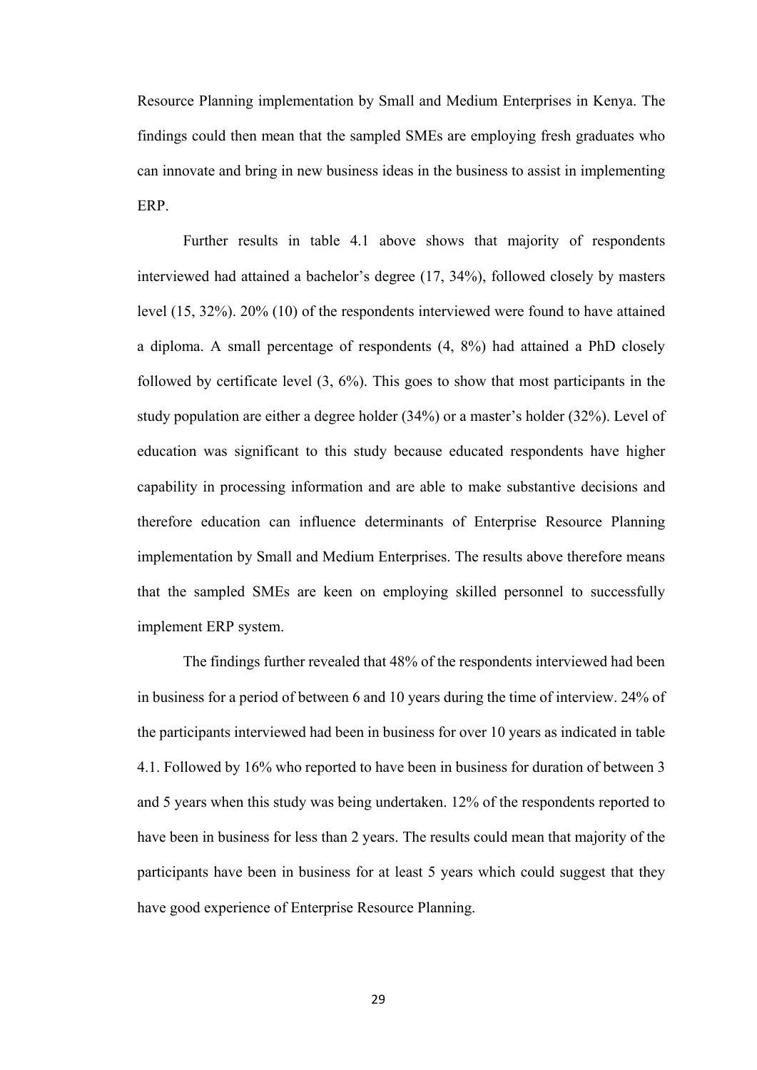Resource Planning implementation by Small and Medium Enterprises in Kenya. The findings could then mean that the sampled SMEs are employing fresh graduates who can innovate and bring in new business ideas in the business to assist in implementing ERP.

Further results in table 4.1 above shows that majority of respondents interviewed had attained a bachelor's degree (17, 34%), followed closely by masters level (15, 32%). 20% (10) of the respondents interviewed were found to have attained a diploma. A small percentage of respondents (4, 8%) had attained a PhD closely followed by certificate level (3, 6%). This goes to show that most participants in the study population are either a degree holder (34%) or a master's holder (32%). Level of education was significant to this study because educated respondents have higher capability in processing information and are able to make substantive decisions and therefore education can influence determinants of Enterprise Resource Planning implementation by Small and Medium Enterprises. The results above therefore means that the sampled SMEs are keen on employing skilled personnel to successfully implement ERP system.

The findings further revealed that 48% of the respondents interviewed had been in business for a period of between 6 and 10 years during the time of interview. 24% of the participants interviewed had been in business for over 10 years as indicated in table 4.1. Followed by 16% who reported to have been in business for duration of between 3 and 5 years when this study was being undertaken. 12% of the respondents reported to have been in business for less than 2 years. The results could mean that majority of the participants have been in business for at least 5 years which could suggest that they have good experience of Enterprise Resource Planning.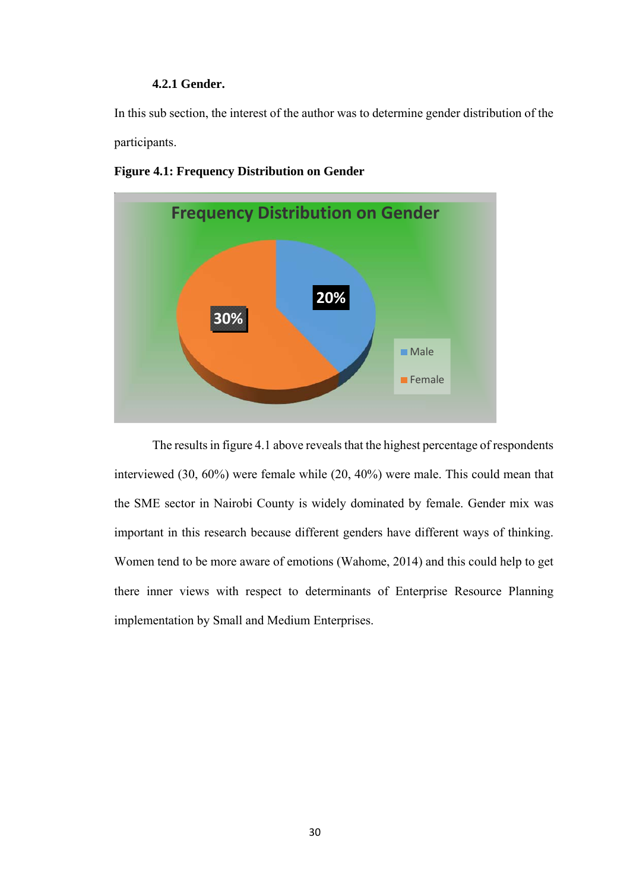#### 4.2.1 Gender.

In this sub section, the interest of the author was to determine gender distribution of the participants.

**Figure 4.1: Frequency Distribution on Gender**

Frequency Distribution on Gender

20%

30%

Male

Female

The results in figure 4.1 above reveals that the highest percentage of respondents interviewed (30, 60%) were female while (20, 40%) were male. This could mean that the SME sector in Nairobi County is widely dominated by female. Gender mix was important in this research because different genders have different ways of thinking. Women tend to be more aware of emotions (Wahome, 2014) and this could help to get there inner views with respect to determinants of Enterprise Resource Planning implementation by Small and Medium Enterprises.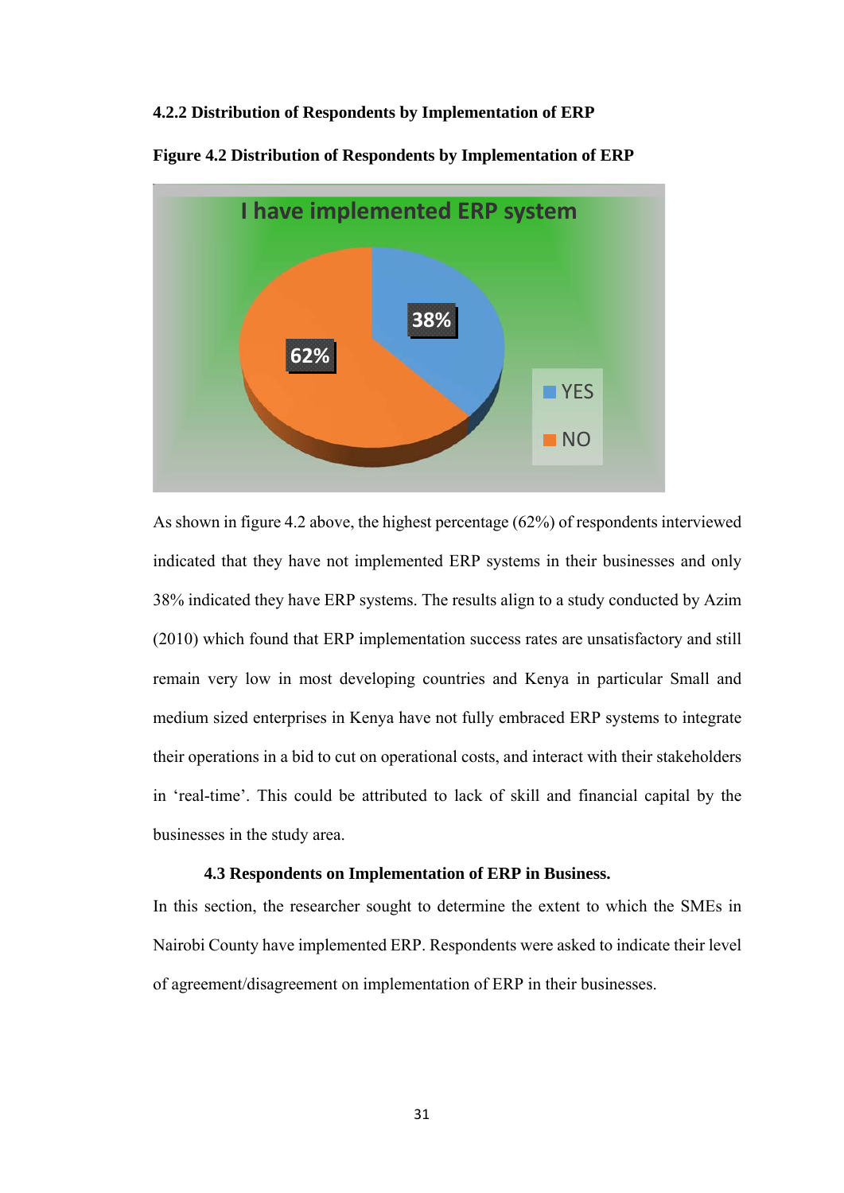### 4.2.2 Distribution of Respondents by Implementation of ERP

**Figure 4.2 Distribution of Respondents by Implementation of ERP**

I have implemented ERP system

38%

62%

YES

NO

As shown in figure 4.2 above, the highest percentage (62%) of respondents interviewed indicated that they have not implemented ERP systems in their businesses and only 38% indicated they have ERP systems. The results align to a study conducted by Azim (2010) which found that ERP implementation success rates are unsatisfactory and still remain very low in most developing countries and Kenya in particular Small and medium sized enterprises in Kenya have not fully embraced ERP systems to integrate their operations in a bid to cut on operational costs, and interact with their stakeholders in 'real-time'. This could be attributed to lack of skill and financial capital by the businesses in the study area.

## 4.3 Respondents on Implementation of ERP in Business.

In this section, the researcher sought to determine the extent to which the SMEs in Nairobi County have implemented ERP. Respondents were asked to indicate their level of agreement/disagreement on implementation of ERP in their businesses.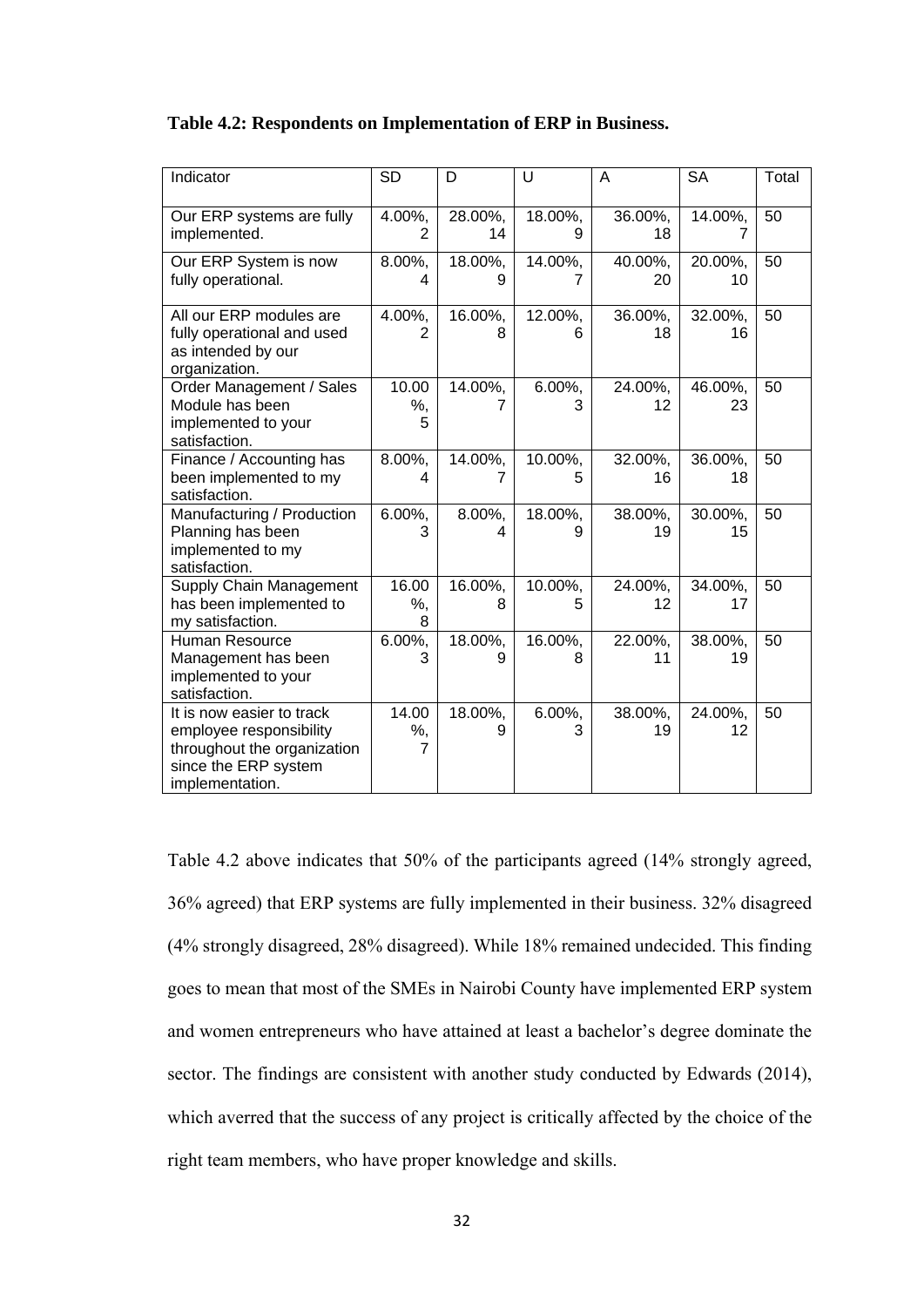**Table 4.2: Respondents on Implementation of ERP in Business.**

| Indicator | SD | D | U | A | SA | Total |
|---|---|---|---|---|---|---|
| Our ERP systems are fully implemented. | 4.00%, 2 | 28.00%, 14 | 18.00%, 9 | 36.00%, 18 | 14.00%, 7 | 50 |
| Our ERP System is now fully operational. | 8.00%, 4 | 18.00%, 9 | 14.00%, 7 | 40.00%, 20 | 20.00%, 10 | 50 |
| All our ERP modules are fully operational and used as intended by our organization. | 4.00%, 2 | 16.00%, 8 | 12.00%, 6 | 36.00%, 18 | 32.00%, 16 | 50 |
| Order Management / Sales Module has been implemented to your satisfaction. | 10.00 %, 5 | 14.00%, 7 | 6.00%, 3 | 24.00%, 12 | 46.00%, 23 | 50 |
| Finance / Accounting has been implemented to my satisfaction. | 8.00%, 4 | 14.00%, 7 | 10.00%, 5 | 32.00%, 16 | 36.00%, 18 | 50 |
| Manufacturing / Production Planning has been implemented to my satisfaction. | 6.00%, 3 | 8.00%, 4 | 18.00%, 9 | 38.00%, 19 | 30.00%, 15 | 50 |
| Supply Chain Management has been implemented to my satisfaction. | 16.00 %, 8 | 16.00%, 8 | 10.00%, 5 | 24.00%, 12 | 34.00%, 17 | 50 |
| Human Resource Management has been implemented to your satisfaction. | 6.00%, 3 | 18.00%, 9 | 16.00%, 8 | 22.00%, 11 | 38.00%, 19 | 50 |
| It is now easier to track employee responsibility throughout the organization since the ERP system implementation. | 14.00 %, 7 | 18.00%, 9 | 6.00%, 3 | 38.00%, 19 | 24.00%, 12 | 50 |

Table 4.2 above indicates that 50% of the participants agreed (14% strongly agreed, 36% agreed) that ERP systems are fully implemented in their business. 32% disagreed (4% strongly disagreed, 28% disagreed). While 18% remained undecided. This finding goes to mean that most of the SMEs in Nairobi County have implemented ERP system and women entrepreneurs who have attained at least a bachelor's degree dominate the sector. The findings are consistent with another study conducted by Edwards (2014), which averred that the success of any project is critically affected by the choice of the right team members, who have proper knowledge and skills.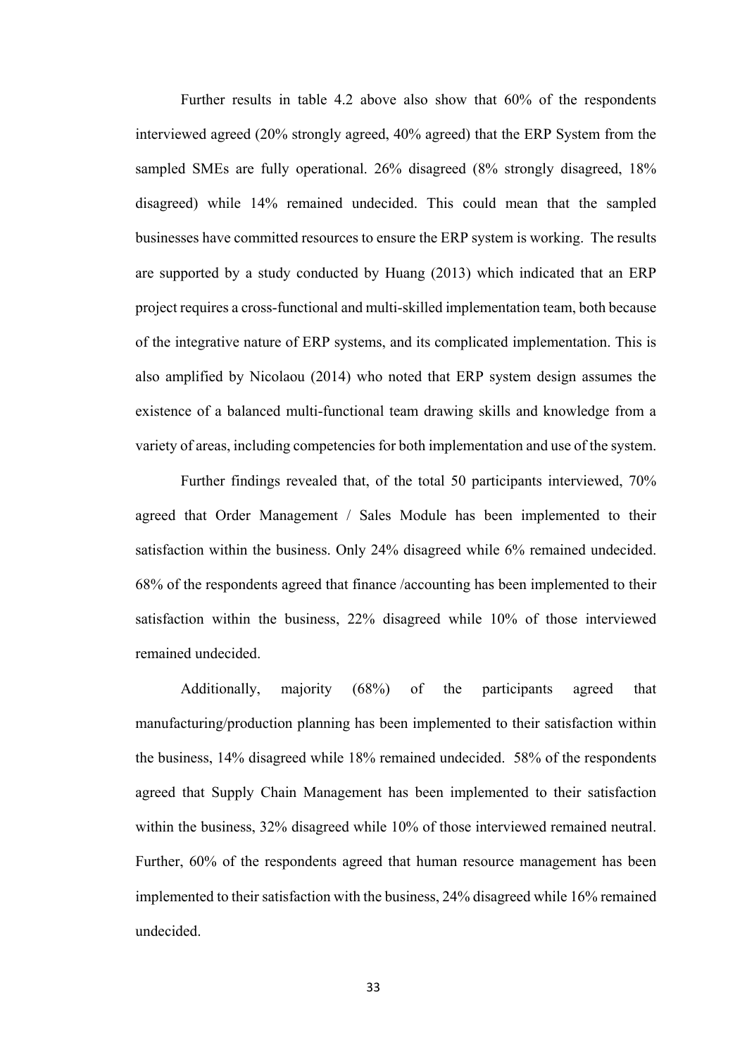Further results in table 4.2 above also show that 60% of the respondents interviewed agreed (20% strongly agreed, 40% agreed) that the ERP System from the sampled SMEs are fully operational. 26% disagreed (8% strongly disagreed, 18% disagreed) while 14% remained undecided. This could mean that the sampled businesses have committed resources to ensure the ERP system is working. The results are supported by a study conducted by Huang (2013) which indicated that an ERP project requires a cross-functional and multi-skilled implementation team, both because of the integrative nature of ERP systems, and its complicated implementation. This is also amplified by Nicolaou (2014) who noted that ERP system design assumes the existence of a balanced multi-functional team drawing skills and knowledge from a variety of areas, including competencies for both implementation and use of the system.

Further findings revealed that, of the total 50 participants interviewed, 70% agreed that Order Management / Sales Module has been implemented to their satisfaction within the business. Only 24% disagreed while 6% remained undecided. 68% of the respondents agreed that finance /accounting has been implemented to their satisfaction within the business, 22% disagreed while 10% of those interviewed remained undecided.

Additionally, majority (68%) of the participants agreed that manufacturing/production planning has been implemented to their satisfaction within the business, 14% disagreed while 18% remained undecided. 58% of the respondents agreed that Supply Chain Management has been implemented to their satisfaction within the business, 32% disagreed while 10% of those interviewed remained neutral. Further, 60% of the respondents agreed that human resource management has been implemented to their satisfaction with the business, 24% disagreed while 16% remained undecided.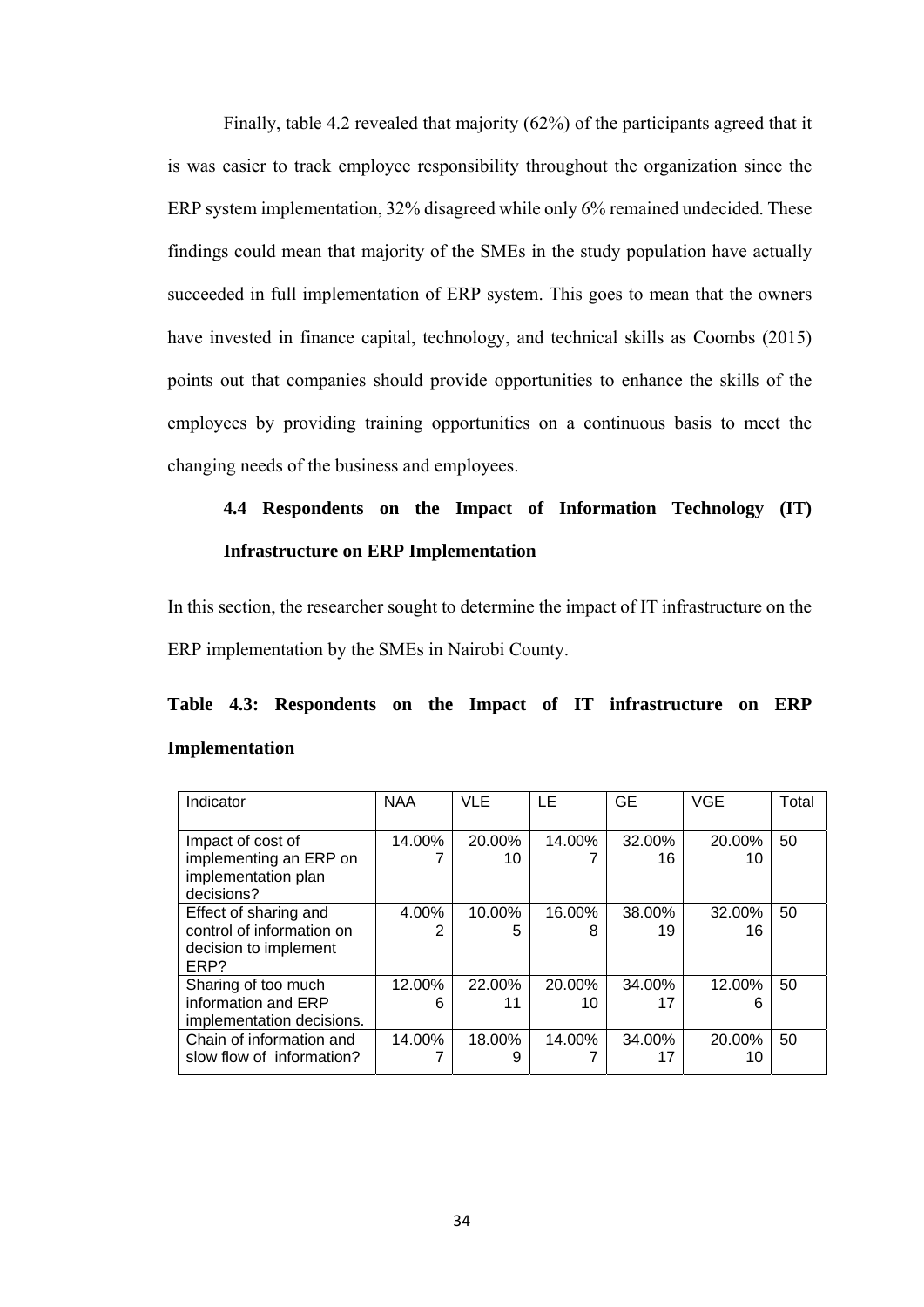Finally, table 4.2 revealed that majority (62%) of the participants agreed that it is was easier to track employee responsibility throughout the organization since the ERP system implementation, 32% disagreed while only 6% remained undecided. These findings could mean that majority of the SMEs in the study population have actually succeeded in full implementation of ERP system. This goes to mean that the owners have invested in finance capital, technology, and technical skills as Coombs (2015) points out that companies should provide opportunities to enhance the skills of the employees by providing training opportunities on a continuous basis to meet the changing needs of the business and employees.

## 4.4 Respondents on the Impact of Information Technology (IT) Infrastructure on ERP Implementation

In this section, the researcher sought to determine the impact of IT infrastructure on the ERP implementation by the SMEs in Nairobi County.

**Table 4.3: Respondents on the Impact of IT infrastructure on ERP Implementation**

| Indicator | NAA | VLE | LE | GE | VGE | Total |
|---|---|---|---|---|---|---|
| Impact of cost of implementing an ERP on implementation plan decisions? | 14.00% 7 | 20.00% 10 | 14.00% 7 | 32.00% 16 | 20.00% 10 | 50 |
| Effect of sharing and control of information on decision to implement ERP? | 4.00% 2 | 10.00% 5 | 16.00% 8 | 38.00% 19 | 32.00% 16 | 50 |
| Sharing of too much information and ERP implementation decisions. | 12.00% 6 | 22.00% 11 | 20.00% 10 | 34.00% 17 | 12.00% 6 | 50 |
| Chain of information and slow flow of information? | 14.00% 7 | 18.00% 9 | 14.00% 7 | 34.00% 17 | 20.00% 10 | 50 |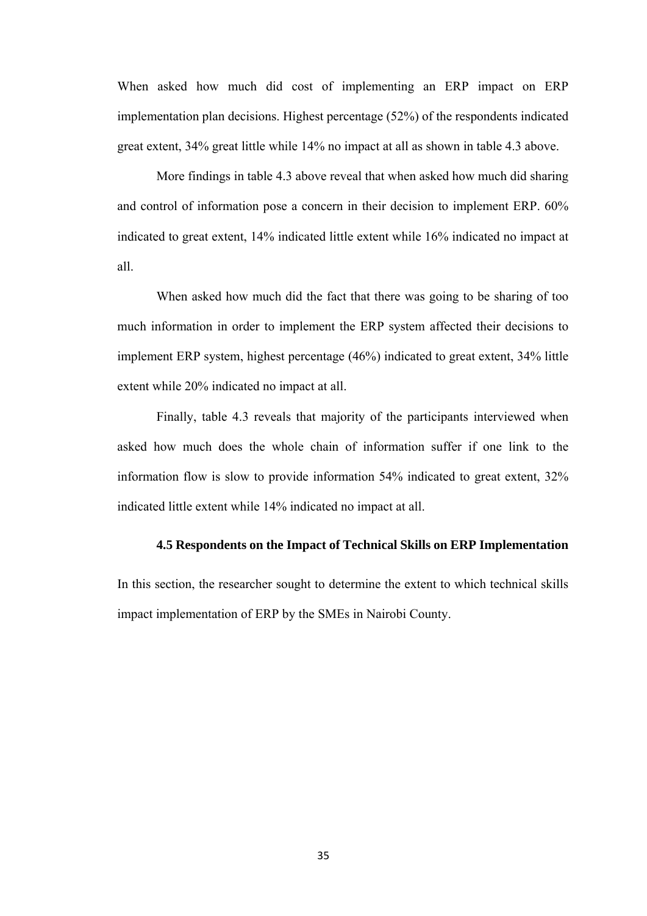When asked how much did cost of implementing an ERP impact on ERP implementation plan decisions. Highest percentage (52%) of the respondents indicated great extent, 34% great little while 14% no impact at all as shown in table 4.3 above.

More findings in table 4.3 above reveal that when asked how much did sharing and control of information pose a concern in their decision to implement ERP. 60% indicated to great extent, 14% indicated little extent while 16% indicated no impact at all.

When asked how much did the fact that there was going to be sharing of too much information in order to implement the ERP system affected their decisions to implement ERP system, highest percentage (46%) indicated to great extent, 34% little extent while 20% indicated no impact at all.

Finally, table 4.3 reveals that majority of the participants interviewed when asked how much does the whole chain of information suffer if one link to the information flow is slow to provide information 54% indicated to great extent, 32% indicated little extent while 14% indicated no impact at all.

### 4.5 Respondents on the Impact of Technical Skills on ERP Implementation

In this section, the researcher sought to determine the extent to which technical skills impact implementation of ERP by the SMEs in Nairobi County.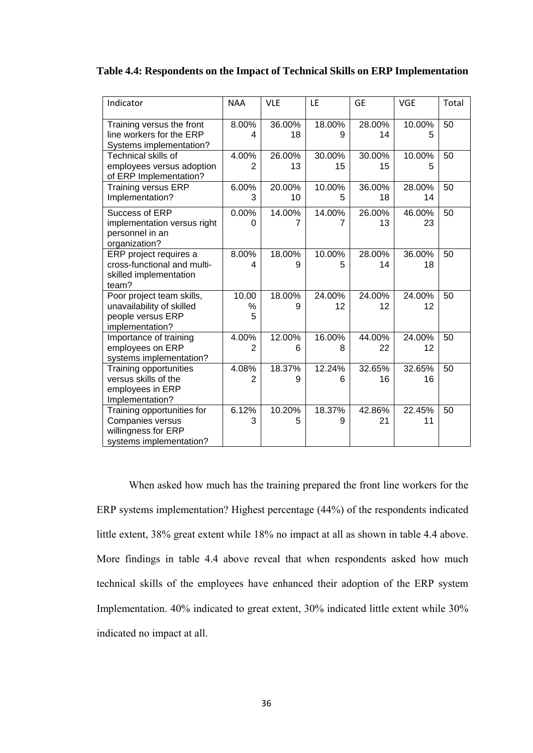**Table 4.4: Respondents on the Impact of Technical Skills on ERP Implementation**

| Indicator | NAA | VLE | LE | GE | VGE | Total |
|---|---|---|---|---|---|---|
| Training versus the front line workers for the ERP Systems implementation? | 8.00% 4 | 36.00% 18 | 18.00% 9 | 28.00% 14 | 10.00% 5 | 50 |
| Technical skills of employees versus adoption of ERP Implementation? | 4.00% 2 | 26.00% 13 | 30.00% 15 | 30.00% 15 | 10.00% 5 | 50 |
| Training versus ERP Implementation? | 6.00% 3 | 20.00% 10 | 10.00% 5 | 36.00% 18 | 28.00% 14 | 50 |
| Success of ERP implementation versus right personnel in an organization? | 0.00% 0 | 14.00% 7 | 14.00% 7 | 26.00% 13 | 46.00% 23 | 50 |
| ERP project requires a cross-functional and multi-skilled implementation team? | 8.00% 4 | 18.00% 9 | 10.00% 5 | 28.00% 14 | 36.00% 18 | 50 |
| Poor project team skills, unavailability of skilled people versus ERP implementation? | 10.00% 5 | 18.00% 9 | 24.00% 12 | 24.00% 12 | 24.00% 12 | 50 |
| Importance of training employees on ERP systems implementation? | 4.00% 2 | 12.00% 6 | 16.00% 8 | 44.00% 22 | 24.00% 12 | 50 |
| Training opportunities versus skills of the employees in ERP Implementation? | 4.08% 2 | 18.37% 9 | 12.24% 6 | 32.65% 16 | 32.65% 16 | 50 |
| Training opportunities for Companies versus willingness for ERP systems implementation? | 6.12% 3 | 10.20% 5 | 18.37% 9 | 42.86% 21 | 22.45% 11 | 50 |

When asked how much has the training prepared the front line workers for the ERP systems implementation? Highest percentage (44%) of the respondents indicated little extent, 38% great extent while 18% no impact at all as shown in table 4.4 above. More findings in table 4.4 above reveal that when respondents asked how much technical skills of the employees have enhanced their adoption of the ERP system Implementation. 40% indicated to great extent, 30% indicated little extent while 30% indicated no impact at all.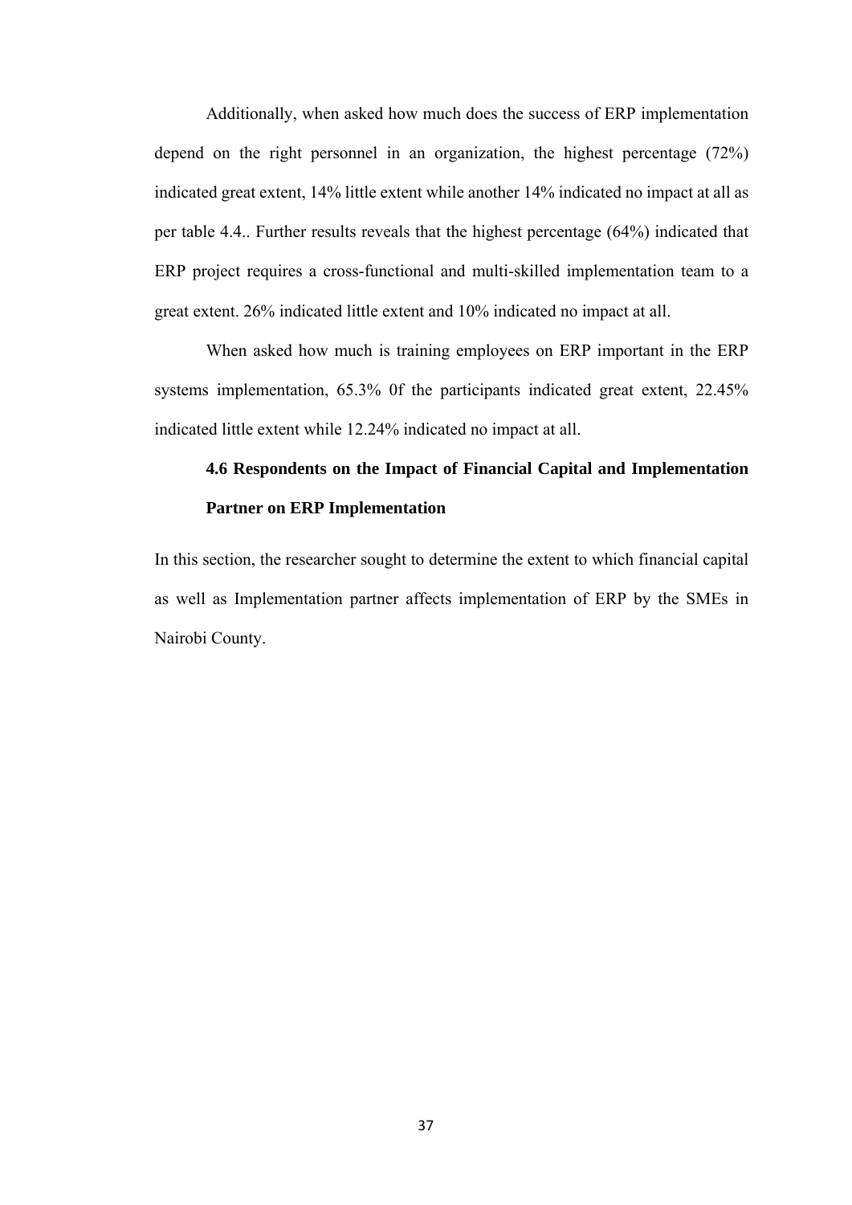Additionally, when asked how much does the success of ERP implementation depend on the right personnel in an organization, the highest percentage (72%) indicated great extent, 14% little extent while another 14% indicated no impact at all as per table 4.4.. Further results reveals that the highest percentage (64%) indicated that ERP project requires a cross-functional and multi-skilled implementation team to a great extent. 26% indicated little extent and 10% indicated no impact at all.

When asked how much is training employees on ERP important in the ERP systems implementation, 65.3% 0f the participants indicated great extent, 22.45% indicated little extent while 12.24% indicated no impact at all.

### 4.6 Respondents on the Impact of Financial Capital and Implementation Partner on ERP Implementation

In this section, the researcher sought to determine the extent to which financial capital as well as Implementation partner affects implementation of ERP by the SMEs in Nairobi County.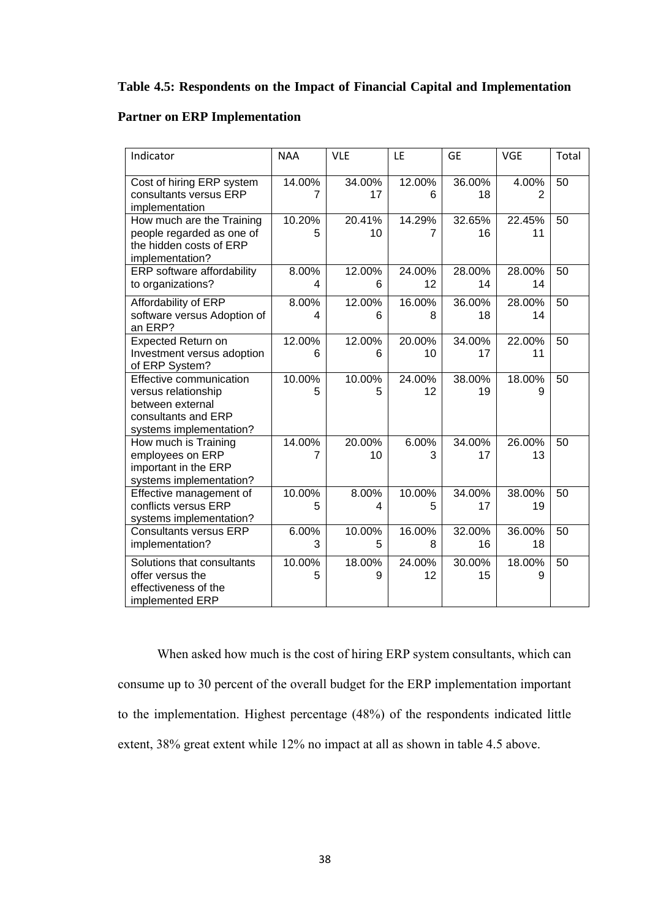**Table 4.5: Respondents on the Impact of Financial Capital and Implementation Partner on ERP Implementation**

| Indicator | NAA | VLE | LE | GE | VGE | Total |
|---|---|---|---|---|---|---|
| Cost of hiring ERP system consultants versus ERP implementation | 14.00% 7 | 34.00% 17 | 12.00% 6 | 36.00% 18 | 4.00% 2 | 50 |
| How much are the Training people regarded as one of the hidden costs of ERP implementation? | 10.20% 5 | 20.41% 10 | 14.29% 7 | 32.65% 16 | 22.45% 11 | 50 |
| ERP software affordability to organizations? | 8.00% 4 | 12.00% 6 | 24.00% 12 | 28.00% 14 | 28.00% 14 | 50 |
| Affordability of ERP software versus Adoption of an ERP? | 8.00% 4 | 12.00% 6 | 16.00% 8 | 36.00% 18 | 28.00% 14 | 50 |
| Expected Return on Investment versus adoption of ERP System? | 12.00% 6 | 12.00% 6 | 20.00% 10 | 34.00% 17 | 22.00% 11 | 50 |
| Effective communication versus relationship between external consultants and ERP systems implementation? | 10.00% 5 | 10.00% 5 | 24.00% 12 | 38.00% 19 | 18.00% 9 | 50 |
| How much is Training employees on ERP important in the ERP systems implementation? | 14.00% 7 | 20.00% 10 | 6.00% 3 | 34.00% 17 | 26.00% 13 | 50 |
| Effective management of conflicts versus ERP systems implementation? | 10.00% 5 | 8.00% 4 | 10.00% 5 | 34.00% 17 | 38.00% 19 | 50 |
| Consultants versus ERP implementation? | 6.00% 3 | 10.00% 5 | 16.00% 8 | 32.00% 16 | 36.00% 18 | 50 |
| Solutions that consultants offer versus the effectiveness of the implemented ERP | 10.00% 5 | 18.00% 9 | 24.00% 12 | 30.00% 15 | 18.00% 9 | 50 |

When asked how much is the cost of hiring ERP system consultants, which can consume up to 30 percent of the overall budget for the ERP implementation important to the implementation. Highest percentage (48%) of the respondents indicated little extent, 38% great extent while 12% no impact at all as shown in table 4.5 above.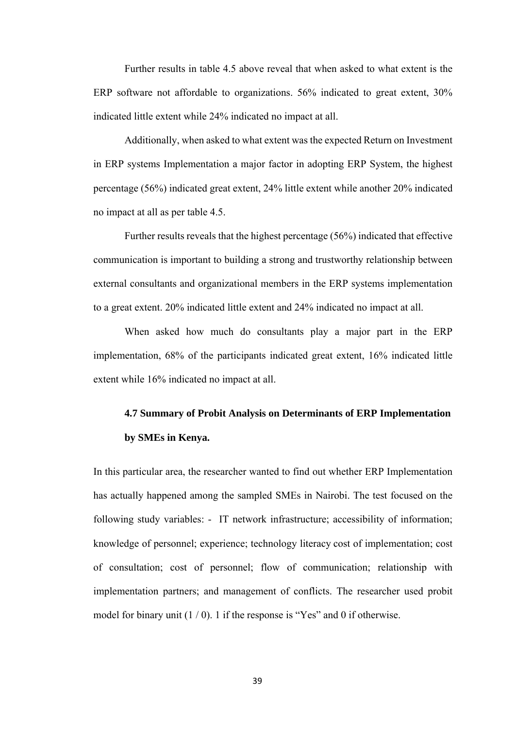Further results in table 4.5 above reveal that when asked to what extent is the ERP software not affordable to organizations. 56% indicated to great extent, 30% indicated little extent while 24% indicated no impact at all.

Additionally, when asked to what extent was the expected Return on Investment in ERP systems Implementation a major factor in adopting ERP System, the highest percentage (56%) indicated great extent, 24% little extent while another 20% indicated no impact at all as per table 4.5.

Further results reveals that the highest percentage (56%) indicated that effective communication is important to building a strong and trustworthy relationship between external consultants and organizational members in the ERP systems implementation to a great extent. 20% indicated little extent and 24% indicated no impact at all.

When asked how much do consultants play a major part in the ERP implementation, 68% of the participants indicated great extent, 16% indicated little extent while 16% indicated no impact at all.

## 4.7 Summary of Probit Analysis on Determinants of ERP Implementation by SMEs in Kenya.

In this particular area, the researcher wanted to find out whether ERP Implementation has actually happened among the sampled SMEs in Nairobi. The test focused on the following study variables: - IT network infrastructure; accessibility of information; knowledge of personnel; experience; technology literacy cost of implementation; cost of consultation; cost of personnel; flow of communication; relationship with implementation partners; and management of conflicts. The researcher used probit model for binary unit (1 / 0). 1 if the response is "Yes" and 0 if otherwise.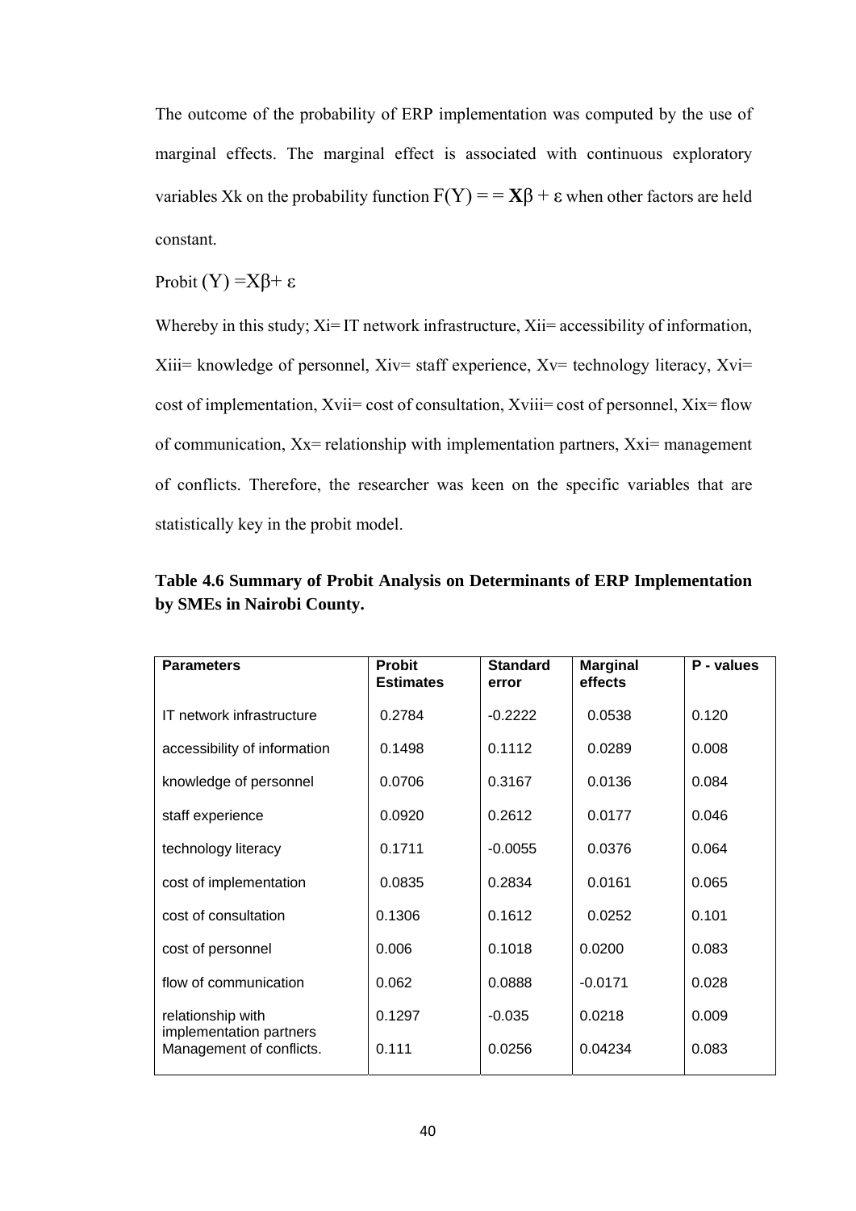The outcome of the probability of ERP implementation was computed by the use of marginal effects. The marginal effect is associated with continuous exploratory variables Xk on the probability function $F(Y) = = \mathbf{X}\beta + \varepsilon$ when other factors are held constant.

Probit $(Y) = X\beta + \varepsilon$

Whereby in this study; Xi= IT network infrastructure, Xii= accessibility of information, Xiii= knowledge of personnel, Xiv= staff experience, Xv= technology literacy, Xvi= cost of implementation, Xvii= cost of consultation, Xviii= cost of personnel, Xix= flow of communication, Xx= relationship with implementation partners, Xxi= management of conflicts. Therefore, the researcher was keen on the specific variables that are statistically key in the probit model.

**Table 4.6 Summary of Probit Analysis on Determinants of ERP Implementation by SMEs in Nairobi County.**

| Parameters | Probit Estimates | Standard error | Marginal effects | P - values |
|---|---|---|---|---|
| IT network infrastructure | 0.2784 | -0.2222 | 0.0538 | 0.120 |
| accessibility of information | 0.1498 | 0.1112 | 0.0289 | 0.008 |
| knowledge of personnel | 0.0706 | 0.3167 | 0.0136 | 0.084 |
| staff experience | 0.0920 | 0.2612 | 0.0177 | 0.046 |
| technology literacy | 0.1711 | -0.0055 | 0.0376 | 0.064 |
| cost of implementation | 0.0835 | 0.2834 | 0.0161 | 0.065 |
| cost of consultation | 0.1306 | 0.1612 | 0.0252 | 0.101 |
| cost of personnel | 0.006 | 0.1018 | 0.0200 | 0.083 |
| flow of communication | 0.062 | 0.0888 | -0.0171 | 0.028 |
| relationship with implementation partners | 0.1297 | -0.035 | 0.0218 | 0.009 |
| Management of conflicts. | 0.111 | 0.0256 | 0.04234 | 0.083 |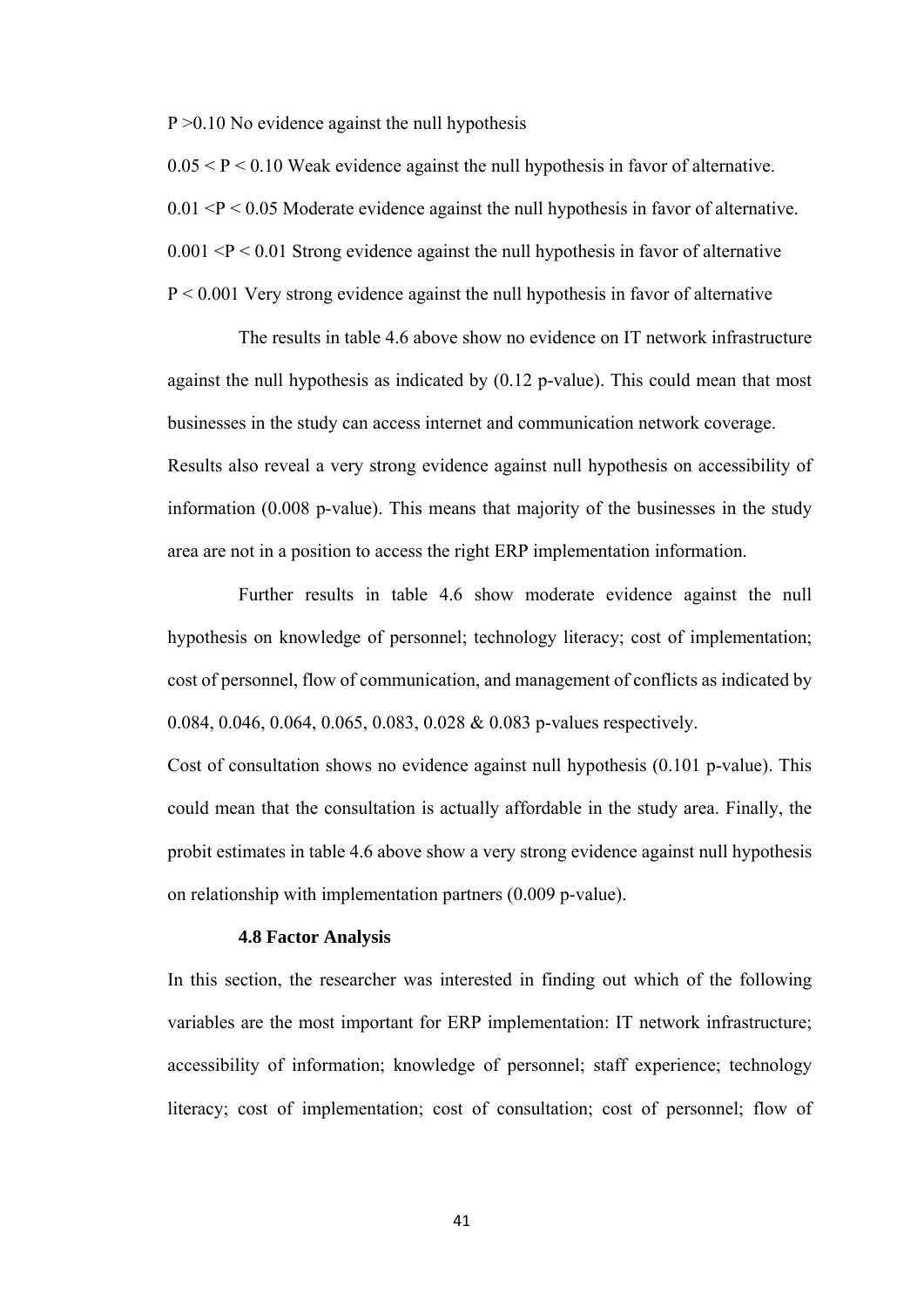P >0.10 No evidence against the null hypothesis

0.05 < P < 0.10 Weak evidence against the null hypothesis in favor of alternative.

0.01 <P < 0.05 Moderate evidence against the null hypothesis in favor of alternative.

0.001 <P < 0.01 Strong evidence against the null hypothesis in favor of alternative

P < 0.001 Very strong evidence against the null hypothesis in favor of alternative

The results in table 4.6 above show no evidence on IT network infrastructure against the null hypothesis as indicated by (0.12 p-value). This could mean that most businesses in the study can access internet and communication network coverage. Results also reveal a very strong evidence against null hypothesis on accessibility of information (0.008 p-value). This means that majority of the businesses in the study area are not in a position to access the right ERP implementation information.

Further results in table 4.6 show moderate evidence against the null hypothesis on knowledge of personnel; technology literacy; cost of implementation; cost of personnel, flow of communication, and management of conflicts as indicated by 0.084, 0.046, 0.064, 0.065, 0.083, 0.028 & 0.083 p-values respectively.

Cost of consultation shows no evidence against null hypothesis (0.101 p-value). This could mean that the consultation is actually affordable in the study area. Finally, the probit estimates in table 4.6 above show a very strong evidence against null hypothesis on relationship with implementation partners (0.009 p-value).

### 4.8 Factor Analysis

In this section, the researcher was interested in finding out which of the following variables are the most important for ERP implementation: IT network infrastructure; accessibility of information; knowledge of personnel; staff experience; technology literacy; cost of implementation; cost of consultation; cost of personnel; flow of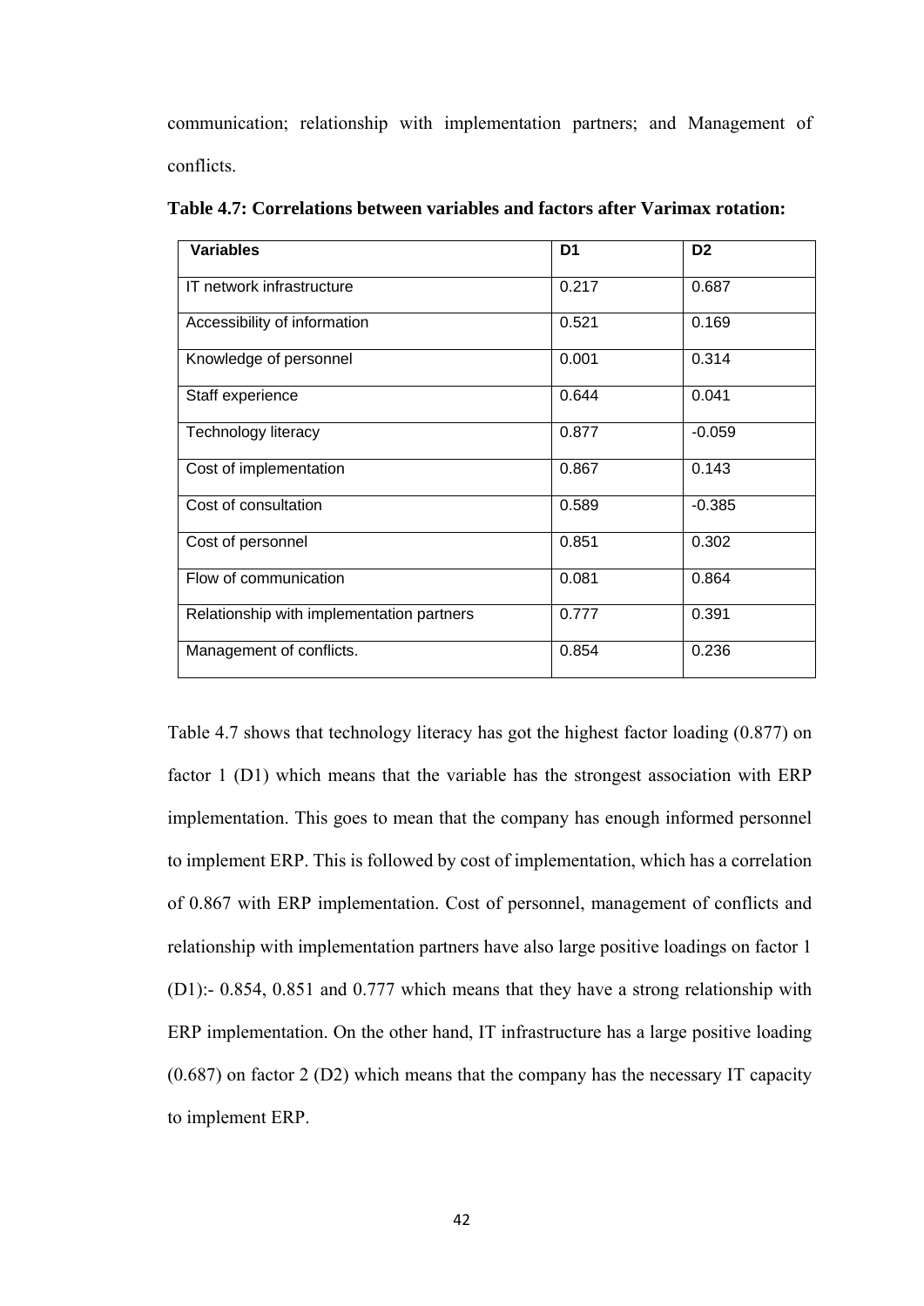communication; relationship with implementation partners; and Management of conflicts.

**Table 4.7: Correlations between variables and factors after Varimax rotation:**

| Variables | D1 | D2 |
|---|---|---|
| IT network infrastructure | 0.217 | 0.687 |
| Accessibility of information | 0.521 | 0.169 |
| Knowledge of personnel | 0.001 | 0.314 |
| Staff experience | 0.644 | 0.041 |
| Technology literacy | 0.877 | -0.059 |
| Cost of implementation | 0.867 | 0.143 |
| Cost of consultation | 0.589 | -0.385 |
| Cost of personnel | 0.851 | 0.302 |
| Flow of communication | 0.081 | 0.864 |
| Relationship with implementation partners | 0.777 | 0.391 |
| Management of conflicts. | 0.854 | 0.236 |

Table 4.7 shows that technology literacy has got the highest factor loading (0.877) on factor 1 (D1) which means that the variable has the strongest association with ERP implementation. This goes to mean that the company has enough informed personnel to implement ERP. This is followed by cost of implementation, which has a correlation of 0.867 with ERP implementation. Cost of personnel, management of conflicts and relationship with implementation partners have also large positive loadings on factor 1 (D1):- 0.854, 0.851 and 0.777 which means that they have a strong relationship with ERP implementation. On the other hand, IT infrastructure has a large positive loading (0.687) on factor 2 (D2) which means that the company has the necessary IT capacity to implement ERP.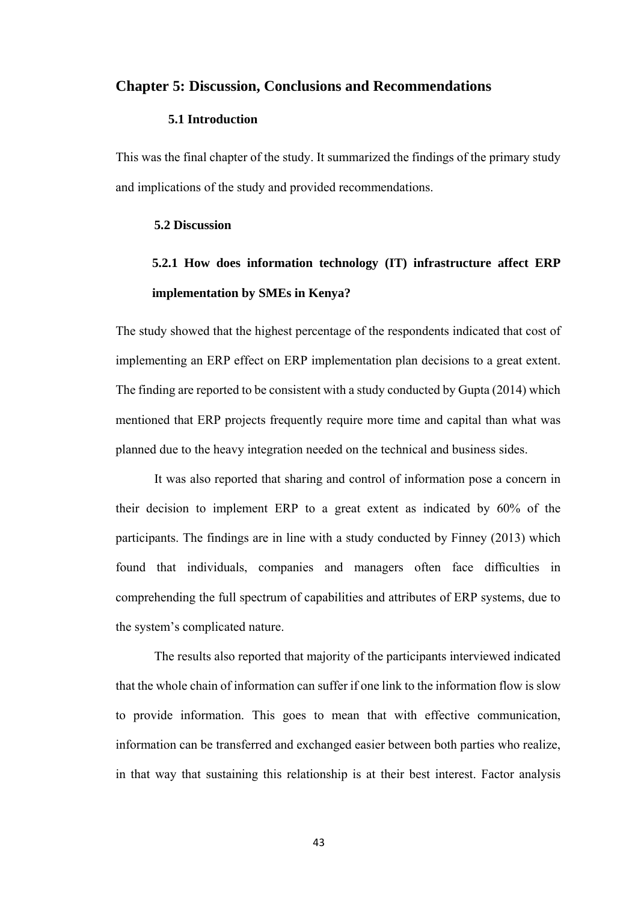# Chapter 5: Discussion, Conclusions and Recommendations

## 5.1 Introduction

This was the final chapter of the study. It summarized the findings of the primary study and implications of the study and provided recommendations.

## 5.2 Discussion

### 5.2.1 How does information technology (IT) infrastructure affect ERP implementation by SMEs in Kenya?

The study showed that the highest percentage of the respondents indicated that cost of implementing an ERP effect on ERP implementation plan decisions to a great extent. The finding are reported to be consistent with a study conducted by Gupta (2014) which mentioned that ERP projects frequently require more time and capital than what was planned due to the heavy integration needed on the technical and business sides.

It was also reported that sharing and control of information pose a concern in their decision to implement ERP to a great extent as indicated by 60% of the participants. The findings are in line with a study conducted by Finney (2013) which found that individuals, companies and managers often face difficulties in comprehending the full spectrum of capabilities and attributes of ERP systems, due to the system's complicated nature.

The results also reported that majority of the participants interviewed indicated that the whole chain of information can suffer if one link to the information flow is slow to provide information. This goes to mean that with effective communication, information can be transferred and exchanged easier between both parties who realize, in that way that sustaining this relationship is at their best interest. Factor analysis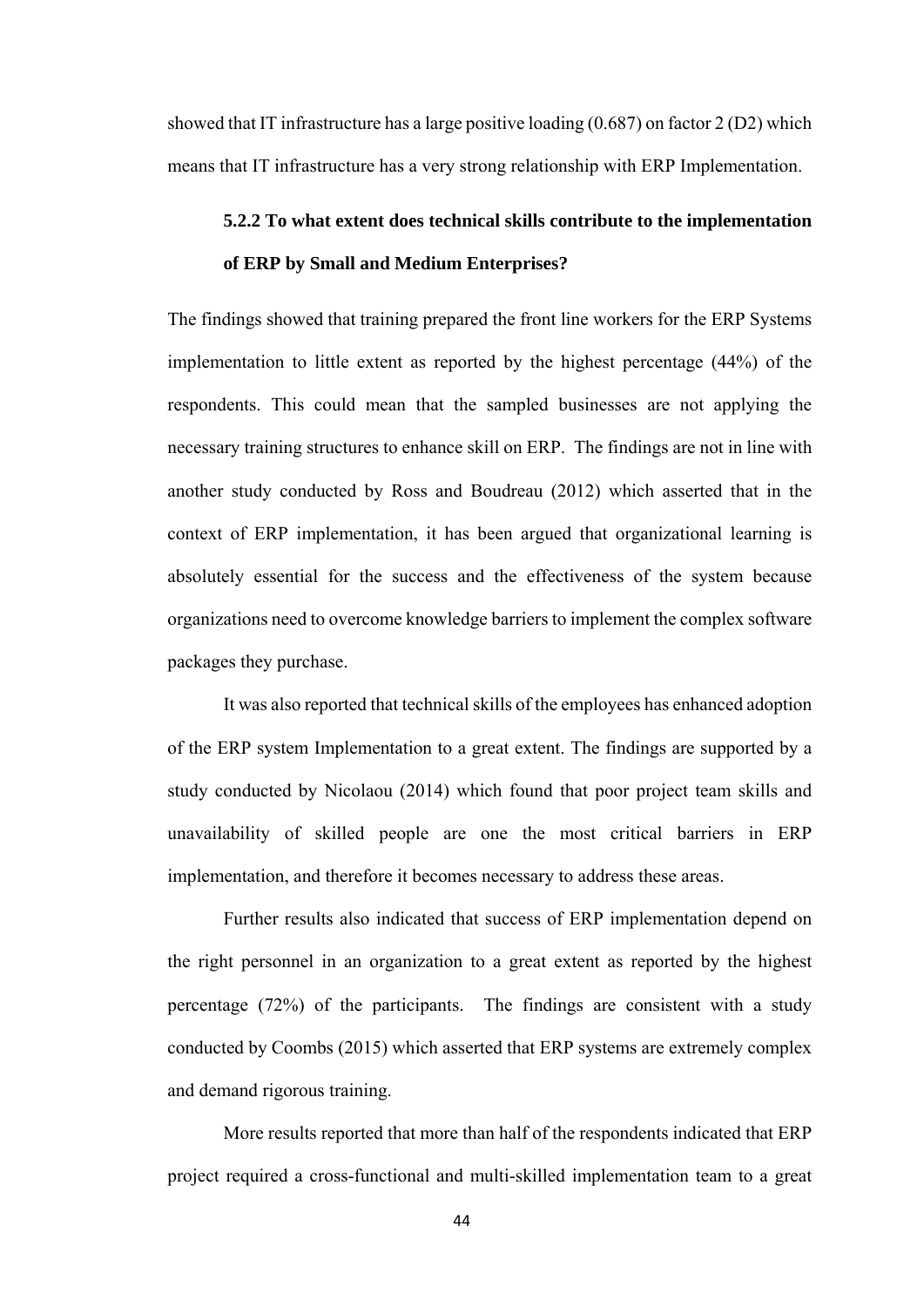showed that IT infrastructure has a large positive loading (0.687) on factor 2 (D2) which means that IT infrastructure has a very strong relationship with ERP Implementation.

### 5.2.2 To what extent does technical skills contribute to the implementation of ERP by Small and Medium Enterprises?

The findings showed that training prepared the front line workers for the ERP Systems implementation to little extent as reported by the highest percentage (44%) of the respondents. This could mean that the sampled businesses are not applying the necessary training structures to enhance skill on ERP. The findings are not in line with another study conducted by Ross and Boudreau (2012) which asserted that in the context of ERP implementation, it has been argued that organizational learning is absolutely essential for the success and the effectiveness of the system because organizations need to overcome knowledge barriers to implement the complex software packages they purchase.

It was also reported that technical skills of the employees has enhanced adoption of the ERP system Implementation to a great extent. The findings are supported by a study conducted by Nicolaou (2014) which found that poor project team skills and unavailability of skilled people are one the most critical barriers in ERP implementation, and therefore it becomes necessary to address these areas.

Further results also indicated that success of ERP implementation depend on the right personnel in an organization to a great extent as reported by the highest percentage (72%) of the participants. The findings are consistent with a study conducted by Coombs (2015) which asserted that ERP systems are extremely complex and demand rigorous training.

More results reported that more than half of the respondents indicated that ERP project required a cross-functional and multi-skilled implementation team to a great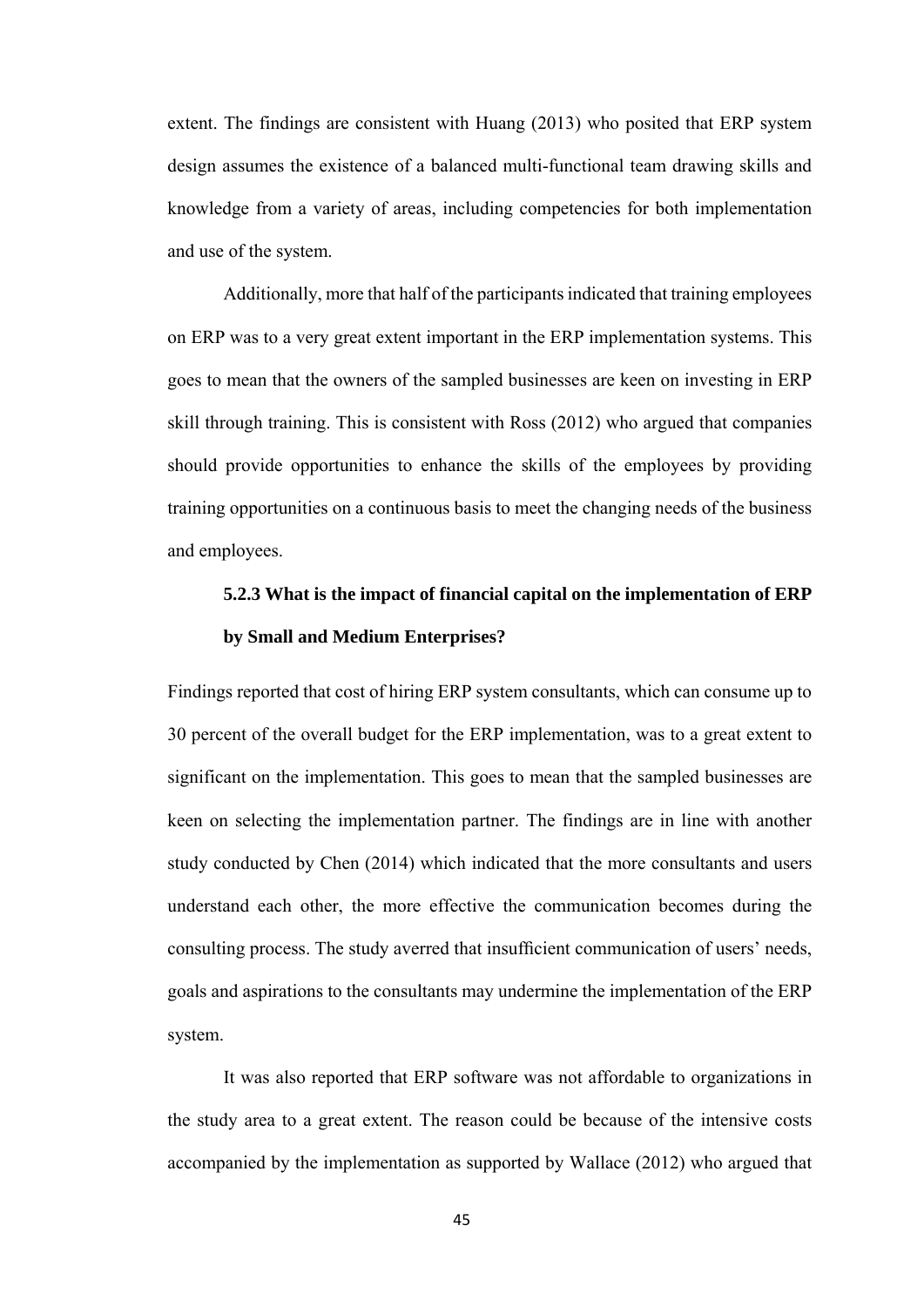extent. The findings are consistent with Huang (2013) who posited that ERP system design assumes the existence of a balanced multi-functional team drawing skills and knowledge from a variety of areas, including competencies for both implementation and use of the system.

Additionally, more that half of the participants indicated that training employees on ERP was to a very great extent important in the ERP implementation systems. This goes to mean that the owners of the sampled businesses are keen on investing in ERP skill through training. This is consistent with Ross (2012) who argued that companies should provide opportunities to enhance the skills of the employees by providing training opportunities on a continuous basis to meet the changing needs of the business and employees.

### 5.2.3 What is the impact of financial capital on the implementation of ERP by Small and Medium Enterprises?

Findings reported that cost of hiring ERP system consultants, which can consume up to 30 percent of the overall budget for the ERP implementation, was to a great extent to significant on the implementation. This goes to mean that the sampled businesses are keen on selecting the implementation partner. The findings are in line with another study conducted by Chen (2014) which indicated that the more consultants and users understand each other, the more effective the communication becomes during the consulting process. The study averred that insufficient communication of users' needs, goals and aspirations to the consultants may undermine the implementation of the ERP system.

It was also reported that ERP software was not affordable to organizations in the study area to a great extent. The reason could be because of the intensive costs accompanied by the implementation as supported by Wallace (2012) who argued that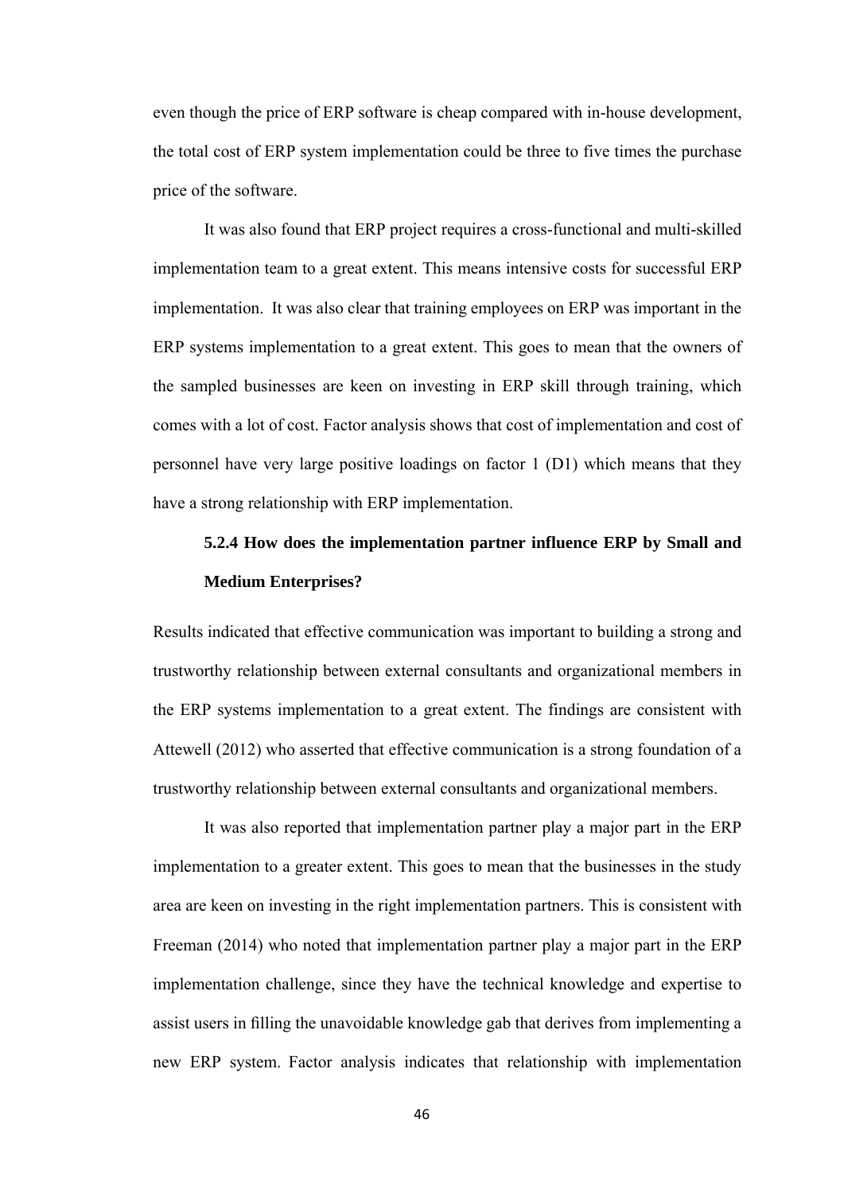even though the price of ERP software is cheap compared with in-house development, the total cost of ERP system implementation could be three to five times the purchase price of the software.

It was also found that ERP project requires a cross-functional and multi-skilled implementation team to a great extent. This means intensive costs for successful ERP implementation. It was also clear that training employees on ERP was important in the ERP systems implementation to a great extent. This goes to mean that the owners of the sampled businesses are keen on investing in ERP skill through training, which comes with a lot of cost. Factor analysis shows that cost of implementation and cost of personnel have very large positive loadings on factor 1 (D1) which means that they have a strong relationship with ERP implementation.

### 5.2.4 How does the implementation partner influence ERP by Small and Medium Enterprises?

Results indicated that effective communication was important to building a strong and trustworthy relationship between external consultants and organizational members in the ERP systems implementation to a great extent. The findings are consistent with Attewell (2012) who asserted that effective communication is a strong foundation of a trustworthy relationship between external consultants and organizational members.

It was also reported that implementation partner play a major part in the ERP implementation to a greater extent. This goes to mean that the businesses in the study area are keen on investing in the right implementation partners. This is consistent with Freeman (2014) who noted that implementation partner play a major part in the ERP implementation challenge, since they have the technical knowledge and expertise to assist users in filling the unavoidable knowledge gab that derives from implementing a new ERP system. Factor analysis indicates that relationship with implementation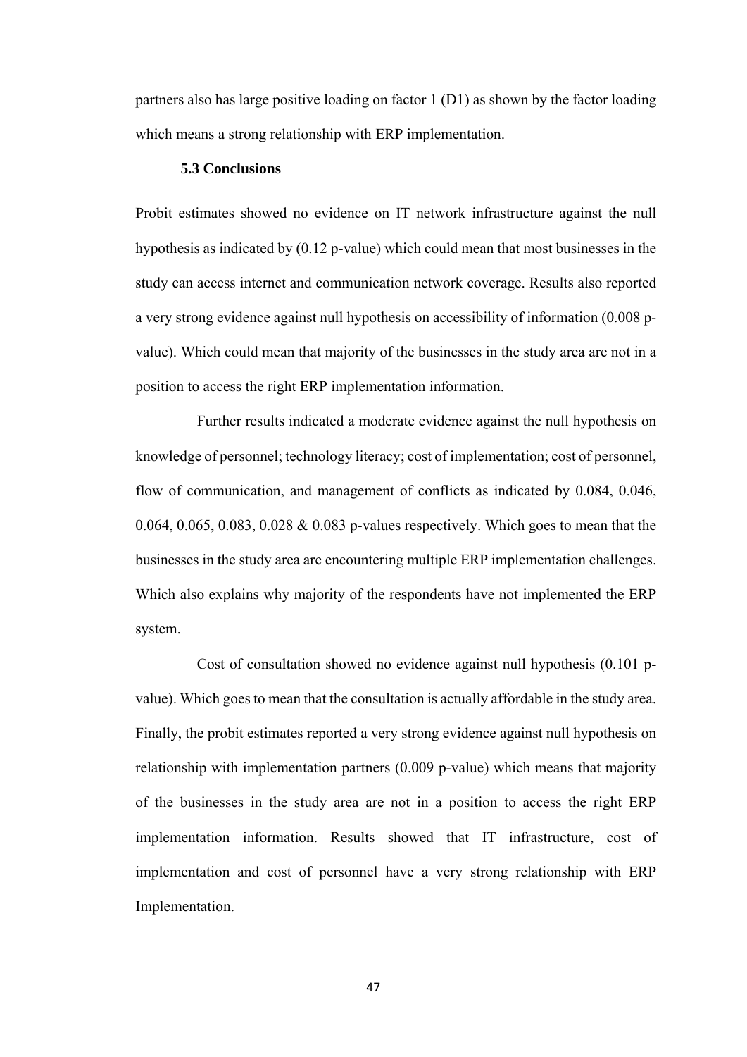partners also has large positive loading on factor 1 (D1) as shown by the factor loading which means a strong relationship with ERP implementation.

### 5.3 Conclusions

Probit estimates showed no evidence on IT network infrastructure against the null hypothesis as indicated by (0.12 p-value) which could mean that most businesses in the study can access internet and communication network coverage. Results also reported a very strong evidence against null hypothesis on accessibility of information (0.008 p-value). Which could mean that majority of the businesses in the study area are not in a position to access the right ERP implementation information.

Further results indicated a moderate evidence against the null hypothesis on knowledge of personnel; technology literacy; cost of implementation; cost of personnel, flow of communication, and management of conflicts as indicated by 0.084, 0.046, 0.064, 0.065, 0.083, 0.028 & 0.083 p-values respectively. Which goes to mean that the businesses in the study area are encountering multiple ERP implementation challenges. Which also explains why majority of the respondents have not implemented the ERP system.

Cost of consultation showed no evidence against null hypothesis (0.101 p-value). Which goes to mean that the consultation is actually affordable in the study area. Finally, the probit estimates reported a very strong evidence against null hypothesis on relationship with implementation partners (0.009 p-value) which means that majority of the businesses in the study area are not in a position to access the right ERP implementation information. Results showed that IT infrastructure, cost of implementation and cost of personnel have a very strong relationship with ERP Implementation.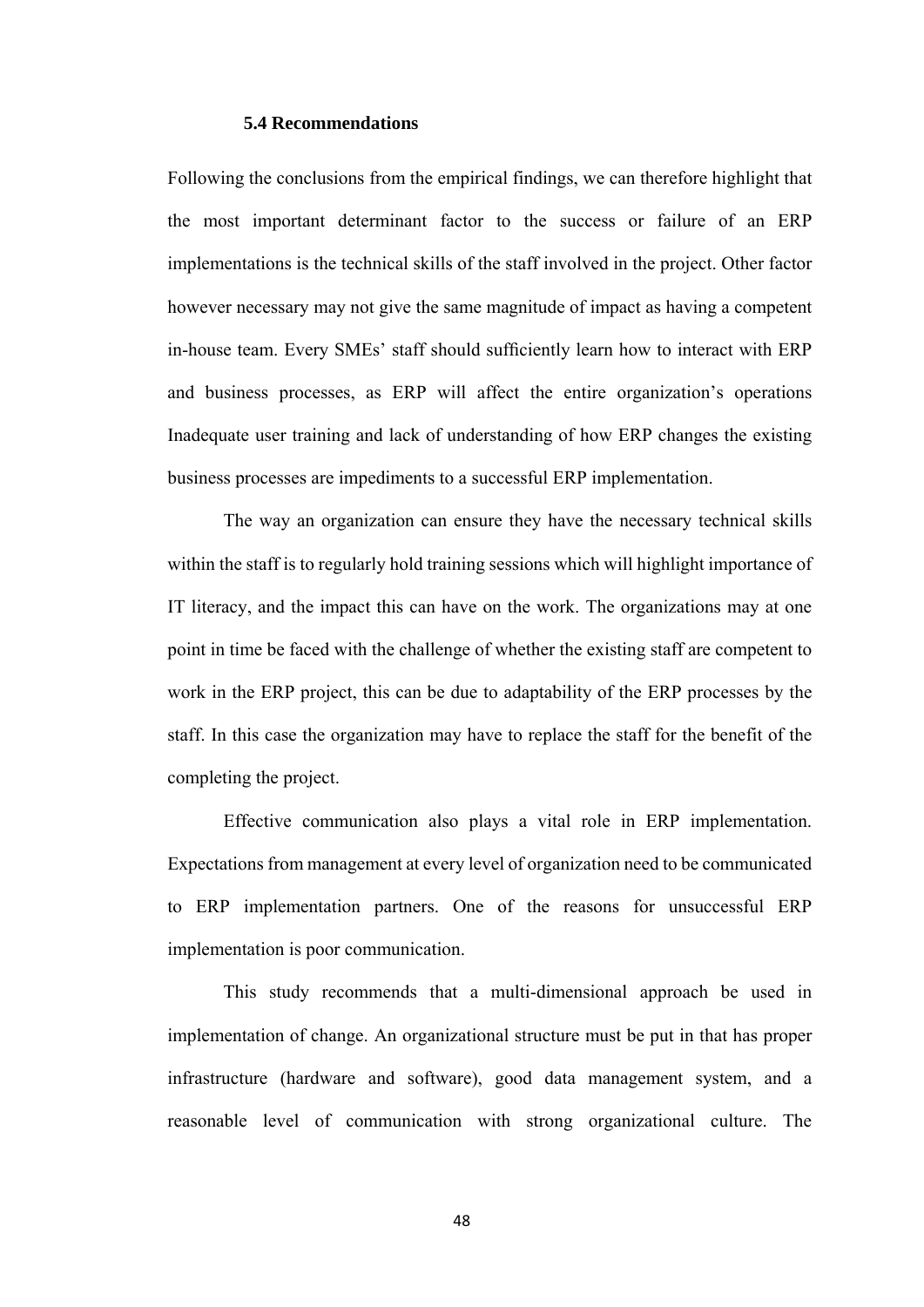### 5.4 Recommendations

Following the conclusions from the empirical findings, we can therefore highlight that the most important determinant factor to the success or failure of an ERP implementations is the technical skills of the staff involved in the project. Other factor however necessary may not give the same magnitude of impact as having a competent in-house team. Every SMEs' staff should sufficiently learn how to interact with ERP and business processes, as ERP will affect the entire organization's operations Inadequate user training and lack of understanding of how ERP changes the existing business processes are impediments to a successful ERP implementation.

The way an organization can ensure they have the necessary technical skills within the staff is to regularly hold training sessions which will highlight importance of IT literacy, and the impact this can have on the work. The organizations may at one point in time be faced with the challenge of whether the existing staff are competent to work in the ERP project, this can be due to adaptability of the ERP processes by the staff. In this case the organization may have to replace the staff for the benefit of the completing the project.

Effective communication also plays a vital role in ERP implementation. Expectations from management at every level of organization need to be communicated to ERP implementation partners. One of the reasons for unsuccessful ERP implementation is poor communication.

This study recommends that a multi-dimensional approach be used in implementation of change. An organizational structure must be put in that has proper infrastructure (hardware and software), good data management system, and a reasonable level of communication with strong organizational culture. The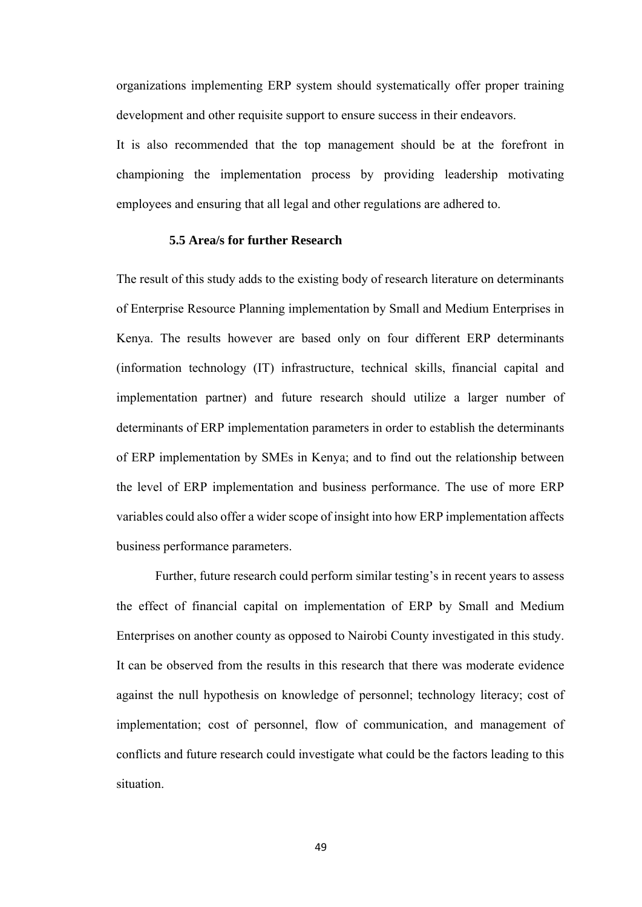organizations implementing ERP system should systematically offer proper training development and other requisite support to ensure success in their endeavors.

It is also recommended that the top management should be at the forefront in championing the implementation process by providing leadership motivating employees and ensuring that all legal and other regulations are adhered to.

### 5.5 Area/s for further Research

The result of this study adds to the existing body of research literature on determinants of Enterprise Resource Planning implementation by Small and Medium Enterprises in Kenya. The results however are based only on four different ERP determinants (information technology (IT) infrastructure, technical skills, financial capital and implementation partner) and future research should utilize a larger number of determinants of ERP implementation parameters in order to establish the determinants of ERP implementation by SMEs in Kenya; and to find out the relationship between the level of ERP implementation and business performance. The use of more ERP variables could also offer a wider scope of insight into how ERP implementation affects business performance parameters.

Further, future research could perform similar testing's in recent years to assess the effect of financial capital on implementation of ERP by Small and Medium Enterprises on another county as opposed to Nairobi County investigated in this study. It can be observed from the results in this research that there was moderate evidence against the null hypothesis on knowledge of personnel; technology literacy; cost of implementation; cost of personnel, flow of communication, and management of conflicts and future research could investigate what could be the factors leading to this situation.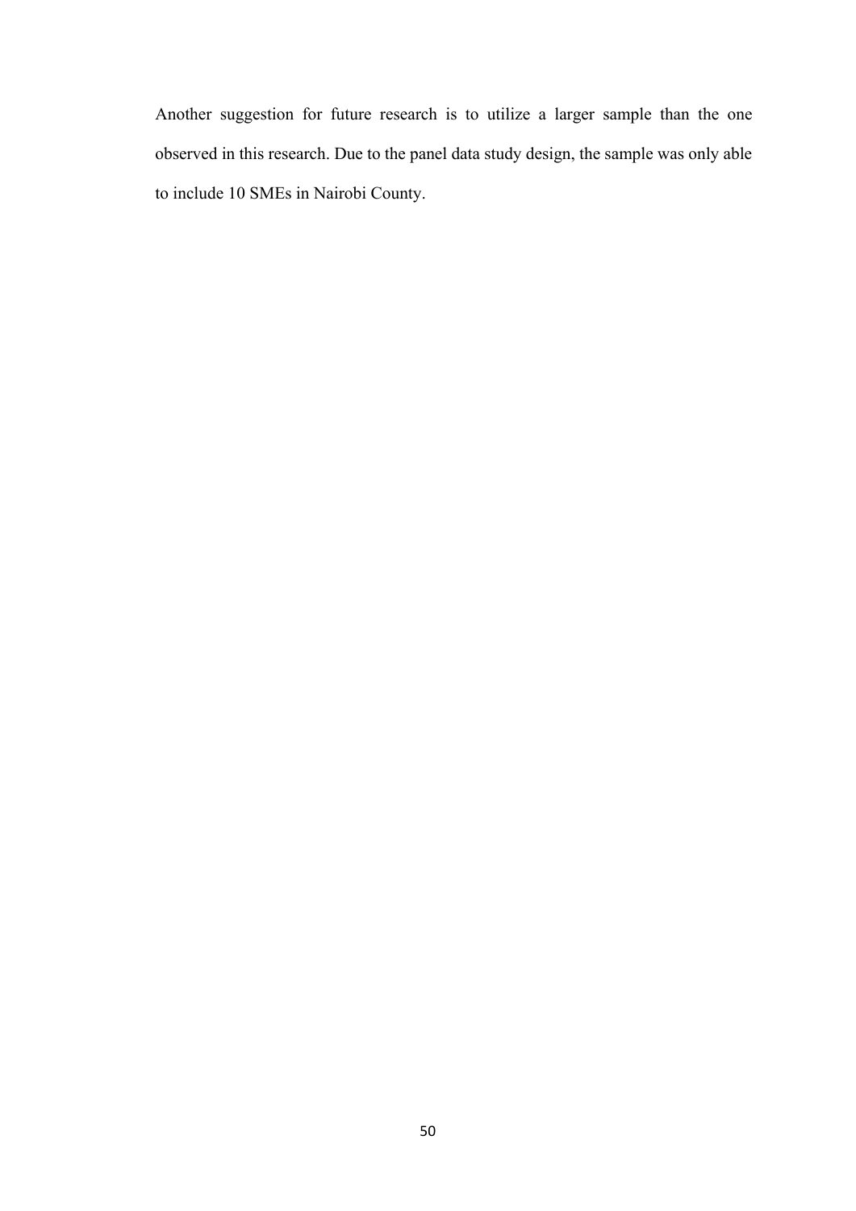Another suggestion for future research is to utilize a larger sample than the one observed in this research. Due to the panel data study design, the sample was only able to include 10 SMEs in Nairobi County.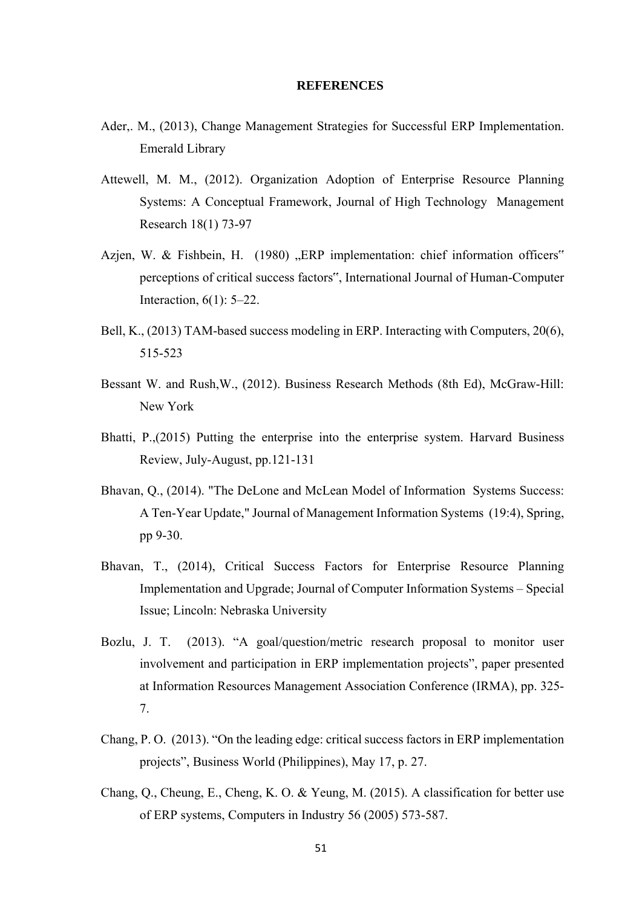**REFERENCES**

Ader,. M., (2013), Change Management Strategies for Successful ERP Implementation. Emerald Library

Attewell, M. M., (2012). Organization Adoption of Enterprise Resource Planning Systems: A Conceptual Framework, Journal of High Technology Management Research 18(1) 73-97

Azjen, W. & Fishbein, H. (1980) „ERP implementation: chief information officers" perceptions of critical success factors", International Journal of Human-Computer Interaction, 6(1): 5–22.

Bell, K., (2013) TAM-based success modeling in ERP. Interacting with Computers, 20(6), 515-523

Bessant W. and Rush,W., (2012). Business Research Methods (8th Ed), McGraw-Hill: New York

Bhatti, P.,(2015) Putting the enterprise into the enterprise system. Harvard Business Review, July-August, pp.121-131

Bhavan, Q., (2014). "The DeLone and McLean Model of Information Systems Success: A Ten-Year Update," Journal of Management Information Systems (19:4), Spring, pp 9-30.

Bhavan, T., (2014), Critical Success Factors for Enterprise Resource Planning Implementation and Upgrade; Journal of Computer Information Systems – Special Issue; Lincoln: Nebraska University

Bozlu, J. T. (2013). "A goal/question/metric research proposal to monitor user involvement and participation in ERP implementation projects", paper presented at Information Resources Management Association Conference (IRMA), pp. 325-7.

Chang, P. O. (2013). "On the leading edge: critical success factors in ERP implementation projects", Business World (Philippines), May 17, p. 27.

Chang, Q., Cheung, E., Cheng, K. O. & Yeung, M. (2015). A classification for better use of ERP systems, Computers in Industry 56 (2005) 573-587.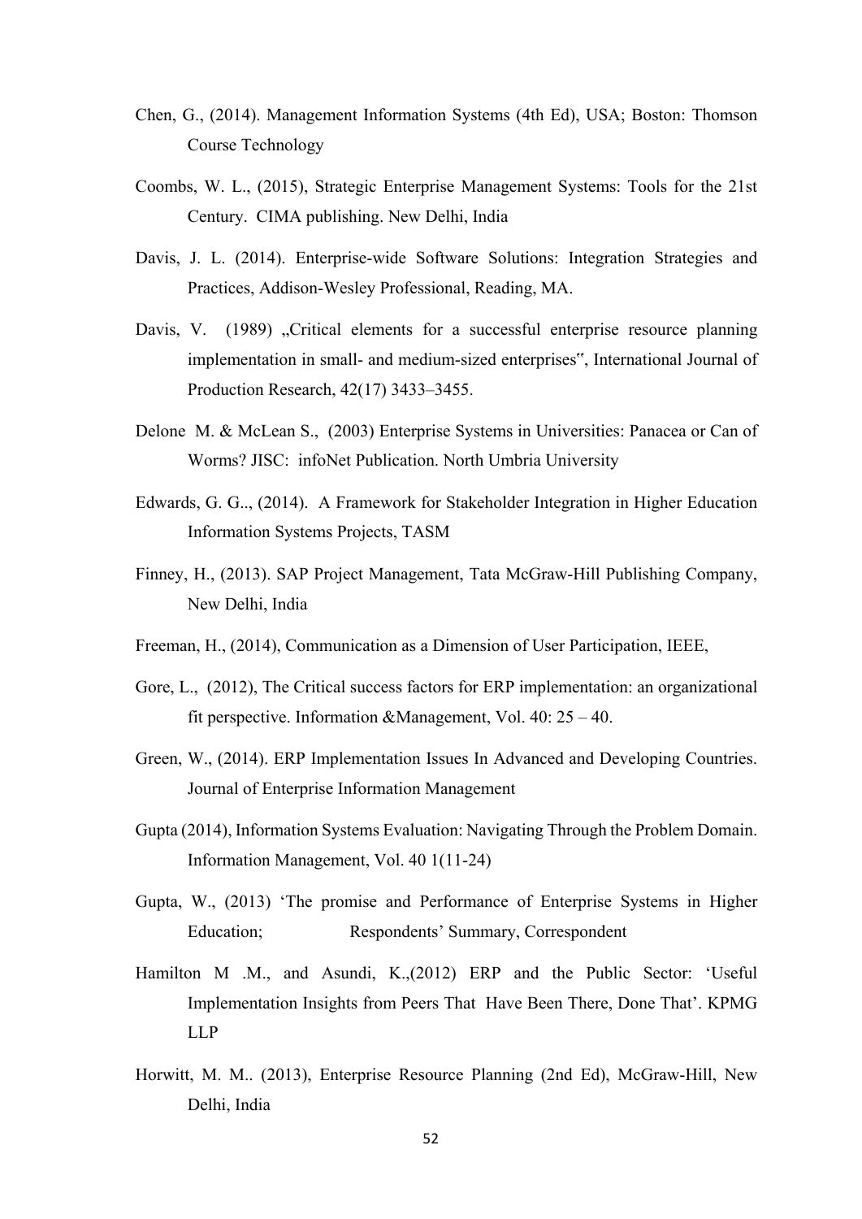Chen, G., (2014). Management Information Systems (4th Ed), USA; Boston: Thomson Course Technology

Coombs, W. L., (2015), Strategic Enterprise Management Systems: Tools for the 21st Century. CIMA publishing. New Delhi, India

Davis, J. L. (2014). Enterprise-wide Software Solutions: Integration Strategies and Practices, Addison-Wesley Professional, Reading, MA.

Davis, V. (1989) „Critical elements for a successful enterprise resource planning implementation in small- and medium-sized enterprises", International Journal of Production Research, 42(17) 3433–3455.

Delone M. & McLean S., (2003) Enterprise Systems in Universities: Panacea or Can of Worms? JISC: infoNet Publication. North Umbria University

Edwards, G. G.., (2014). A Framework for Stakeholder Integration in Higher Education Information Systems Projects, TASM

Finney, H., (2013). SAP Project Management, Tata McGraw-Hill Publishing Company, New Delhi, India

Freeman, H., (2014), Communication as a Dimension of User Participation, IEEE,

Gore, L., (2012), The Critical success factors for ERP implementation: an organizational fit perspective. Information &Management, Vol. 40: 25 – 40.

Green, W., (2014). ERP Implementation Issues In Advanced and Developing Countries. Journal of Enterprise Information Management

Gupta (2014), Information Systems Evaluation: Navigating Through the Problem Domain. Information Management, Vol. 40 1(11-24)

Gupta, W., (2013) 'The promise and Performance of Enterprise Systems in Higher Education; Respondents' Summary, Correspondent

Hamilton M .M., and Asundi, K.,(2012) ERP and the Public Sector: 'Useful Implementation Insights from Peers That Have Been There, Done That'. KPMG LLP

Horwitt, M. M.. (2013), Enterprise Resource Planning (2nd Ed), McGraw-Hill, New Delhi, India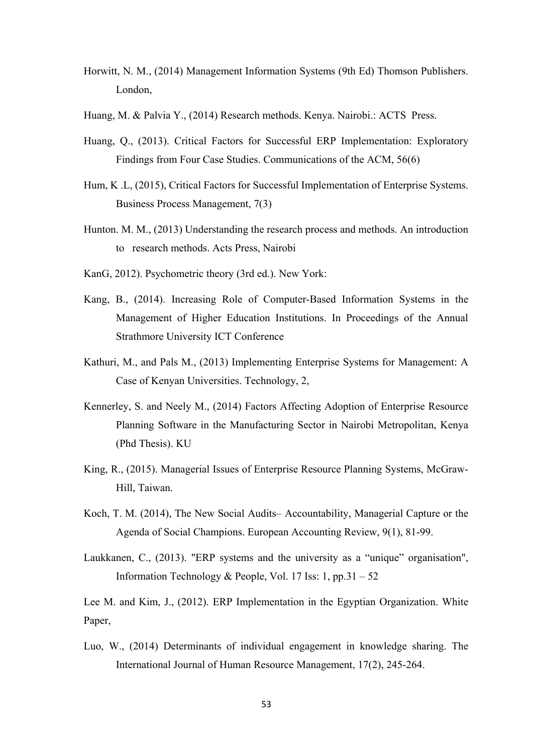Horwitt, N. M., (2014) Management Information Systems (9th Ed) Thomson Publishers. London,

Huang, M. & Palvia Y., (2014) Research methods. Kenya. Nairobi.: ACTS Press.

Huang, Q., (2013). Critical Factors for Successful ERP Implementation: Exploratory Findings from Four Case Studies. Communications of the ACM, 56(6)

Hum, K .L, (2015), Critical Factors for Successful Implementation of Enterprise Systems. Business Process Management, 7(3)

Hunton. M. M., (2013) Understanding the research process and methods. An introduction to research methods. Acts Press, Nairobi

KanG, 2012). Psychometric theory (3rd ed.). New York:

Kang, B., (2014). Increasing Role of Computer-Based Information Systems in the Management of Higher Education Institutions. In Proceedings of the Annual Strathmore University ICT Conference

Kathuri, M., and Pals M., (2013) Implementing Enterprise Systems for Management: A Case of Kenyan Universities. Technology, 2,

Kennerley, S. and Neely M., (2014) Factors Affecting Adoption of Enterprise Resource Planning Software in the Manufacturing Sector in Nairobi Metropolitan, Kenya (Phd Thesis). KU

King, R., (2015). Managerial Issues of Enterprise Resource Planning Systems, McGraw-Hill, Taiwan.

Koch, T. M. (2014), The New Social Audits– Accountability, Managerial Capture or the Agenda of Social Champions. European Accounting Review, 9(1), 81-99.

Laukkanen, C., (2013). "ERP systems and the university as a “unique” organisation", Information Technology & People, Vol. 17 Iss: 1, pp.31 – 52

Lee M. and Kim, J., (2012). ERP Implementation in the Egyptian Organization. White Paper,

Luo, W., (2014) Determinants of individual engagement in knowledge sharing. The International Journal of Human Resource Management, 17(2), 245-264.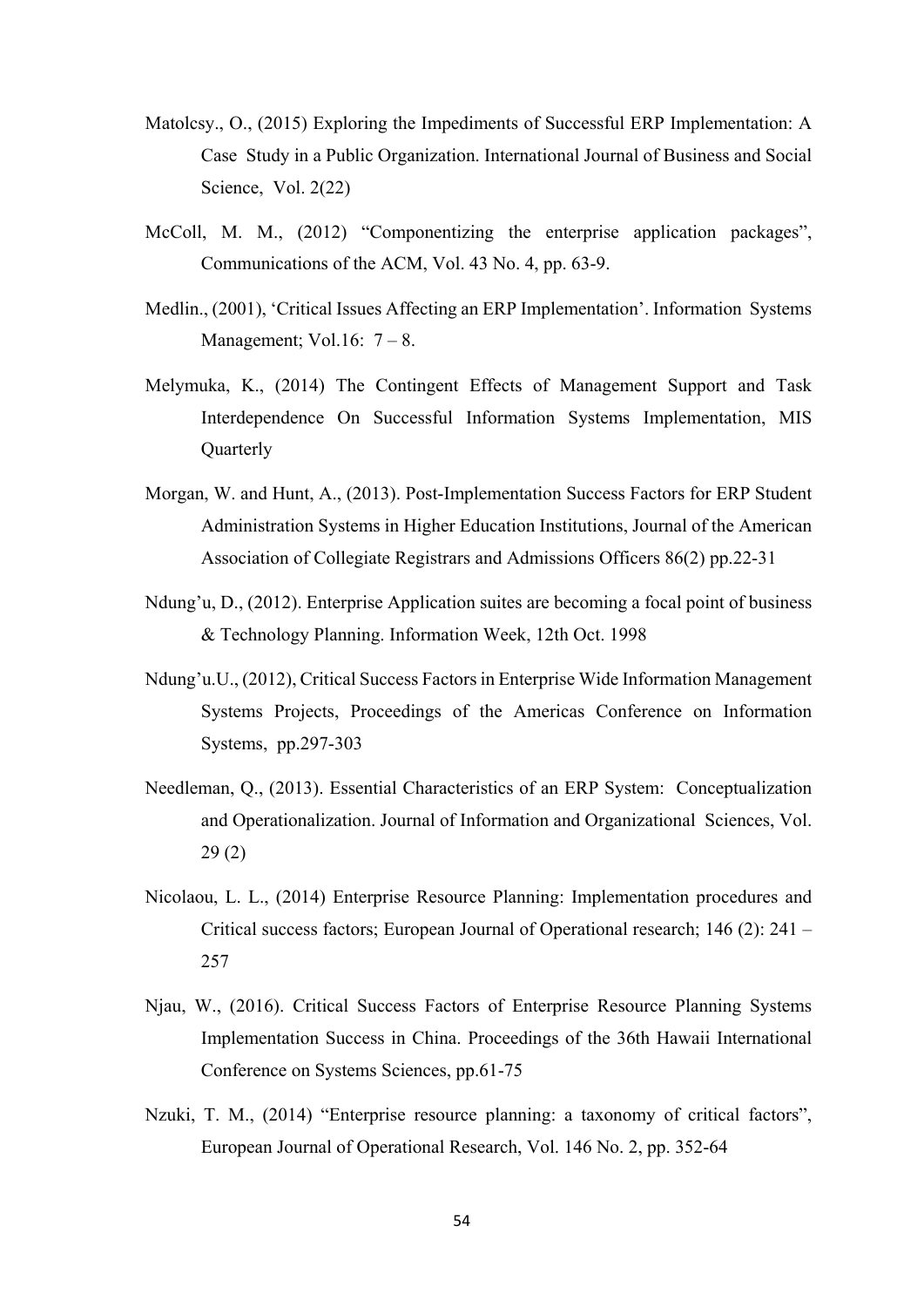Matolcsy., O., (2015) Exploring the Impediments of Successful ERP Implementation: A Case Study in a Public Organization. International Journal of Business and Social Science, Vol. 2(22)

McColl, M. M., (2012) "Componentizing the enterprise application packages", Communications of the ACM, Vol. 43 No. 4, pp. 63-9.

Medlin., (2001), 'Critical Issues Affecting an ERP Implementation'. Information Systems Management; Vol.16: 7 – 8.

Melymuka, K., (2014) The Contingent Effects of Management Support and Task Interdependence On Successful Information Systems Implementation, MIS Quarterly

Morgan, W. and Hunt, A., (2013). Post-Implementation Success Factors for ERP Student Administration Systems in Higher Education Institutions, Journal of the American Association of Collegiate Registrars and Admissions Officers 86(2) pp.22-31

Ndung'u, D., (2012). Enterprise Application suites are becoming a focal point of business & Technology Planning. Information Week, 12th Oct. 1998

Ndung'u.U., (2012), Critical Success Factors in Enterprise Wide Information Management Systems Projects, Proceedings of the Americas Conference on Information Systems, pp.297-303

Needleman, Q., (2013). Essential Characteristics of an ERP System: Conceptualization and Operationalization. Journal of Information and Organizational Sciences, Vol. 29 (2)

Nicolaou, L. L., (2014) Enterprise Resource Planning: Implementation procedures and Critical success factors; European Journal of Operational research; 146 (2): 241 – 257

Njau, W., (2016). Critical Success Factors of Enterprise Resource Planning Systems Implementation Success in China. Proceedings of the 36th Hawaii International Conference on Systems Sciences, pp.61-75

Nzuki, T. M., (2014) "Enterprise resource planning: a taxonomy of critical factors", European Journal of Operational Research, Vol. 146 No. 2, pp. 352-64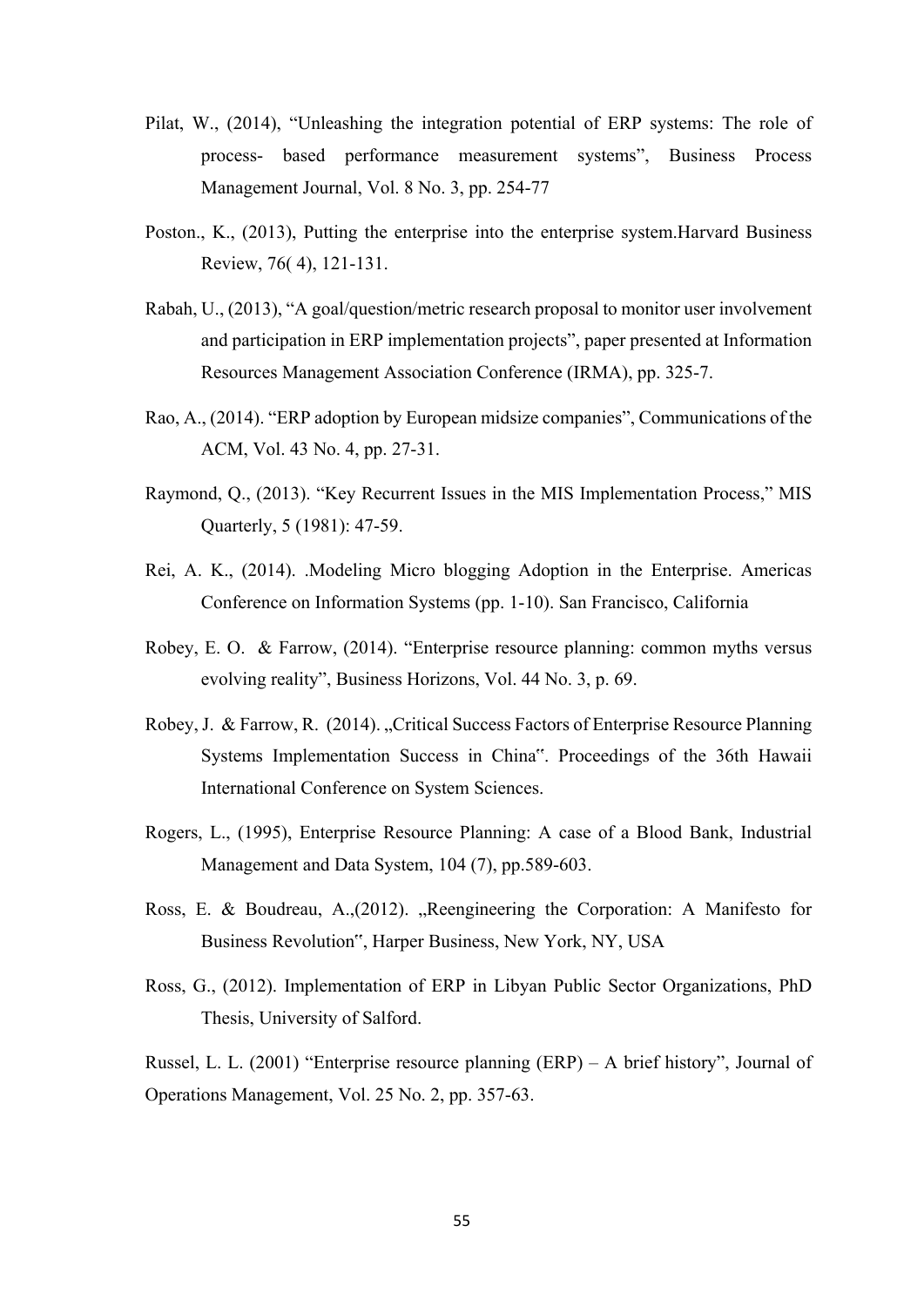Pilat, W., (2014), “Unleashing the integration potential of ERP systems: The role of process- based performance measurement systems”, Business Process Management Journal, Vol. 8 No. 3, pp. 254-77

Poston., K., (2013), Putting the enterprise into the enterprise system.Harvard Business Review, 76( 4), 121-131.

Rabah, U., (2013), “A goal/question/metric research proposal to monitor user involvement and participation in ERP implementation projects”, paper presented at Information Resources Management Association Conference (IRMA), pp. 325-7.

Rao, A., (2014). “ERP adoption by European midsize companies”, Communications of the ACM, Vol. 43 No. 4, pp. 27-31.

Raymond, Q., (2013). “Key Recurrent Issues in the MIS Implementation Process,” MIS Quarterly, 5 (1981): 47-59.

Rei, A. K., (2014). .Modeling Micro blogging Adoption in the Enterprise. Americas Conference on Information Systems (pp. 1-10). San Francisco, California

Robey, E. O. & Farrow, (2014). “Enterprise resource planning: common myths versus evolving reality”, Business Horizons, Vol. 44 No. 3, p. 69.

Robey, J. & Farrow, R. (2014). „Critical Success Factors of Enterprise Resource Planning Systems Implementation Success in China‟. Proceedings of the 36th Hawaii International Conference on System Sciences.

Rogers, L., (1995), Enterprise Resource Planning: A case of a Blood Bank, Industrial Management and Data System, 104 (7), pp.589-603.

Ross, E. & Boudreau, A.,(2012). „Reengineering the Corporation: A Manifesto for Business Revolution‟, Harper Business, New York, NY, USA

Ross, G., (2012). Implementation of ERP in Libyan Public Sector Organizations, PhD Thesis, University of Salford.

Russel, L. L. (2001) “Enterprise resource planning (ERP) – A brief history”, Journal of Operations Management, Vol. 25 No. 2, pp. 357-63.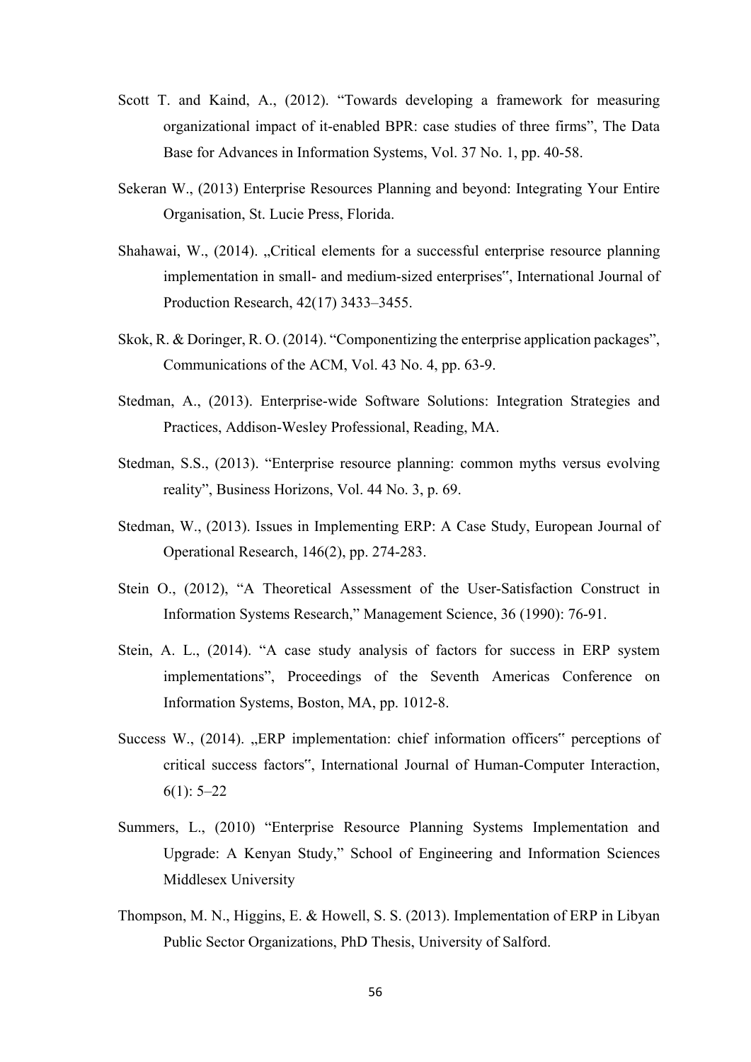Scott T. and Kaind, A., (2012). “Towards developing a framework for measuring organizational impact of it-enabled BPR: case studies of three firms”, The Data Base for Advances in Information Systems, Vol. 37 No. 1, pp. 40-58.

Sekeran W., (2013) Enterprise Resources Planning and beyond: Integrating Your Entire Organisation, St. Lucie Press, Florida.

Shahawai, W., (2014). „Critical elements for a successful enterprise resource planning implementation in small- and medium-sized enterprises‟, International Journal of Production Research, 42(17) 3433–3455.

Skok, R. & Doringer, R. O. (2014). “Componentizing the enterprise application packages”, Communications of the ACM, Vol. 43 No. 4, pp. 63-9.

Stedman, A., (2013). Enterprise-wide Software Solutions: Integration Strategies and Practices, Addison-Wesley Professional, Reading, MA.

Stedman, S.S., (2013). “Enterprise resource planning: common myths versus evolving reality”, Business Horizons, Vol. 44 No. 3, p. 69.

Stedman, W., (2013). Issues in Implementing ERP: A Case Study, European Journal of Operational Research, 146(2), pp. 274-283.

Stein O., (2012), “A Theoretical Assessment of the User-Satisfaction Construct in Information Systems Research,” Management Science, 36 (1990): 76-91.

Stein, A. L., (2014). “A case study analysis of factors for success in ERP system implementations”, Proceedings of the Seventh Americas Conference on Information Systems, Boston, MA, pp. 1012-8.

Success W., (2014). „ERP implementation: chief information officers‟ perceptions of critical success factors‟, International Journal of Human-Computer Interaction, 6(1): 5–22

Summers, L., (2010) “Enterprise Resource Planning Systems Implementation and Upgrade: A Kenyan Study,” School of Engineering and Information Sciences Middlesex University

Thompson, M. N., Higgins, E. & Howell, S. S. (2013). Implementation of ERP in Libyan Public Sector Organizations, PhD Thesis, University of Salford.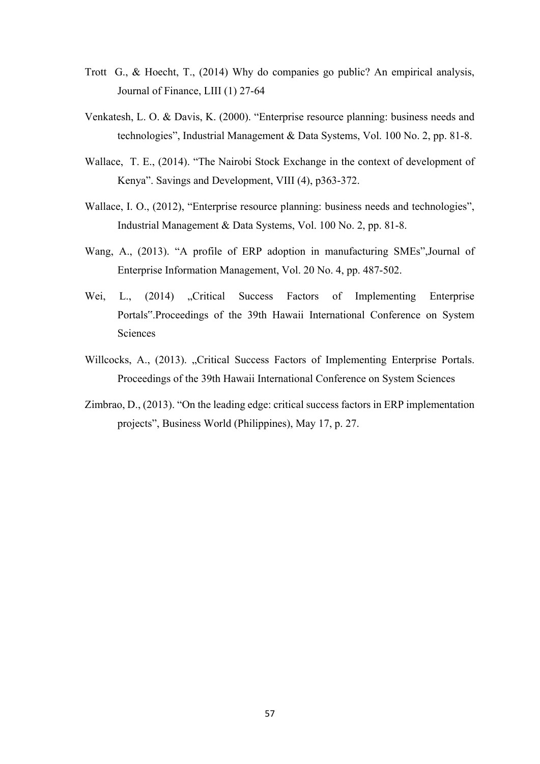Trott G., & Hoecht, T., (2014) Why do companies go public? An empirical analysis, Journal of Finance, LIII (1) 27-64

Venkatesh, L. O. & Davis, K. (2000). "Enterprise resource planning: business needs and technologies", Industrial Management & Data Systems, Vol. 100 No. 2, pp. 81-8.

Wallace, T. E., (2014). "The Nairobi Stock Exchange in the context of development of Kenya". Savings and Development, VIII (4), p363-372.

Wallace, I. O., (2012), "Enterprise resource planning: business needs and technologies", Industrial Management & Data Systems, Vol. 100 No. 2, pp. 81-8.

Wang, A., (2013). "A profile of ERP adoption in manufacturing SMEs",Journal of Enterprise Information Management, Vol. 20 No. 4, pp. 487-502.

Wei, L., (2014) „Critical Success Factors of Implementing Enterprise Portals‟.Proceedings of the 39th Hawaii International Conference on System Sciences

Willcocks, A., (2013). „Critical Success Factors of Implementing Enterprise Portals. Proceedings of the 39th Hawaii International Conference on System Sciences

Zimbrao, D., (2013). "On the leading edge: critical success factors in ERP implementation projects", Business World (Philippines), May 17, p. 27.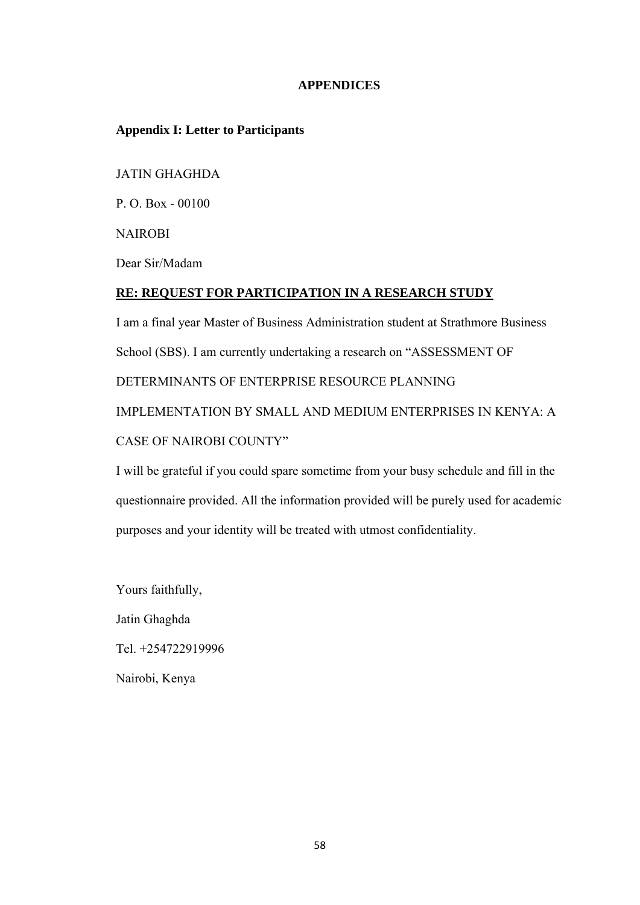# APPENDICES

## Appendix I: Letter to Participants

JATIN GHAGHDA

P. O. Box - 00100

NAIROBI

Dear Sir/Madam

**RE: REQUEST FOR PARTICIPATION IN A RESEARCH STUDY**

I am a final year Master of Business Administration student at Strathmore Business School (SBS). I am currently undertaking a research on "ASSESSMENT OF DETERMINANTS OF ENTERPRISE RESOURCE PLANNING IMPLEMENTATION BY SMALL AND MEDIUM ENTERPRISES IN KENYA: A CASE OF NAIROBI COUNTY"

I will be grateful if you could spare sometime from your busy schedule and fill in the questionnaire provided. All the information provided will be purely used for academic purposes and your identity will be treated with utmost confidentiality.

Yours faithfully,

Jatin Ghaghda

Tel. +254722919996

Nairobi, Kenya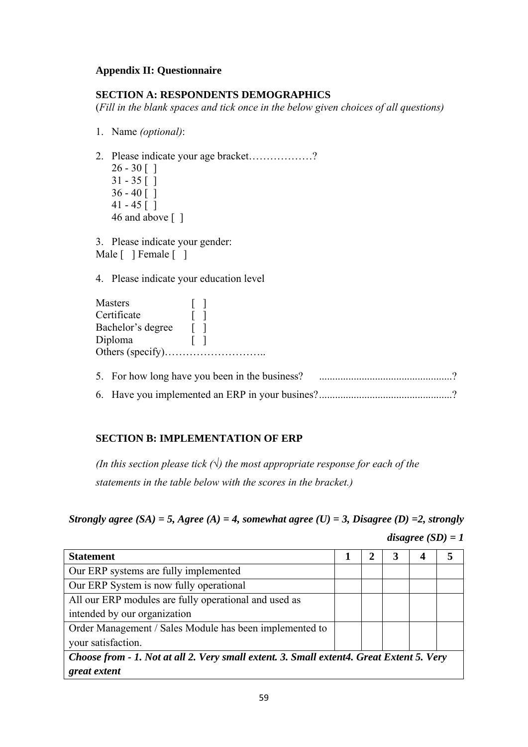**Appendix II: Questionnaire**

**SECTION A: RESPONDENTS DEMOGRAPHICS**

(*Fill in the blank spaces and tick once in the below given choices of all questions)*

1. Name *(optional)*:

2. Please indicate your age bracket………………?
   26 - 30 [ ]
   31 - 35 [ ]
   36 - 40 [ ]
   41 - 45 [ ]
   46 and above [ ]

3. Please indicate your gender:
Male [ ] Female [ ]

4. Please indicate your education level

Masters [ ]
Certificate [ ]
Bachelor's degree [ ]
Diploma [ ]
Others (specify)………………………..

5. For how long have you been in the business? .................................................?

6. Have you implemented an ERP in your busines?.................................................?

**SECTION B: IMPLEMENTATION OF ERP**

*(In this section please tick (√) the most appropriate response for each of the statements in the table below with the scores in the bracket.)*

***Strongly agree (SA) = 5, Agree (A) = 4, somewhat agree (U) = 3, Disagree (D) =2, strongly disagree (SD) = 1***

| Statement | 1 | 2 | 3 | 4 | 5 |
|---|---|---|---|---|---|
| Our ERP systems are fully implemented | | | | | |
| Our ERP System is now fully operational | | | | | |
| All our ERP modules are fully operational and used as intended by our organization | | | | | |
| Order Management / Sales Module has been implemented to your satisfaction. | | | | | |
| ***Choose from - 1. Not at all 2. Very small extent. 3. Small extent4. Great Extent 5. Very great extent*** | | | | | |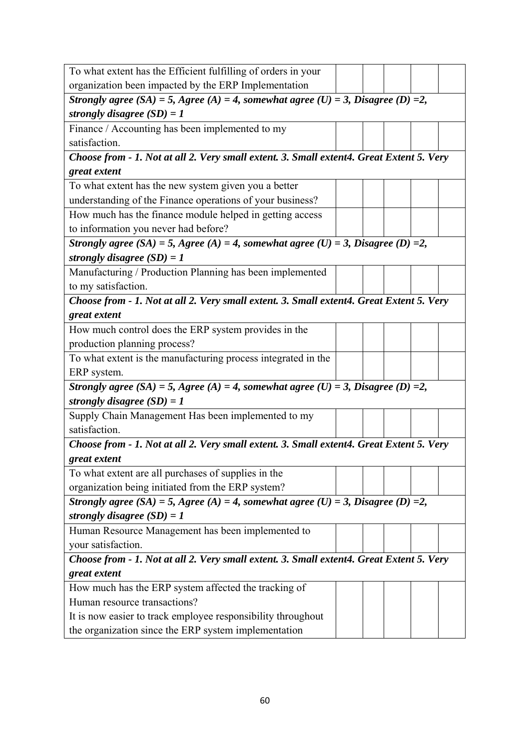| | | | | | |
|---|---|---|---|---|---|
| To what extent has the Efficient fulfilling of orders in your organization been impacted by the ERP Implementation | | | | | |
| ***Strongly agree (SA) = 5, Agree (A) = 4, somewhat agree (U) = 3, Disagree (D) =2, strongly disagree (SD) = 1*** | | | | | |
| Finance / Accounting has been implemented to my satisfaction. | | | | | |
| ***Choose from - 1. Not at all 2. Very small extent. 3. Small extent4. Great Extent 5. Very great extent*** | | | | | |
| To what extent has the new system given you a better understanding of the Finance operations of your business? | | | | | |
| How much has the finance module helped in getting access to information you never had before? | | | | | |
| ***Strongly agree (SA) = 5, Agree (A) = 4, somewhat agree (U) = 3, Disagree (D) =2, strongly disagree (SD) = 1*** | | | | | |
| Manufacturing / Production Planning has been implemented to my satisfaction. | | | | | |
| ***Choose from - 1. Not at all 2. Very small extent. 3. Small extent4. Great Extent 5. Very great extent*** | | | | | |
| How much control does the ERP system provides in the production planning process? | | | | | |
| To what extent is the manufacturing process integrated in the ERP system. | | | | | |
| ***Strongly agree (SA) = 5, Agree (A) = 4, somewhat agree (U) = 3, Disagree (D) =2, strongly disagree (SD) = 1*** | | | | | |
| Supply Chain Management Has been implemented to my satisfaction. | | | | | |
| ***Choose from - 1. Not at all 2. Very small extent. 3. Small extent4. Great Extent 5. Very great extent*** | | | | | |
| To what extent are all purchases of supplies in the organization being initiated from the ERP system? | | | | | |
| ***Strongly agree (SA) = 5, Agree (A) = 4, somewhat agree (U) = 3, Disagree (D) =2, strongly disagree (SD) = 1*** | | | | | |
| Human Resource Management has been implemented to your satisfaction. | | | | | |
| ***Choose from - 1. Not at all 2. Very small extent. 3. Small extent4. Great Extent 5. Very great extent*** | | | | | |
| How much has the ERP system affected the tracking of Human resource transactions? | | | | | |
| It is now easier to track employee responsibility throughout the organization since the ERP system implementation | | | | | |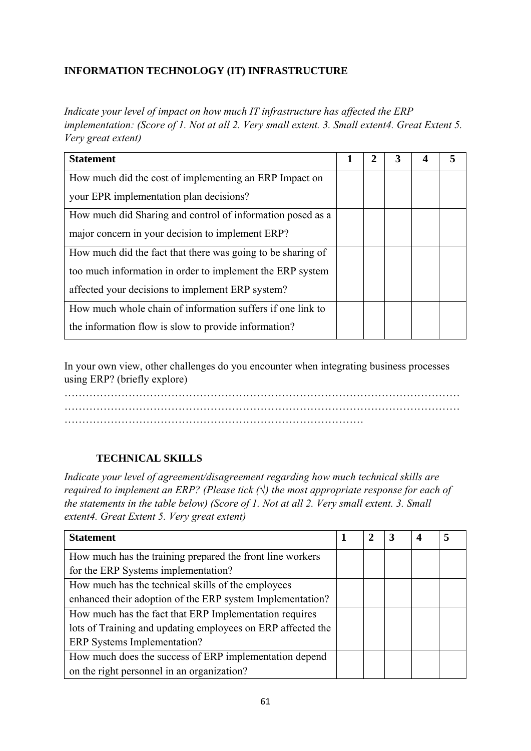**INFORMATION TECHNOLOGY (IT) INFRASTRUCTURE**

*Indicate your level of impact on how much IT infrastructure has affected the ERP implementation: (Score of 1. Not at all 2. Very small extent. 3. Small extent4. Great Extent 5. Very great extent)*

| Statement | 1 | 2 | 3 | 4 | 5 |
|---|---|---|---|---|---|
| How much did the cost of implementing an ERP Impact on your EPR implementation plan decisions? | | | | | |
| How much did Sharing and control of information posed as a major concern in your decision to implement ERP? | | | | | |
| How much did the fact that there was going to be sharing of too much information in order to implement the ERP system affected your decisions to implement ERP system? | | | | | |
| How much whole chain of information suffers if one link to the information flow is slow to provide information? | | | | | |

In your own view, other challenges do you encounter when integrating business processes using ERP? (briefly explore)

…………………………………………………………………………………………………
…………………………………………………………………………………………………
…………………………………………………………………………

**TECHNICAL SKILLS**

*Indicate your level of agreement/disagreement regarding how much technical skills are required to implement an ERP? (Please tick (√) the most appropriate response for each of the statements in the table below) (Score of 1. Not at all 2. Very small extent. 3. Small extent4. Great Extent 5. Very great extent)*

| Statement | 1 | 2 | 3 | 4 | 5 |
|---|---|---|---|---|---|
| How much has the training prepared the front line workers for the ERP Systems implementation? | | | | | |
| How much has the technical skills of the employees enhanced their adoption of the ERP system Implementation? | | | | | |
| How much has the fact that ERP Implementation requires lots of Training and updating employees on ERP affected the ERP Systems Implementation? | | | | | |
| How much does the success of ERP implementation depend on the right personnel in an organization? | | | | | |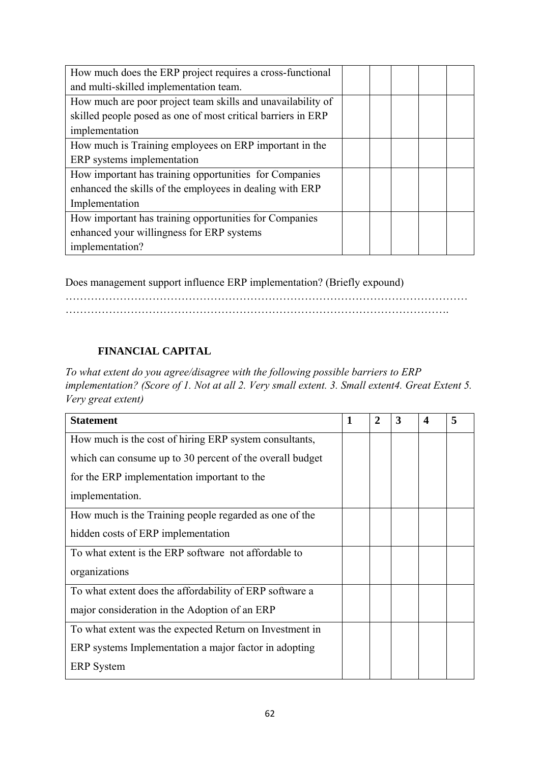| | | | | | |
|---|---|---|---|---|---|
| How much does the ERP project requires a cross-functional and multi-skilled implementation team. | | | | | |
| How much are poor project team skills and unavailability of skilled people posed as one of most critical barriers in ERP implementation | | | | | |
| How much is Training employees on ERP important in the ERP systems implementation | | | | | |
| How important has training opportunities for Companies enhanced the skills of the employees in dealing with ERP Implementation | | | | | |
| How important has training opportunities for Companies enhanced your willingness for ERP systems implementation? | | | | | |

Does management support influence ERP implementation? (Briefly expound)

…………………………………………………………………………………………………
………………………………………………………………………………………….

**FINANCIAL CAPITAL**

*To what extent do you agree/disagree with the following possible barriers to ERP implementation? (Score of 1. Not at all 2. Very small extent. 3. Small extent4. Great Extent 5. Very great extent)*

| **Statement** | **1** | **2** | **3** | **4** | **5** |
|---|---|---|---|---|---|
| How much is the cost of hiring ERP system consultants, which can consume up to 30 percent of the overall budget for the ERP implementation important to the implementation. | | | | | |
| How much is the Training people regarded as one of the hidden costs of ERP implementation | | | | | |
| To what extent is the ERP software not affordable to organizations | | | | | |
| To what extent does the affordability of ERP software a major consideration in the Adoption of an ERP | | | | | |
| To what extent was the expected Return on Investment in ERP systems Implementation a major factor in adopting ERP System | | | | | |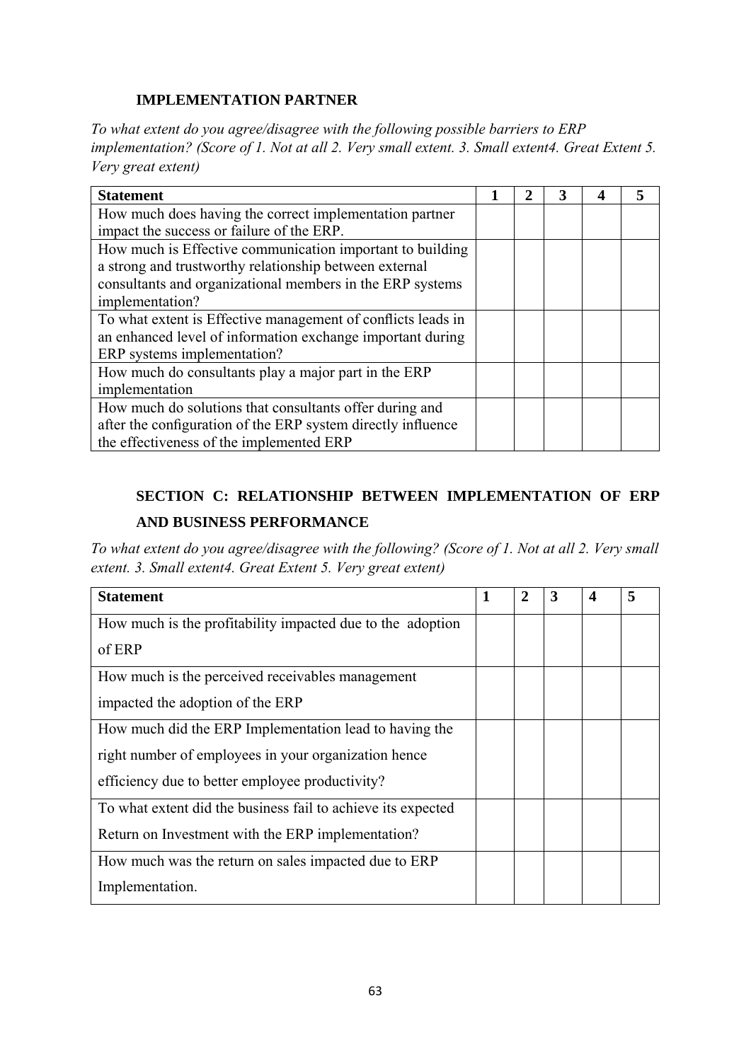### IMPLEMENTATION PARTNER

*To what extent do you agree/disagree with the following possible barriers to ERP implementation? (Score of 1. Not at all 2. Very small extent. 3. Small extent4. Great Extent 5. Very great extent)*

| Statement | 1 | 2 | 3 | 4 | 5 |
|---|---|---|---|---|---|
| How much does having the correct implementation partner impact the success or failure of the ERP. | | | | | |
| How much is Effective communication important to building a strong and trustworthy relationship between external consultants and organizational members in the ERP systems implementation? | | | | | |
| To what extent is Effective management of conflicts leads in an enhanced level of information exchange important during ERP systems implementation? | | | | | |
| How much do consultants play a major part in the ERP implementation | | | | | |
| How much do solutions that consultants offer during and after the configuration of the ERP system directly influence the effectiveness of the implemented ERP | | | | | |

### SECTION C: RELATIONSHIP BETWEEN IMPLEMENTATION OF ERP AND BUSINESS PERFORMANCE

*To what extent do you agree/disagree with the following? (Score of 1. Not at all 2. Very small extent. 3. Small extent4. Great Extent 5. Very great extent)*

| Statement | 1 | 2 | 3 | 4 | 5 |
|---|---|---|---|---|---|
| How much is the profitability impacted due to the adoption of ERP | | | | | |
| How much is the perceived receivables management impacted the adoption of the ERP | | | | | |
| How much did the ERP Implementation lead to having the right number of employees in your organization hence efficiency due to better employee productivity? | | | | | |
| To what extent did the business fail to achieve its expected Return on Investment with the ERP implementation? | | | | | |
| How much was the return on sales impacted due to ERP Implementation. | | | | | |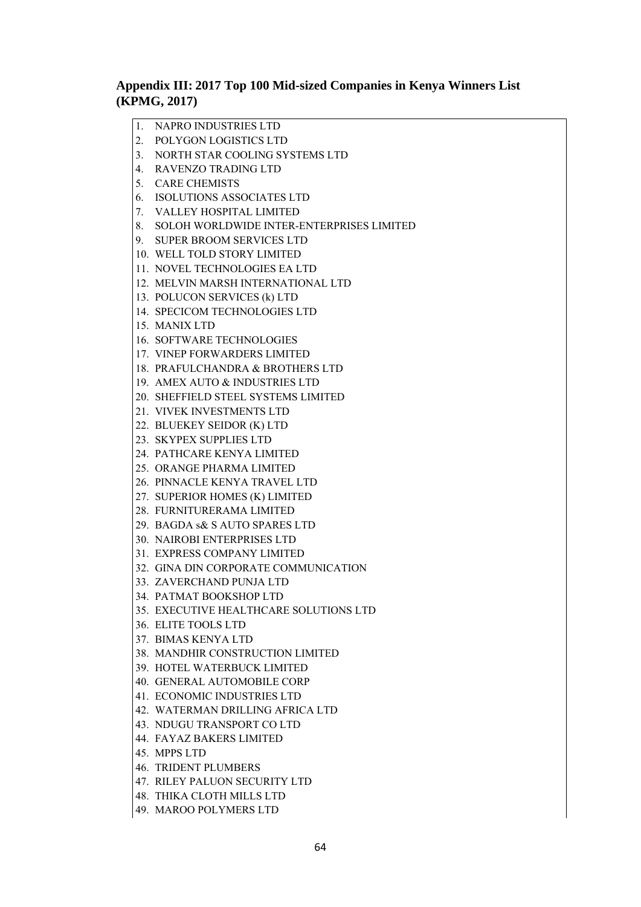## Appendix III: 2017 Top 100 Mid-sized Companies in Kenya Winners List (KPMG, 2017)

1. NAPRO INDUSTRIES LTD
2. POLYGON LOGISTICS LTD
3. NORTH STAR COOLING SYSTEMS LTD
4. RAVENZO TRADING LTD
5. CARE CHEMISTS
6. ISOLUTIONS ASSOCIATES LTD
7. VALLEY HOSPITAL LIMITED
8. SOLOH WORLDWIDE INTER-ENTERPRISES LIMITED
9. SUPER BROOM SERVICES LTD
10. WELL TOLD STORY LIMITED
11. NOVEL TECHNOLOGIES EA LTD
12. MELVIN MARSH INTERNATIONAL LTD
13. POLUCON SERVICES (k) LTD
14. SPECICOM TECHNOLOGIES LTD
15. MANIX LTD
16. SOFTWARE TECHNOLOGIES
17. VINEP FORWARDERS LIMITED
18. PRAFULCHANDRA & BROTHERS LTD
19. AMEX AUTO & INDUSTRIES LTD
20. SHEFFIELD STEEL SYSTEMS LIMITED
21. VIVEK INVESTMENTS LTD
22. BLUEKEY SEIDOR (K) LTD
23. SKYPEX SUPPLIES LTD
24. PATHCARE KENYA LIMITED
25. ORANGE PHARMA LIMITED
26. PINNACLE KENYA TRAVEL LTD
27. SUPERIOR HOMES (K) LIMITED
28. FURNITURERAMA LIMITED
29. BAGDA s& S AUTO SPARES LTD
30. NAIROBI ENTERPRISES LTD
31. EXPRESS COMPANY LIMITED
32. GINA DIN CORPORATE COMMUNICATION
33. ZAVERCHAND PUNJA LTD
34. PATMAT BOOKSHOP LTD
35. EXECUTIVE HEALTHCARE SOLUTIONS LTD
36. ELITE TOOLS LTD
37. BIMAS KENYA LTD
38. MANDHIR CONSTRUCTION LIMITED
39. HOTEL WATERBUCK LIMITED
40. GENERAL AUTOMOBILE CORP
41. ECONOMIC INDUSTRIES LTD
42. WATERMAN DRILLING AFRICA LTD
43. NDUGU TRANSPORT CO LTD
44. FAYAZ BAKERS LIMITED
45. MPPS LTD
46. TRIDENT PLUMBERS
47. RILEY PALUON SECURITY LTD
48. THIKA CLOTH MILLS LTD
49. MAROO POLYMERS LTD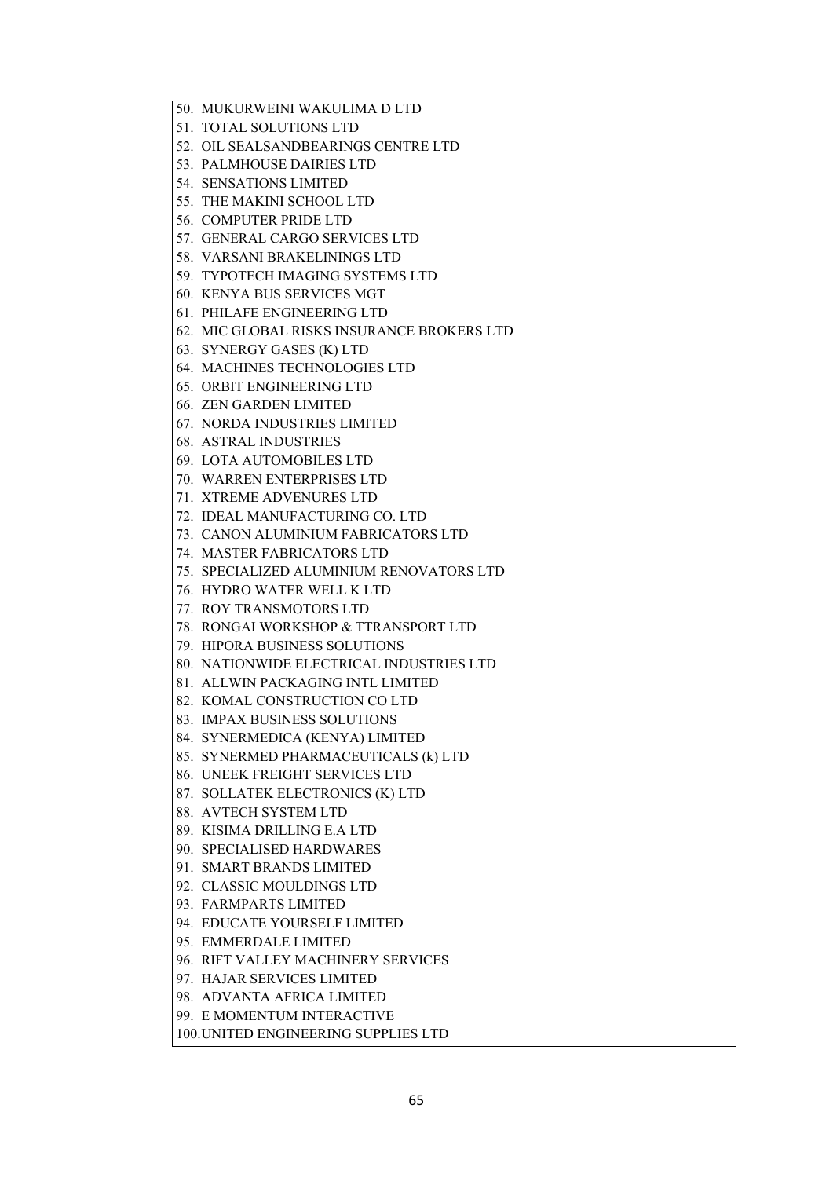50. MUKURWEINI WAKULIMA D LTD
51. TOTAL SOLUTIONS LTD
52. OIL SEALSANDBEARINGS CENTRE LTD
53. PALMHOUSE DAIRIES LTD
54. SENSATIONS LIMITED
55. THE MAKINI SCHOOL LTD
56. COMPUTER PRIDE LTD
57. GENERAL CARGO SERVICES LTD
58. VARSANI BRAKELININGS LTD
59. TYPOTECH IMAGING SYSTEMS LTD
60. KENYA BUS SERVICES MGT
61. PHILAFE ENGINEERING LTD
62. MIC GLOBAL RISKS INSURANCE BROKERS LTD
63. SYNERGY GASES (K) LTD
64. MACHINES TECHNOLOGIES LTD
65. ORBIT ENGINEERING LTD
66. ZEN GARDEN LIMITED
67. NORDA INDUSTRIES LIMITED
68. ASTRAL INDUSTRIES
69. LOTA AUTOMOBILES LTD
70. WARREN ENTERPRISES LTD
71. XTREME ADVENURES LTD
72. IDEAL MANUFACTURING CO. LTD
73. CANON ALUMINIUM FABRICATORS LTD
74. MASTER FABRICATORS LTD
75. SPECIALIZED ALUMINIUM RENOVATORS LTD
76. HYDRO WATER WELL K LTD
77. ROY TRANSMOTORS LTD
78. RONGAI WORKSHOP & TTRANSPORT LTD
79. HIPORA BUSINESS SOLUTIONS
80. NATIONWIDE ELECTRICAL INDUSTRIES LTD
81. ALLWIN PACKAGING INTL LIMITED
82. KOMAL CONSTRUCTION CO LTD
83. IMPAX BUSINESS SOLUTIONS
84. SYNERMEDICA (KENYA) LIMITED
85. SYNERMED PHARMACEUTICALS (k) LTD
86. UNEEK FREIGHT SERVICES LTD
87. SOLLATEK ELECTRONICS (K) LTD
88. AVTECH SYSTEM LTD
89. KISIMA DRILLING E.A LTD
90. SPECIALISED HARDWARES
91. SMART BRANDS LIMITED
92. CLASSIC MOULDINGS LTD
93. FARMPARTS LIMITED
94. EDUCATE YOURSELF LIMITED
95. EMMERDALE LIMITED
96. RIFT VALLEY MACHINERY SERVICES
97. HAJAR SERVICES LIMITED
98. ADVANTA AFRICA LIMITED
99. E MOMENTUM INTERACTIVE
100. UNITED ENGINEERING SUPPLIES LTD